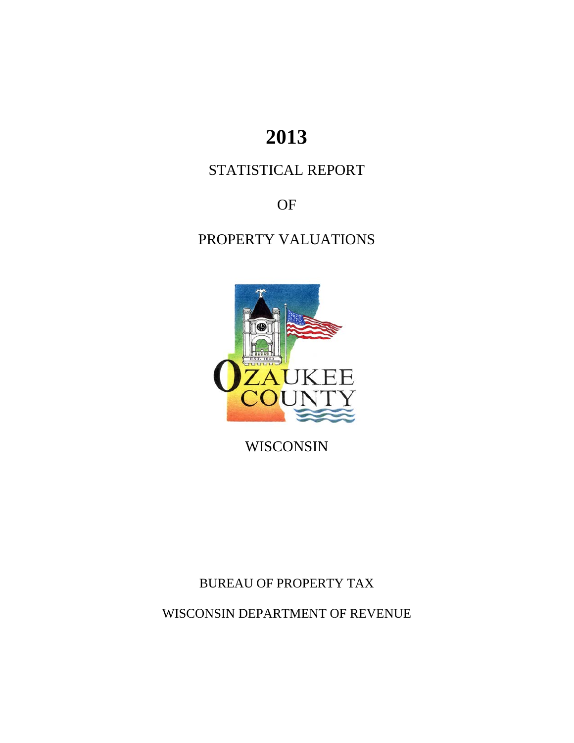# 2013

STATISTICAL REPORT

OF

PROPERTY VALUATIONS

OZAUKEE COUNTY

WISCONSIN

BUREAU OF PROPERTY TAX

WISCONSIN DEPARTMENT OF REVENUE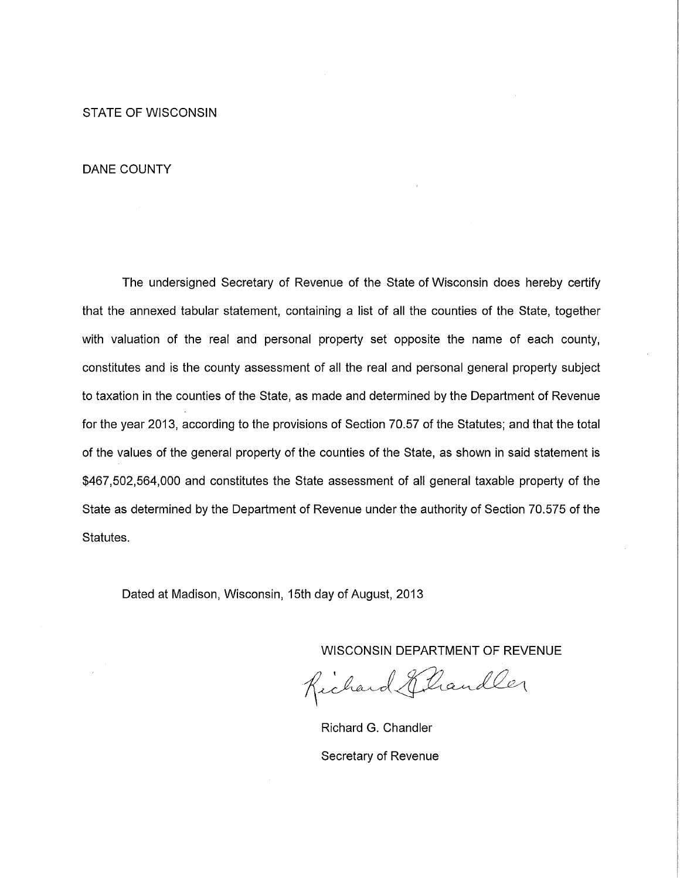STATE OF WISCONSIN

DANE COUNTY

The undersigned Secretary of Revenue of the State of Wisconsin does hereby certify that the annexed tabular statement, containing a list of all the counties of the State, together with valuation of the real and personal property set opposite the name of each county, constitutes and is the county assessment of all the real and personal general property subject to taxation in the counties of the State, as made and determined by the Department of Revenue for the year 2013, according to the provisions of Section 70.57 of the Statutes; and that the total of the values of the general property of the counties of the State, as shown in said statement is $467,502,564,000 and constitutes the State assessment of all general taxable property of the State as determined by the Department of Revenue under the authority of Section 70.575 of the Statutes.

Dated at Madison, Wisconsin, 15th day of August, 2013

WISCONSIN DEPARTMENT OF REVENUE

Richard G. Chandler

Richard G. Chandler

Secretary of Revenue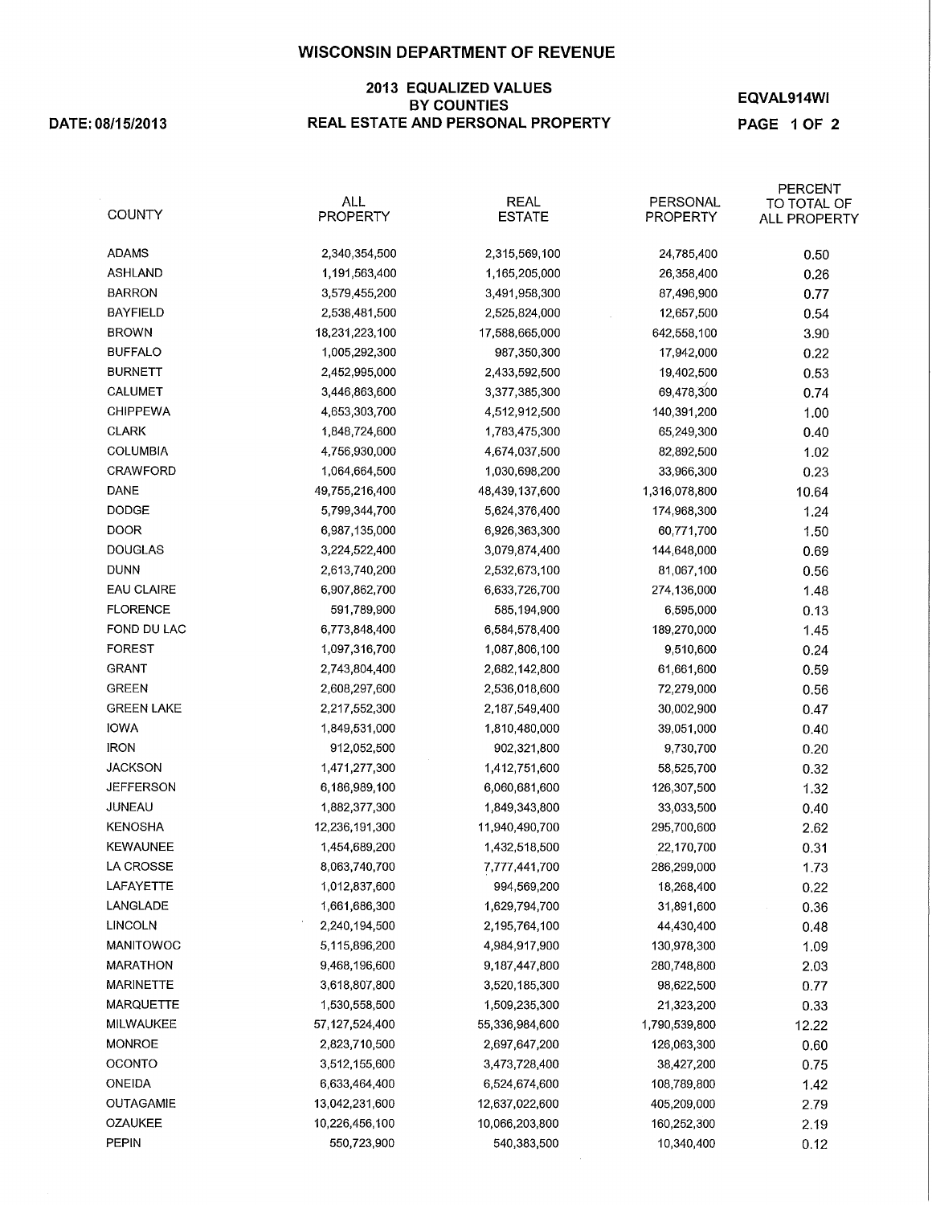# WISCONSIN DEPARTMENT OF REVENUE

## 2013 EQUALIZED VALUES BY COUNTIES REAL ESTATE AND PERSONAL PROPERTY

DATE: 08/15/2013

EQVAL914WI

| COUNTY | ALL PROPERTY | REAL ESTATE | PERSONAL PROPERTY | PERCENT TO TOTAL OF ALL PROPERTY |
|---|---|---|---|---|
| ADAMS | 2,340,354,500 | 2,315,569,100 | 24,785,400 | 0.50 |
| ASHLAND | 1,191,563,400 | 1,165,205,000 | 26,358,400 | 0.26 |
| BARRON | 3,579,455,200 | 3,491,958,300 | 87,496,900 | 0.77 |
| BAYFIELD | 2,538,481,500 | 2,525,824,000 | 12,657,500 | 0.54 |
| BROWN | 18,231,223,100 | 17,588,665,000 | 642,558,100 | 3.90 |
| BUFFALO | 1,005,292,300 | 987,350,300 | 17,942,000 | 0.22 |
| BURNETT | 2,452,995,000 | 2,433,592,500 | 19,402,500 | 0.53 |
| CALUMET | 3,446,863,600 | 3,377,385,300 | 69,478,300 | 0.74 |
| CHIPPEWA | 4,653,303,700 | 4,512,912,500 | 140,391,200 | 1.00 |
| CLARK | 1,848,724,600 | 1,783,475,300 | 65,249,300 | 0.40 |
| COLUMBIA | 4,756,930,000 | 4,674,037,500 | 82,892,500 | 1.02 |
| CRAWFORD | 1,064,664,500 | 1,030,698,200 | 33,966,300 | 0.23 |
| DANE | 49,755,216,400 | 48,439,137,600 | 1,316,078,800 | 10.64 |
| DODGE | 5,799,344,700 | 5,624,376,400 | 174,968,300 | 1.24 |
| DOOR | 6,987,135,000 | 6,926,363,300 | 60,771,700 | 1.50 |
| DOUGLAS | 3,224,522,400 | 3,079,874,400 | 144,648,000 | 0.69 |
| DUNN | 2,613,740,200 | 2,532,673,100 | 81,067,100 | 0.56 |
| EAU CLAIRE | 6,907,862,700 | 6,633,726,700 | 274,136,000 | 1.48 |
| FLORENCE | 591,789,900 | 585,194,900 | 6,595,000 | 0.13 |
| FOND DU LAC | 6,773,848,400 | 6,584,578,400 | 189,270,000 | 1.45 |
| FOREST | 1,097,316,700 | 1,087,806,100 | 9,510,600 | 0.24 |
| GRANT | 2,743,804,400 | 2,682,142,800 | 61,661,600 | 0.59 |
| GREEN | 2,608,297,600 | 2,536,018,600 | 72,279,000 | 0.56 |
| GREEN LAKE | 2,217,552,300 | 2,187,549,400 | 30,002,900 | 0.47 |
| IOWA | 1,849,531,000 | 1,810,480,000 | 39,051,000 | 0.40 |
| IRON | 912,052,500 | 902,321,800 | 9,730,700 | 0.20 |
| JACKSON | 1,471,277,300 | 1,412,751,600 | 58,525,700 | 0.32 |
| JEFFERSON | 6,186,989,100 | 6,060,681,600 | 126,307,500 | 1.32 |
| JUNEAU | 1,882,377,300 | 1,849,343,800 | 33,033,500 | 0.40 |
| KENOSHA | 12,236,191,300 | 11,940,490,700 | 295,700,600 | 2.62 |
| KEWAUNEE | 1,454,689,200 | 1,432,518,500 | 22,170,700 | 0.31 |
| LA CROSSE | 8,063,740,700 | 7,777,441,700 | 286,299,000 | 1.73 |
| LAFAYETTE | 1,012,837,600 | 994,569,200 | 18,268,400 | 0.22 |
| LANGLADE | 1,661,686,300 | 1,629,794,700 | 31,891,600 | 0.36 |
| LINCOLN | 2,240,194,500 | 2,195,764,100 | 44,430,400 | 0.48 |
| MANITOWOC | 5,115,896,200 | 4,984,917,900 | 130,978,300 | 1.09 |
| MARATHON | 9,468,196,600 | 9,187,447,800 | 280,748,800 | 2.03 |
| MARINETTE | 3,618,807,800 | 3,520,185,300 | 98,622,500 | 0.77 |
| MARQUETTE | 1,530,558,500 | 1,509,235,300 | 21,323,200 | 0.33 |
| MILWAUKEE | 57,127,524,400 | 55,336,984,600 | 1,790,539,800 | 12.22 |
| MONROE | 2,823,710,500 | 2,697,647,200 | 126,063,300 | 0.60 |
| OCONTO | 3,512,155,600 | 3,473,728,400 | 38,427,200 | 0.75 |
| ONEIDA | 6,633,464,400 | 6,524,674,600 | 108,789,800 | 1.42 |
| OUTAGAMIE | 13,042,231,600 | 12,637,022,600 | 405,209,000 | 2.79 |
| OZAUKEE | 10,226,456,100 | 10,066,203,800 | 160,252,300 | 2.19 |
| PEPIN | 550,723,900 | 540,383,500 | 10,340,400 | 0.12 |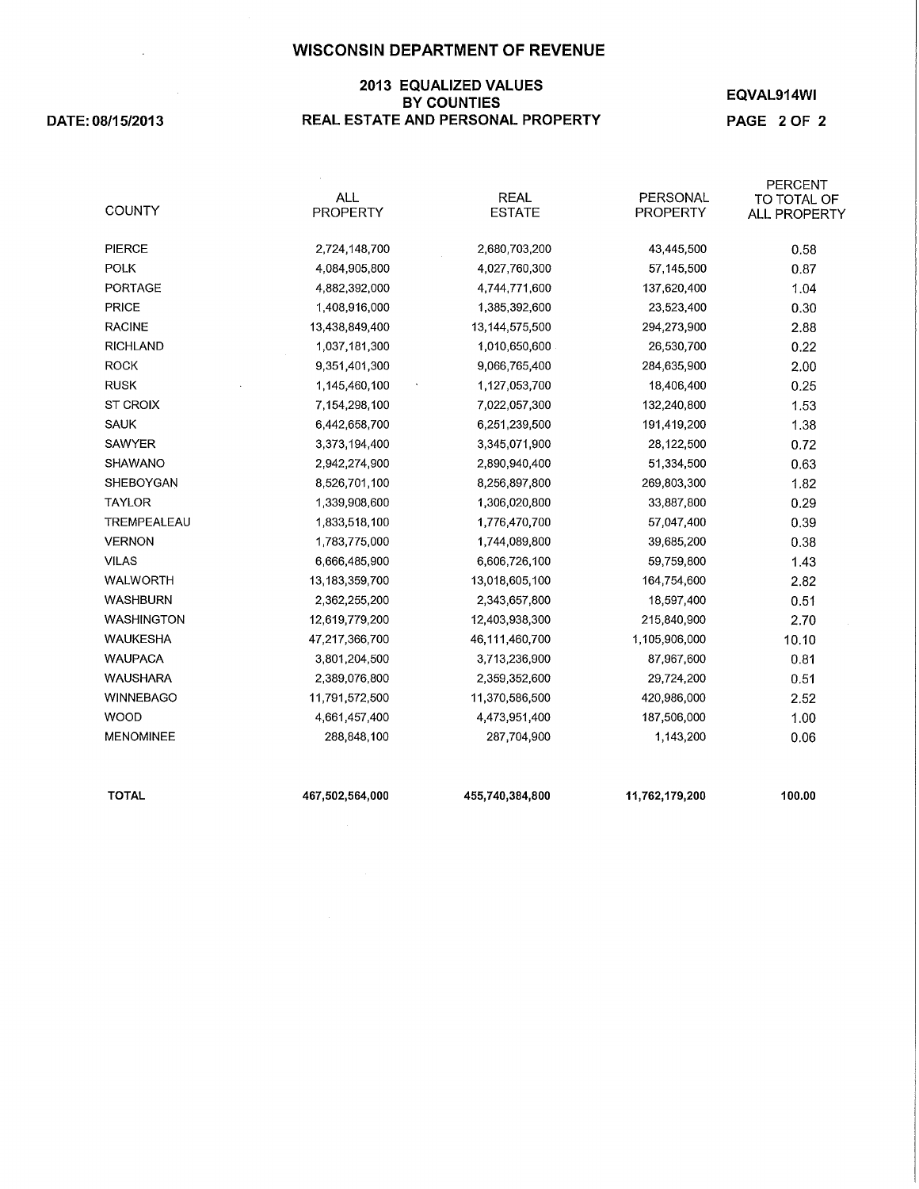# WISCONSIN DEPARTMENT OF REVENUE

## 2013 EQUALIZED VALUES BY COUNTIES REAL ESTATE AND PERSONAL PROPERTY

DATE: 08/15/2013

EQVAL914WI

| COUNTY | ALL PROPERTY | REAL ESTATE | PERSONAL PROPERTY | PERCENT TO TOTAL OF ALL PROPERTY |
|---|---|---|---|---|
| PIERCE | 2,724,148,700 | 2,680,703,200 | 43,445,500 | 0.58 |
| POLK | 4,084,905,800 | 4,027,760,300 | 57,145,500 | 0.87 |
| PORTAGE | 4,882,392,000 | 4,744,771,600 | 137,620,400 | 1.04 |
| PRICE | 1,408,916,000 | 1,385,392,600 | 23,523,400 | 0.30 |
| RACINE | 13,438,849,400 | 13,144,575,500 | 294,273,900 | 2.88 |
| RICHLAND | 1,037,181,300 | 1,010,650,600 | 26,530,700 | 0.22 |
| ROCK | 9,351,401,300 | 9,066,765,400 | 284,635,900 | 2.00 |
| RUSK | 1,145,460,100 | 1,127,053,700 | 18,406,400 | 0.25 |
| ST CROIX | 7,154,298,100 | 7,022,057,300 | 132,240,800 | 1.53 |
| SAUK | 6,442,658,700 | 6,251,239,500 | 191,419,200 | 1.38 |
| SAWYER | 3,373,194,400 | 3,345,071,900 | 28,122,500 | 0.72 |
| SHAWANO | 2,942,274,900 | 2,890,940,400 | 51,334,500 | 0.63 |
| SHEBOYGAN | 8,526,701,100 | 8,256,897,800 | 269,803,300 | 1.82 |
| TAYLOR | 1,339,908,600 | 1,306,020,800 | 33,887,800 | 0.29 |
| TREMPEALEAU | 1,833,518,100 | 1,776,470,700 | 57,047,400 | 0.39 |
| VERNON | 1,783,775,000 | 1,744,089,800 | 39,685,200 | 0.38 |
| VILAS | 6,666,485,900 | 6,606,726,100 | 59,759,800 | 1.43 |
| WALWORTH | 13,183,359,700 | 13,018,605,100 | 164,754,600 | 2.82 |
| WASHBURN | 2,362,255,200 | 2,343,657,800 | 18,597,400 | 0.51 |
| WASHINGTON | 12,619,779,200 | 12,403,938,300 | 215,840,900 | 2.70 |
| WAUKESHA | 47,217,366,700 | 46,111,460,700 | 1,105,906,000 | 10.10 |
| WAUPACA | 3,801,204,500 | 3,713,236,900 | 87,967,600 | 0.81 |
| WAUSHARA | 2,389,076,800 | 2,359,352,600 | 29,724,200 | 0.51 |
| WINNEBAGO | 11,791,572,500 | 11,370,586,500 | 420,986,000 | 2.52 |
| WOOD | 4,661,457,400 | 4,473,951,400 | 187,506,000 | 1.00 |
| MENOMINEE | 288,848,100 | 287,704,900 | 1,143,200 | 0.06 |
| **TOTAL** | **467,502,564,000** | **455,740,384,800** | **11,762,179,200** | **100.00** |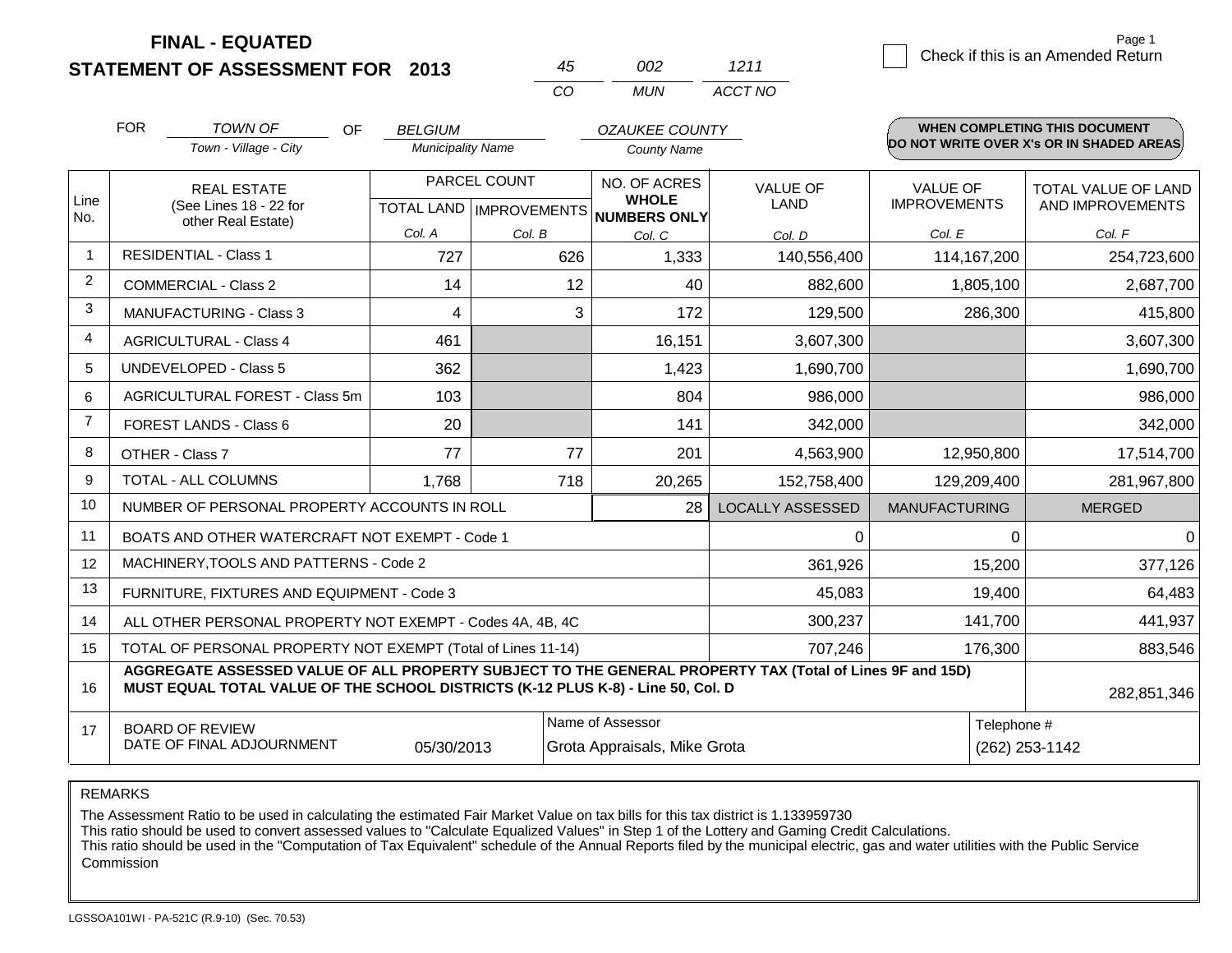**FINAL - EQUATED**

**STATEMENT OF ASSESSMENT FOR 2013**

| 45 | 002 | 1211 |
|---|---|---|
| CO | MUN | ACCT NO |

☐ Check if this is an Amended Return

FOR *TOWN OF* (Town - Village - City) OF *BELGIUM* (Municipality Name) *OZAUKEE COUNTY* (County Name)

**WHEN COMPLETING THIS DOCUMENT DO NOT WRITE OVER X's OR IN SHADED AREAS**

| Line No. | REAL ESTATE (See Lines 18 - 22 for other Real Estate) | PARCEL COUNT TOTAL LAND Col. A | PARCEL COUNT IMPROVEMENTS Col. B | NO. OF ACRES WHOLE NUMBERS ONLY Col. C | VALUE OF LAND Col. D | VALUE OF IMPROVEMENTS Col. E | TOTAL VALUE OF LAND AND IMPROVEMENTS Col. F |
|---|---|---|---|---|---|---|---|
| 1 | RESIDENTIAL - Class 1 | 727 | 626 | 1,333 | 140,556,400 | 114,167,200 | 254,723,600 |
| 2 | COMMERCIAL - Class 2 | 14 | 12 | 40 | 882,600 | 1,805,100 | 2,687,700 |
| 3 | MANUFACTURING - Class 3 | 4 | 3 | 172 | 129,500 | 286,300 | 415,800 |
| 4 | AGRICULTURAL - Class 4 | 461 | | 16,151 | 3,607,300 | | 3,607,300 |
| 5 | UNDEVELOPED - Class 5 | 362 | | 1,423 | 1,690,700 | | 1,690,700 |
| 6 | AGRICULTURAL FOREST - Class 5m | 103 | | 804 | 986,000 | | 986,000 |
| 7 | FOREST LANDS - Class 6 | 20 | | 141 | 342,000 | | 342,000 |
| 8 | OTHER - Class 7 | 77 | 77 | 201 | 4,563,900 | 12,950,800 | 17,514,700 |
| 9 | TOTAL - ALL COLUMNS | 1,768 | 718 | 20,265 | 152,758,400 | 129,209,400 | 281,967,800 |
| 10 | NUMBER OF PERSONAL PROPERTY ACCOUNTS IN ROLL | | | 28 | LOCALLY ASSESSED | MANUFACTURING | MERGED |
| 11 | BOATS AND OTHER WATERCRAFT NOT EXEMPT - Code 1 | | | | 0 | 0 | 0 |
| 12 | MACHINERY,TOOLS AND PATTERNS - Code 2 | | | | 361,926 | 15,200 | 377,126 |
| 13 | FURNITURE, FIXTURES AND EQUIPMENT - Code 3 | | | | 45,083 | 19,400 | 64,483 |
| 14 | ALL OTHER PERSONAL PROPERTY NOT EXEMPT - Codes 4A, 4B, 4C | | | | 300,237 | 141,700 | 441,937 |
| 15 | TOTAL OF PERSONAL PROPERTY NOT EXEMPT (Total of Lines 11-14) | | | | 707,246 | 176,300 | 883,546 |
| 16 | **AGGREGATE ASSESSED VALUE OF ALL PROPERTY SUBJECT TO THE GENERAL PROPERTY TAX (Total of Lines 9F and 15D) MUST EQUAL TOTAL VALUE OF THE SCHOOL DISTRICTS (K-12 PLUS K-8) - Line 50, Col. D** | | | | | | 282,851,346 |
| 17 | BOARD OF REVIEW DATE OF FINAL ADJOURNMENT | 05/30/2013 | | Name of Assessor: Grota Appraisals, Mike Grota | | | Telephone #: (262) 253-1142 |

REMARKS

The Assessment Ratio to be used in calculating the estimated Fair Market Value on tax bills for this tax district is 1.133959730
This ratio should be used to convert assessed values to "Calculate Equalized Values" in Step 1 of the Lottery and Gaming Credit Calculations.
This ratio should be used in the "Computation of Tax Equivalent" schedule of the Annual Reports filed by the municipal electric, gas and water utilities with the Public Service Commission

LGSSOA101WI - PA-521C (R.9-10) (Sec. 70.53)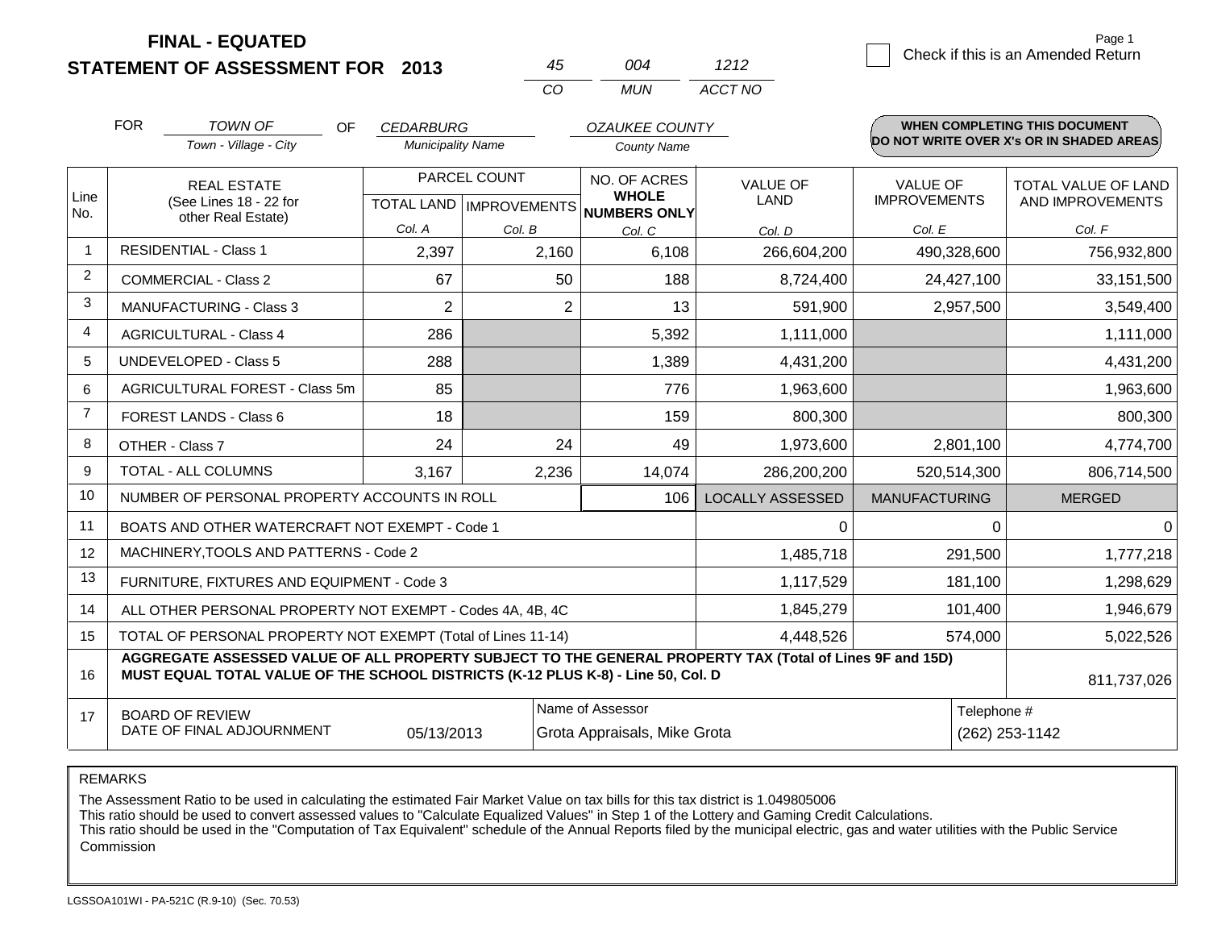# FINAL - EQUATED
## STATEMENT OF ASSESSMENT FOR 2013

| 45 | 004 | 1212 |
|---|---|---|
| CO | MUN | ACCT NO |

☐ Check if this is an Amended Return

FOR *TOWN OF* (Town - Village - City) OF *CEDARBURG* (Municipality Name) *OZAUKEE COUNTY* (County Name)

**WHEN COMPLETING THIS DOCUMENT DO NOT WRITE OVER X's OR IN SHADED AREAS**

| Line No. | REAL ESTATE (See Lines 18 - 22 for other Real Estate) | PARCEL COUNT TOTAL LAND Col. A | PARCEL COUNT IMPROVEMENTS Col. B | NO. OF ACRES WHOLE NUMBERS ONLY Col. C | VALUE OF LAND Col. D | VALUE OF IMPROVEMENTS Col. E | TOTAL VALUE OF LAND AND IMPROVEMENTS Col. F |
|---|---|---|---|---|---|---|---|
| 1 | RESIDENTIAL - Class 1 | 2,397 | 2,160 | 6,108 | 266,604,200 | 490,328,600 | 756,932,800 |
| 2 | COMMERCIAL - Class 2 | 67 | 50 | 188 | 8,724,400 | 24,427,100 | 33,151,500 |
| 3 | MANUFACTURING - Class 3 | 2 | 2 | 13 | 591,900 | 2,957,500 | 3,549,400 |
| 4 | AGRICULTURAL - Class 4 | 286 | | 5,392 | 1,111,000 | | 1,111,000 |
| 5 | UNDEVELOPED - Class 5 | 288 | | 1,389 | 4,431,200 | | 4,431,200 |
| 6 | AGRICULTURAL FOREST - Class 5m | 85 | | 776 | 1,963,600 | | 1,963,600 |
| 7 | FOREST LANDS - Class 6 | 18 | | 159 | 800,300 | | 800,300 |
| 8 | OTHER - Class 7 | 24 | 24 | 49 | 1,973,600 | 2,801,100 | 4,774,700 |
| 9 | TOTAL - ALL COLUMNS | 3,167 | 2,236 | 14,074 | 286,200,200 | 520,514,300 | 806,714,500 |
| 10 | NUMBER OF PERSONAL PROPERTY ACCOUNTS IN ROLL | | | 106 | LOCALLY ASSESSED | MANUFACTURING | MERGED |
| 11 | BOATS AND OTHER WATERCRAFT NOT EXEMPT - Code 1 | | | | 0 | 0 | 0 |
| 12 | MACHINERY,TOOLS AND PATTERNS - Code 2 | | | | 1,485,718 | 291,500 | 1,777,218 |
| 13 | FURNITURE, FIXTURES AND EQUIPMENT - Code 3 | | | | 1,117,529 | 181,100 | 1,298,629 |
| 14 | ALL OTHER PERSONAL PROPERTY NOT EXEMPT - Codes 4A, 4B, 4C | | | | 1,845,279 | 101,400 | 1,946,679 |
| 15 | TOTAL OF PERSONAL PROPERTY NOT EXEMPT (Total of Lines 11-14) | | | | 4,448,526 | 574,000 | 5,022,526 |
| 16 | **AGGREGATE ASSESSED VALUE OF ALL PROPERTY SUBJECT TO THE GENERAL PROPERTY TAX (Total of Lines 9F and 15D) MUST EQUAL TOTAL VALUE OF THE SCHOOL DISTRICTS (K-12 PLUS K-8) - Line 50, Col. D** | | | | | | 811,737,026 |
| 17 | BOARD OF REVIEW DATE OF FINAL ADJOURNMENT | 05/13/2013 | Name of Assessor: Grota Appraisals, Mike Grota | | | Telephone #: (262) 253-1142 | |

REMARKS

The Assessment Ratio to be used in calculating the estimated Fair Market Value on tax bills for this tax district is 1.049805006
This ratio should be used to convert assessed values to "Calculate Equalized Values" in Step 1 of the Lottery and Gaming Credit Calculations.
This ratio should be used in the "Computation of Tax Equivalent" schedule of the Annual Reports filed by the municipal electric, gas and water utilities with the Public Service Commission

LGSSOA101WI - PA-521C (R.9-10) (Sec. 70.53)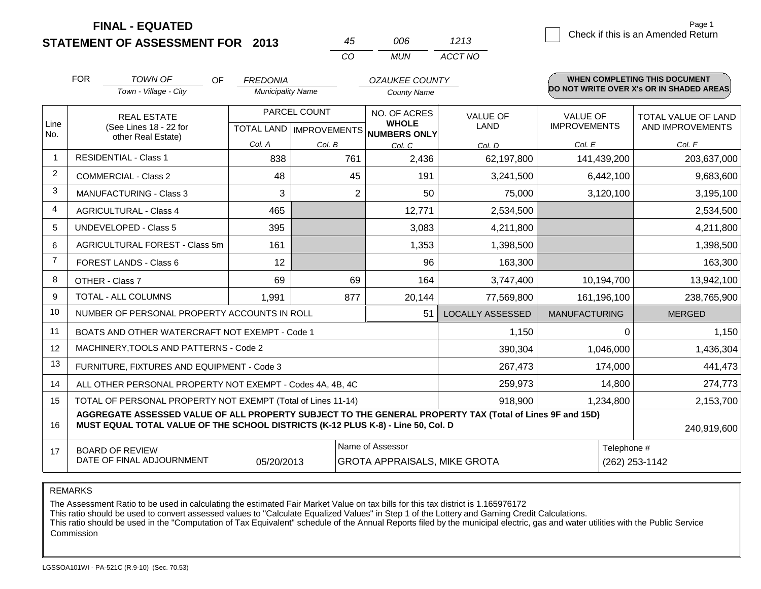# FINAL - EQUATED
# STATEMENT OF ASSESSMENT FOR 2013

| 45 | 006 | 1213 |
|---|---|---|
| CO | MUN | ACCT NO |

Check if this is an Amended Return

FOR *TOWN OF* (Town - Village - City) OF *FREDONIA* (Municipality Name) *OZAUKEE COUNTY* (County Name)

**WHEN COMPLETING THIS DOCUMENT DO NOT WRITE OVER X's OR IN SHADED AREAS**

| Line No. | REAL ESTATE (See Lines 18 - 22 for other Real Estate) | PARCEL COUNT TOTAL LAND Col. A | PARCEL COUNT IMPROVEMENTS Col. B | NO. OF ACRES WHOLE NUMBERS ONLY Col. C | VALUE OF LAND Col. D | VALUE OF IMPROVEMENTS Col. E | TOTAL VALUE OF LAND AND IMPROVEMENTS Col. F |
|---|---|---|---|---|---|---|---|
| 1 | RESIDENTIAL - Class 1 | 838 | 761 | 2,436 | 62,197,800 | 141,439,200 | 203,637,000 |
| 2 | COMMERCIAL - Class 2 | 48 | 45 | 191 | 3,241,500 | 6,442,100 | 9,683,600 |
| 3 | MANUFACTURING - Class 3 | 3 | 2 | 50 | 75,000 | 3,120,100 | 3,195,100 |
| 4 | AGRICULTURAL - Class 4 | 465 | | 12,771 | 2,534,500 | | 2,534,500 |
| 5 | UNDEVELOPED - Class 5 | 395 | | 3,083 | 4,211,800 | | 4,211,800 |
| 6 | AGRICULTURAL FOREST - Class 5m | 161 | | 1,353 | 1,398,500 | | 1,398,500 |
| 7 | FOREST LANDS - Class 6 | 12 | | 96 | 163,300 | | 163,300 |
| 8 | OTHER - Class 7 | 69 | 69 | 164 | 3,747,400 | 10,194,700 | 13,942,100 |
| 9 | TOTAL - ALL COLUMNS | 1,991 | 877 | 20,144 | 77,569,800 | 161,196,100 | 238,765,900 |
| 10 | NUMBER OF PERSONAL PROPERTY ACCOUNTS IN ROLL | | | 51 | LOCALLY ASSESSED | MANUFACTURING | MERGED |
| 11 | BOATS AND OTHER WATERCRAFT NOT EXEMPT - Code 1 | | | | 1,150 | 0 | 1,150 |
| 12 | MACHINERY,TOOLS AND PATTERNS - Code 2 | | | | 390,304 | 1,046,000 | 1,436,304 |
| 13 | FURNITURE, FIXTURES AND EQUIPMENT - Code 3 | | | | 267,473 | 174,000 | 441,473 |
| 14 | ALL OTHER PERSONAL PROPERTY NOT EXEMPT - Codes 4A, 4B, 4C | | | | 259,973 | 14,800 | 274,773 |
| 15 | TOTAL OF PERSONAL PROPERTY NOT EXEMPT (Total of Lines 11-14) | | | | 918,900 | 1,234,800 | 2,153,700 |
| 16 | **AGGREGATE ASSESSED VALUE OF ALL PROPERTY SUBJECT TO THE GENERAL PROPERTY TAX (Total of Lines 9F and 15D) MUST EQUAL TOTAL VALUE OF THE SCHOOL DISTRICTS (K-12 PLUS K-8) - Line 50, Col. D** | | | | | | 240,919,600 |
| 17 | BOARD OF REVIEW DATE OF FINAL ADJOURNMENT | 05/20/2013 | | Name of Assessor: GROTA APPRAISALS, MIKE GROTA | | | Telephone #: (262) 253-1142 |

REMARKS

The Assessment Ratio to be used in calculating the estimated Fair Market Value on tax bills for this tax district is 1.165976172
This ratio should be used to convert assessed values to "Calculate Equalized Values" in Step 1 of the Lottery and Gaming Credit Calculations.
This ratio should be used in the "Computation of Tax Equivalent" schedule of the Annual Reports filed by the municipal electric, gas and water utilities with the Public Service Commission

LGSSOA101WI - PA-521C (R.9-10) (Sec. 70.53)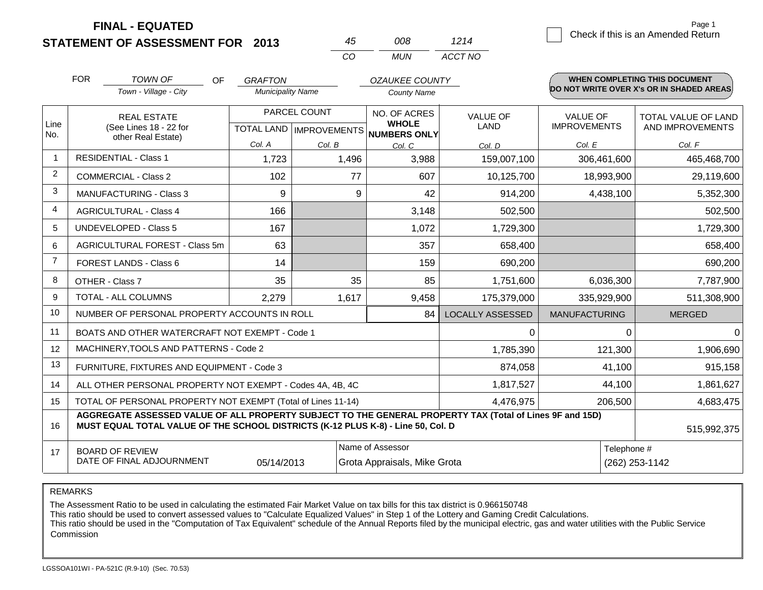**FINAL - EQUATED**
**STATEMENT OF ASSESSMENT FOR 2013**

| 45 | 008 | 1214 |
|---|---|---|
| CO | MUN | ACCT NO |

☐ Check if this is an Amended Return

FOR *TOWN OF* (Town - Village - City) OF *GRAFTON* (Municipality Name) *OZAUKEE COUNTY* (County Name)

**WHEN COMPLETING THIS DOCUMENT DO NOT WRITE OVER X's OR IN SHADED AREAS**

| Line No. | REAL ESTATE (See Lines 18 - 22 for other Real Estate) | PARCEL COUNT TOTAL LAND Col. A | PARCEL COUNT IMPROVEMENTS Col. B | NO. OF ACRES WHOLE NUMBERS ONLY Col. C | VALUE OF LAND Col. D | VALUE OF IMPROVEMENTS Col. E | TOTAL VALUE OF LAND AND IMPROVEMENTS Col. F |
|---|---|---|---|---|---|---|---|
| 1 | RESIDENTIAL - Class 1 | 1,723 | 1,496 | 3,988 | 159,007,100 | 306,461,600 | 465,468,700 |
| 2 | COMMERCIAL - Class 2 | 102 | 77 | 607 | 10,125,700 | 18,993,900 | 29,119,600 |
| 3 | MANUFACTURING - Class 3 | 9 | 9 | 42 | 914,200 | 4,438,100 | 5,352,300 |
| 4 | AGRICULTURAL - Class 4 | 166 | | 3,148 | 502,500 | | 502,500 |
| 5 | UNDEVELOPED - Class 5 | 167 | | 1,072 | 1,729,300 | | 1,729,300 |
| 6 | AGRICULTURAL FOREST - Class 5m | 63 | | 357 | 658,400 | | 658,400 |
| 7 | FOREST LANDS - Class 6 | 14 | | 159 | 690,200 | | 690,200 |
| 8 | OTHER - Class 7 | 35 | 35 | 85 | 1,751,600 | 6,036,300 | 7,787,900 |
| 9 | TOTAL - ALL COLUMNS | 2,279 | 1,617 | 9,458 | 175,379,000 | 335,929,900 | 511,308,900 |
| 10 | NUMBER OF PERSONAL PROPERTY ACCOUNTS IN ROLL | | | 84 | LOCALLY ASSESSED | MANUFACTURING | MERGED |
| 11 | BOATS AND OTHER WATERCRAFT NOT EXEMPT - Code 1 | | | | 0 | 0 | 0 |
| 12 | MACHINERY,TOOLS AND PATTERNS - Code 2 | | | | 1,785,390 | 121,300 | 1,906,690 |
| 13 | FURNITURE, FIXTURES AND EQUIPMENT - Code 3 | | | | 874,058 | 41,100 | 915,158 |
| 14 | ALL OTHER PERSONAL PROPERTY NOT EXEMPT - Codes 4A, 4B, 4C | | | | 1,817,527 | 44,100 | 1,861,627 |
| 15 | TOTAL OF PERSONAL PROPERTY NOT EXEMPT (Total of Lines 11-14) | | | | 4,476,975 | 206,500 | 4,683,475 |
| 16 | **AGGREGATE ASSESSED VALUE OF ALL PROPERTY SUBJECT TO THE GENERAL PROPERTY TAX (Total of Lines 9F and 15D) MUST EQUAL TOTAL VALUE OF THE SCHOOL DISTRICTS (K-12 PLUS K-8) - Line 50, Col. D** | | | | | | 515,992,375 |
| 17 | BOARD OF REVIEW DATE OF FINAL ADJOURNMENT | 05/14/2013 | | Name of Assessor: Grota Appraisals, Mike Grota | | Telephone #: (262) 253-1142 | |

REMARKS

The Assessment Ratio to be used in calculating the estimated Fair Market Value on tax bills for this tax district is 0.966150748
This ratio should be used to convert assessed values to "Calculate Equalized Values" in Step 1 of the Lottery and Gaming Credit Calculations.
This ratio should be used in the "Computation of Tax Equivalent" schedule of the Annual Reports filed by the municipal electric, gas and water utilities with the Public Service Commission

LGSSOA101WI - PA-521C (R.9-10) (Sec. 70.53)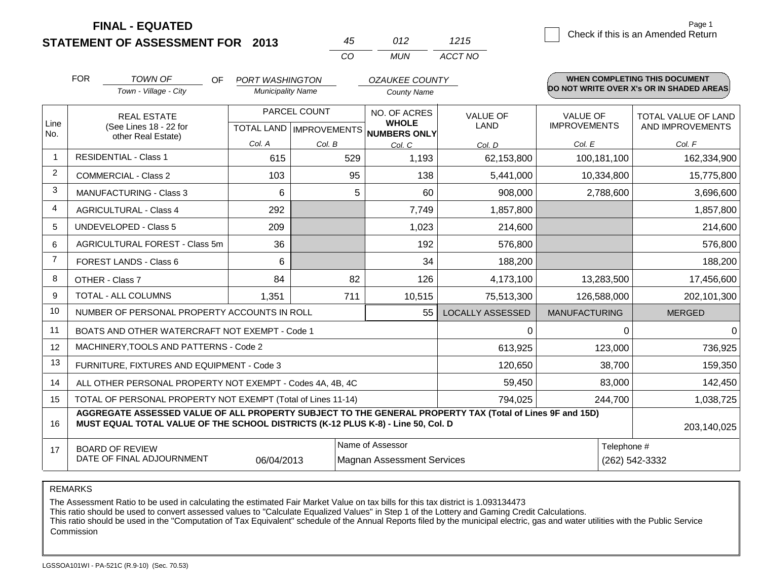**FINAL - EQUATED**

**STATEMENT OF ASSESSMENT FOR 2013**

| 45 | 012 | 1215 |
|---|---|---|
| *CO* | *MUN* | *ACCT NO* |

☐ Check if this is an Amended Return

FOR *TOWN OF* (Town - Village - City) OF *PORT WASHINGTON* (Municipality Name) *OZAUKEE COUNTY* (County Name)

**WHEN COMPLETING THIS DOCUMENT DO NOT WRITE OVER X's OR IN SHADED AREAS**

| Line No. | REAL ESTATE (See Lines 18 - 22 for other Real Estate) | PARCEL COUNT | | NO. OF ACRES **WHOLE NUMBERS ONLY** | VALUE OF LAND | VALUE OF IMPROVEMENTS | TOTAL VALUE OF LAND AND IMPROVEMENTS |
|---|---|---|---|---|---|---|---|
| | | TOTAL LAND *Col. A* | IMPROVEMENTS *Col. B* | *Col. C* | *Col. D* | *Col. E* | *Col. F* |
| 1 | RESIDENTIAL - Class 1 | 615 | 529 | 1,193 | 62,153,800 | 100,181,100 | 162,334,900 |
| 2 | COMMERCIAL - Class 2 | 103 | 95 | 138 | 5,441,000 | 10,334,800 | 15,775,800 |
| 3 | MANUFACTURING - Class 3 | 6 | 5 | 60 | 908,000 | 2,788,600 | 3,696,600 |
| 4 | AGRICULTURAL - Class 4 | 292 | | 7,749 | 1,857,800 | | 1,857,800 |
| 5 | UNDEVELOPED - Class 5 | 209 | | 1,023 | 214,600 | | 214,600 |
| 6 | AGRICULTURAL FOREST - Class 5m | 36 | | 192 | 576,800 | | 576,800 |
| 7 | FOREST LANDS - Class 6 | 6 | | 34 | 188,200 | | 188,200 |
| 8 | OTHER - Class 7 | 84 | 82 | 126 | 4,173,100 | 13,283,500 | 17,456,600 |
| 9 | TOTAL - ALL COLUMNS | 1,351 | 711 | 10,515 | 75,513,300 | 126,588,000 | 202,101,300 |
| 10 | NUMBER OF PERSONAL PROPERTY ACCOUNTS IN ROLL | | | 55 | LOCALLY ASSESSED | MANUFACTURING | MERGED |
| 11 | BOATS AND OTHER WATERCRAFT NOT EXEMPT - Code 1 | | | | 0 | 0 | 0 |
| 12 | MACHINERY,TOOLS AND PATTERNS - Code 2 | | | | 613,925 | 123,000 | 736,925 |
| 13 | FURNITURE, FIXTURES AND EQUIPMENT - Code 3 | | | | 120,650 | 38,700 | 159,350 |
| 14 | ALL OTHER PERSONAL PROPERTY NOT EXEMPT - Codes 4A, 4B, 4C | | | | 59,450 | 83,000 | 142,450 |
| 15 | TOTAL OF PERSONAL PROPERTY NOT EXEMPT (Total of Lines 11-14) | | | | 794,025 | 244,700 | 1,038,725 |
| 16 | **AGGREGATE ASSESSED VALUE OF ALL PROPERTY SUBJECT TO THE GENERAL PROPERTY TAX (Total of Lines 9F and 15D) MUST EQUAL TOTAL VALUE OF THE SCHOOL DISTRICTS (K-12 PLUS K-8) - Line 50, Col. D** | | | | | | 203,140,025 |
| 17 | BOARD OF REVIEW DATE OF FINAL ADJOURNMENT | 06/04/2013 | | Name of Assessor: Magnan Assessment Services | | | Telephone #: (262) 542-3332 |

REMARKS

The Assessment Ratio to be used in calculating the estimated Fair Market Value on tax bills for this tax district is 1.093134473
This ratio should be used to convert assessed values to "Calculate Equalized Values" in Step 1 of the Lottery and Gaming Credit Calculations.
This ratio should be used in the "Computation of Tax Equivalent" schedule of the Annual Reports filed by the municipal electric, gas and water utilities with the Public Service Commission

LGSSOA101WI - PA-521C (R.9-10) (Sec. 70.53)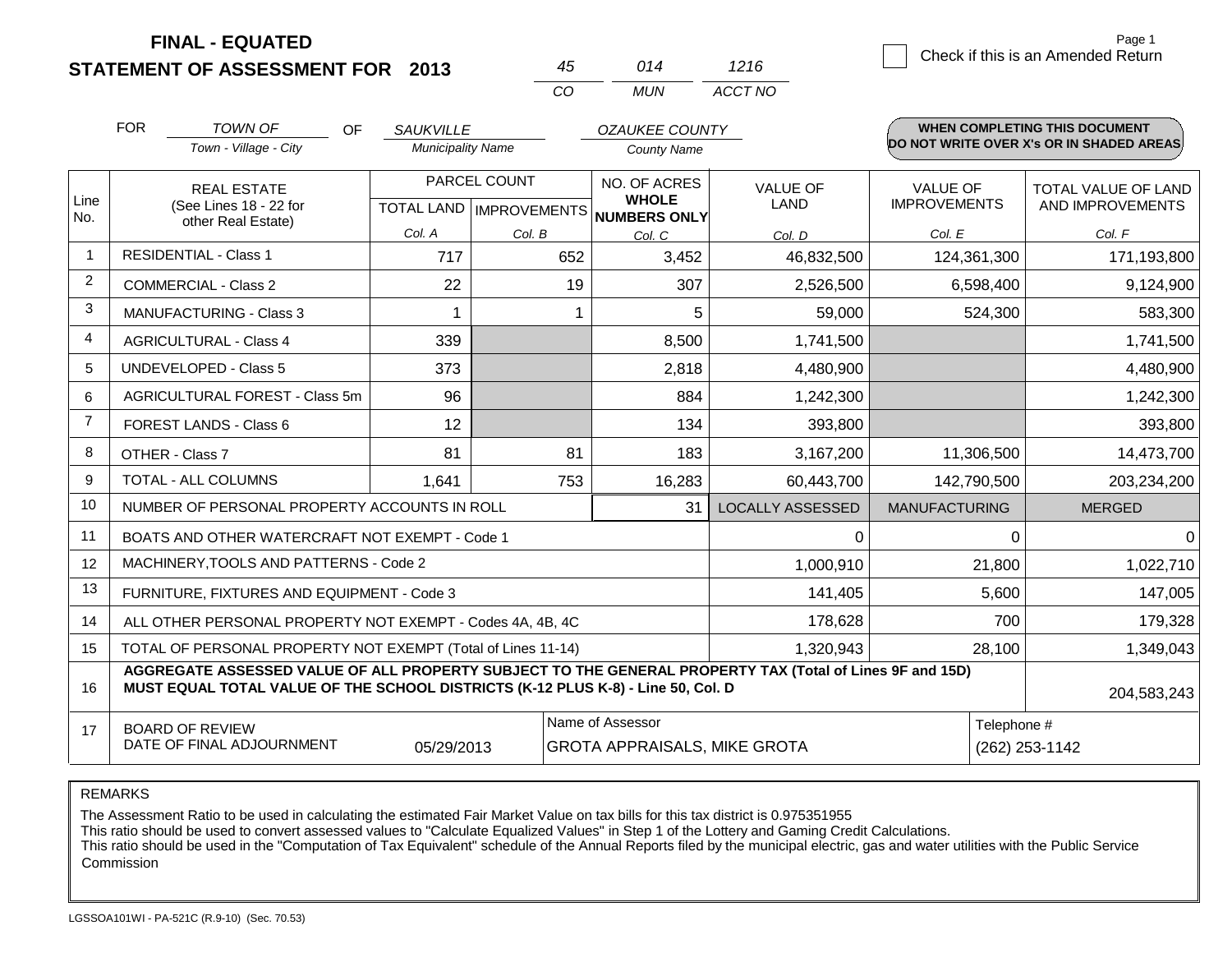**FINAL - EQUATED**
**STATEMENT OF ASSESSMENT FOR 2013**

| 45 | 014 | 1216 |
|---|---|---|
| CO | MUN | ACCT NO |

Page 1

☐ Check if this is an Amended Return

FOR *TOWN OF* (Town - Village - City) OF *SAUKVILLE* (Municipality Name) *OZAUKEE COUNTY* (County Name)

**WHEN COMPLETING THIS DOCUMENT DO NOT WRITE OVER X's OR IN SHADED AREAS**

| Line No. | REAL ESTATE (See Lines 18 - 22 for other Real Estate) | PARCEL COUNT TOTAL LAND Col. A | PARCEL COUNT IMPROVEMENTS Col. B | NO. OF ACRES WHOLE NUMBERS ONLY Col. C | VALUE OF LAND Col. D | VALUE OF IMPROVEMENTS Col. E | TOTAL VALUE OF LAND AND IMPROVEMENTS Col. F |
|---|---|---|---|---|---|---|---|
| 1 | RESIDENTIAL - Class 1 | 717 | 652 | 3,452 | 46,832,500 | 124,361,300 | 171,193,800 |
| 2 | COMMERCIAL - Class 2 | 22 | 19 | 307 | 2,526,500 | 6,598,400 | 9,124,900 |
| 3 | MANUFACTURING - Class 3 | 1 | 1 | 5 | 59,000 | 524,300 | 583,300 |
| 4 | AGRICULTURAL - Class 4 | 339 | | 8,500 | 1,741,500 | | 1,741,500 |
| 5 | UNDEVELOPED - Class 5 | 373 | | 2,818 | 4,480,900 | | 4,480,900 |
| 6 | AGRICULTURAL FOREST - Class 5m | 96 | | 884 | 1,242,300 | | 1,242,300 |
| 7 | FOREST LANDS - Class 6 | 12 | | 134 | 393,800 | | 393,800 |
| 8 | OTHER - Class 7 | 81 | 81 | 183 | 3,167,200 | 11,306,500 | 14,473,700 |
| 9 | TOTAL - ALL COLUMNS | 1,641 | 753 | 16,283 | 60,443,700 | 142,790,500 | 203,234,200 |
| 10 | NUMBER OF PERSONAL PROPERTY ACCOUNTS IN ROLL | | | 31 | LOCALLY ASSESSED | MANUFACTURING | MERGED |
| 11 | BOATS AND OTHER WATERCRAFT NOT EXEMPT - Code 1 | | | | 0 | 0 | 0 |
| 12 | MACHINERY,TOOLS AND PATTERNS - Code 2 | | | | 1,000,910 | 21,800 | 1,022,710 |
| 13 | FURNITURE, FIXTURES AND EQUIPMENT - Code 3 | | | | 141,405 | 5,600 | 147,005 |
| 14 | ALL OTHER PERSONAL PROPERTY NOT EXEMPT - Codes 4A, 4B, 4C | | | | 178,628 | 700 | 179,328 |
| 15 | TOTAL OF PERSONAL PROPERTY NOT EXEMPT (Total of Lines 11-14) | | | | 1,320,943 | 28,100 | 1,349,043 |
| 16 | **AGGREGATE ASSESSED VALUE OF ALL PROPERTY SUBJECT TO THE GENERAL PROPERTY TAX (Total of Lines 9F and 15D) MUST EQUAL TOTAL VALUE OF THE SCHOOL DISTRICTS (K-12 PLUS K-8) - Line 50, Col. D** | | | | | | 204,583,243 |
| 17 | BOARD OF REVIEW DATE OF FINAL ADJOURNMENT | 05/29/2013 | | Name of Assessor: GROTA APPRAISALS, MIKE GROTA | | Telephone #: (262) 253-1142 | |

REMARKS

The Assessment Ratio to be used in calculating the estimated Fair Market Value on tax bills for this tax district is 0.975351955
This ratio should be used to convert assessed values to "Calculate Equalized Values" in Step 1 of the Lottery and Gaming Credit Calculations.
This ratio should be used in the "Computation of Tax Equivalent" schedule of the Annual Reports filed by the municipal electric, gas and water utilities with the Public Service Commission

LGSSOA101WI - PA-521C (R.9-10) (Sec. 70.53)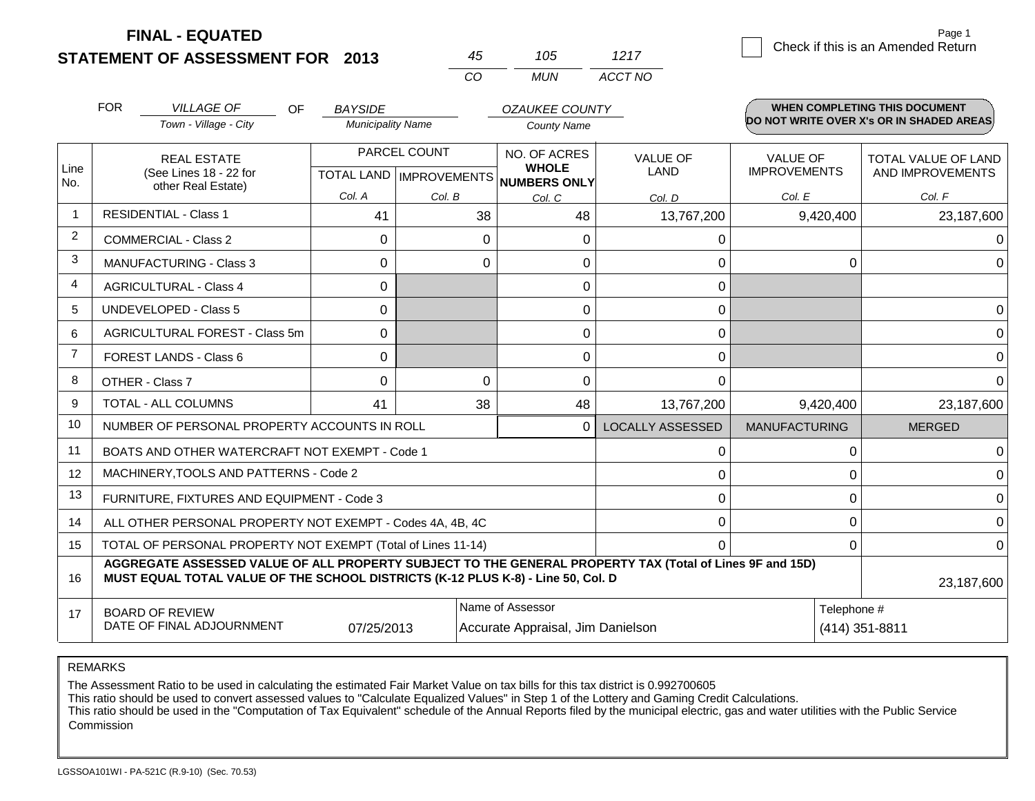**FINAL - EQUATED**
**STATEMENT OF ASSESSMENT FOR 2013**

| 45 | 105 | 1217 |
|---|---|---|
| CO | MUN | ACCT NO |

Check if this is an Amended Return

FOR *VILLAGE OF* (Town - Village - City) OF *BAYSIDE* (Municipality Name) *OZAUKEE COUNTY* (County Name)

**WHEN COMPLETING THIS DOCUMENT DO NOT WRITE OVER X's OR IN SHADED AREAS**

| Line No. | REAL ESTATE (See Lines 18 - 22 for other Real Estate) | PARCEL COUNT TOTAL LAND Col. A | PARCEL COUNT IMPROVEMENTS Col. B | NO. OF ACRES WHOLE NUMBERS ONLY Col. C | VALUE OF LAND Col. D | VALUE OF IMPROVEMENTS Col. E | TOTAL VALUE OF LAND AND IMPROVEMENTS Col. F |
|---|---|---|---|---|---|---|---|
| 1 | RESIDENTIAL - Class 1 | 41 | 38 | 48 | 13,767,200 | 9,420,400 | 23,187,600 |
| 2 | COMMERCIAL - Class 2 | 0 | 0 | 0 | 0 | | 0 |
| 3 | MANUFACTURING - Class 3 | 0 | 0 | 0 | 0 | 0 | 0 |
| 4 | AGRICULTURAL - Class 4 | 0 | | 0 | 0 | | |
| 5 | UNDEVELOPED - Class 5 | 0 | | 0 | 0 | | 0 |
| 6 | AGRICULTURAL FOREST - Class 5m | 0 | | 0 | 0 | | 0 |
| 7 | FOREST LANDS - Class 6 | 0 | | 0 | 0 | | 0 |
| 8 | OTHER - Class 7 | 0 | 0 | 0 | 0 | | 0 |
| 9 | TOTAL - ALL COLUMNS | 41 | 38 | 48 | 13,767,200 | 9,420,400 | 23,187,600 |
| 10 | NUMBER OF PERSONAL PROPERTY ACCOUNTS IN ROLL | | | 0 | LOCALLY ASSESSED | MANUFACTURING | MERGED |
| 11 | BOATS AND OTHER WATERCRAFT NOT EXEMPT - Code 1 | | | | 0 | 0 | 0 |
| 12 | MACHINERY,TOOLS AND PATTERNS - Code 2 | | | | 0 | 0 | 0 |
| 13 | FURNITURE, FIXTURES AND EQUIPMENT - Code 3 | | | | 0 | 0 | 0 |
| 14 | ALL OTHER PERSONAL PROPERTY NOT EXEMPT - Codes 4A, 4B, 4C | | | | 0 | 0 | 0 |
| 15 | TOTAL OF PERSONAL PROPERTY NOT EXEMPT (Total of Lines 11-14) | | | | 0 | 0 | 0 |
| 16 | **AGGREGATE ASSESSED VALUE OF ALL PROPERTY SUBJECT TO THE GENERAL PROPERTY TAX (Total of Lines 9F and 15D) MUST EQUAL TOTAL VALUE OF THE SCHOOL DISTRICTS (K-12 PLUS K-8) - Line 50, Col. D** | | | | | | 23,187,600 |
| 17 | BOARD OF REVIEW DATE OF FINAL ADJOURNMENT | 07/25/2013 | | Name of Assessor: Accurate Appraisal, Jim Danielson | | Telephone #: (414) 351-8811 | |

REMARKS

The Assessment Ratio to be used in calculating the estimated Fair Market Value on tax bills for this tax district is 0.992700605
This ratio should be used to convert assessed values to "Calculate Equalized Values" in Step 1 of the Lottery and Gaming Credit Calculations.
This ratio should be used in the "Computation of Tax Equivalent" schedule of the Annual Reports filed by the municipal electric, gas and water utilities with the Public Service Commission

LGSSOA101WI - PA-521C (R.9-10) (Sec. 70.53)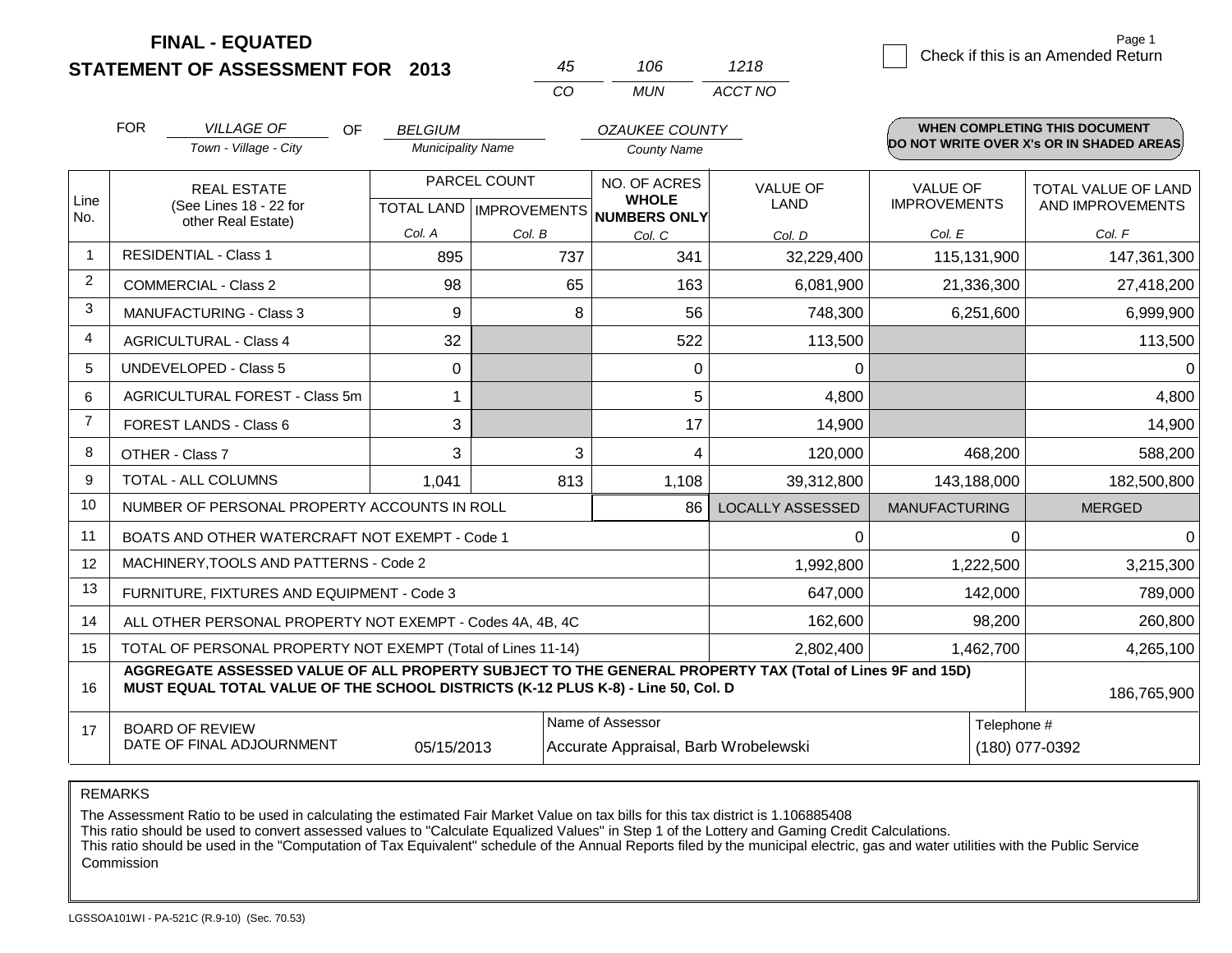**FINAL - EQUATED**

**STATEMENT OF ASSESSMENT FOR 2013**

| 45 | 106 | 1218 |
|---|---|---|
| CO | MUN | ACCT NO |

☐ Check if this is an Amended Return

FOR *VILLAGE OF* (Town - Village - City) OF *BELGIUM* (Municipality Name) *OZAUKEE COUNTY* (County Name)

**WHEN COMPLETING THIS DOCUMENT DO NOT WRITE OVER X's OR IN SHADED AREAS**

| Line No. | REAL ESTATE (See Lines 18 - 22 for other Real Estate) | PARCEL COUNT TOTAL LAND Col. A | PARCEL COUNT IMPROVEMENTS Col. B | NO. OF ACRES WHOLE NUMBERS ONLY Col. C | VALUE OF LAND Col. D | VALUE OF IMPROVEMENTS Col. E | TOTAL VALUE OF LAND AND IMPROVEMENTS Col. F |
|---|---|---|---|---|---|---|---|
| 1 | RESIDENTIAL - Class 1 | 895 | 737 | 341 | 32,229,400 | 115,131,900 | 147,361,300 |
| 2 | COMMERCIAL - Class 2 | 98 | 65 | 163 | 6,081,900 | 21,336,300 | 27,418,200 |
| 3 | MANUFACTURING - Class 3 | 9 | 8 | 56 | 748,300 | 6,251,600 | 6,999,900 |
| 4 | AGRICULTURAL - Class 4 | 32 | | 522 | 113,500 | | 113,500 |
| 5 | UNDEVELOPED - Class 5 | 0 | | 0 | 0 | | 0 |
| 6 | AGRICULTURAL FOREST - Class 5m | 1 | | 5 | 4,800 | | 4,800 |
| 7 | FOREST LANDS - Class 6 | 3 | | 17 | 14,900 | | 14,900 |
| 8 | OTHER - Class 7 | 3 | 3 | 4 | 120,000 | 468,200 | 588,200 |
| 9 | TOTAL - ALL COLUMNS | 1,041 | 813 | 1,108 | 39,312,800 | 143,188,000 | 182,500,800 |
| 10 | NUMBER OF PERSONAL PROPERTY ACCOUNTS IN ROLL | | | 86 | LOCALLY ASSESSED | MANUFACTURING | MERGED |
| 11 | BOATS AND OTHER WATERCRAFT NOT EXEMPT - Code 1 | | | | 0 | 0 | 0 |
| 12 | MACHINERY,TOOLS AND PATTERNS - Code 2 | | | | 1,992,800 | 1,222,500 | 3,215,300 |
| 13 | FURNITURE, FIXTURES AND EQUIPMENT - Code 3 | | | | 647,000 | 142,000 | 789,000 |
| 14 | ALL OTHER PERSONAL PROPERTY NOT EXEMPT - Codes 4A, 4B, 4C | | | | 162,600 | 98,200 | 260,800 |
| 15 | TOTAL OF PERSONAL PROPERTY NOT EXEMPT (Total of Lines 11-14) | | | | 2,802,400 | 1,462,700 | 4,265,100 |
| 16 | **AGGREGATE ASSESSED VALUE OF ALL PROPERTY SUBJECT TO THE GENERAL PROPERTY TAX (Total of Lines 9F and 15D) MUST EQUAL TOTAL VALUE OF THE SCHOOL DISTRICTS (K-12 PLUS K-8) - Line 50, Col. D** | | | | | | 186,765,900 |
| 17 | BOARD OF REVIEW DATE OF FINAL ADJOURNMENT | 05/15/2013 | Name of Assessor | Accurate Appraisal, Barb Wrobelewski | | Telephone # | (180) 077-0392 |

REMARKS

The Assessment Ratio to be used in calculating the estimated Fair Market Value on tax bills for this tax district is 1.106885408
This ratio should be used to convert assessed values to "Calculate Equalized Values" in Step 1 of the Lottery and Gaming Credit Calculations.
This ratio should be used in the "Computation of Tax Equivalent" schedule of the Annual Reports filed by the municipal electric, gas and water utilities with the Public Service Commission

LGSSOA101WI - PA-521C (R.9-10) (Sec. 70.53)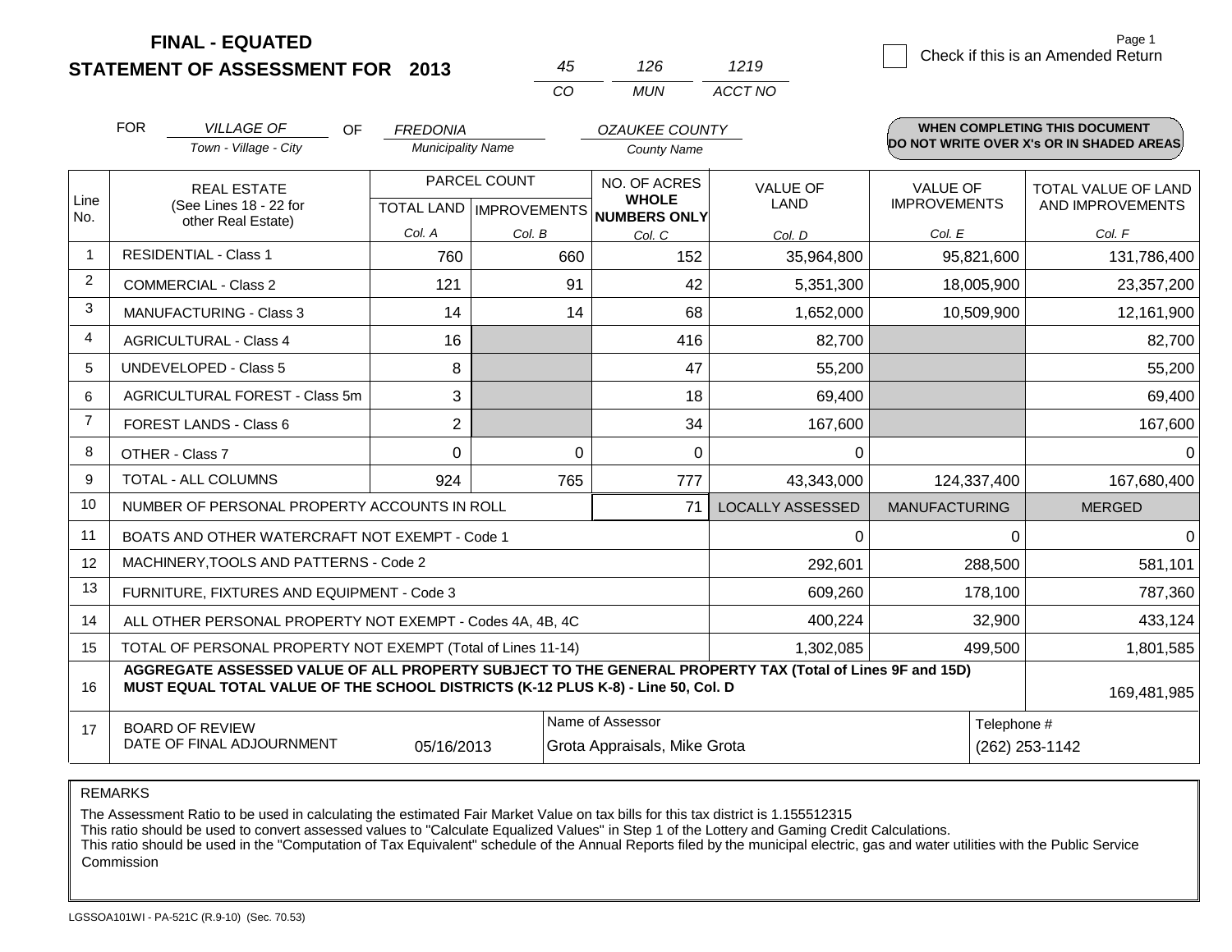# FINAL - EQUATED
# STATEMENT OF ASSESSMENT FOR 2013

| 45 | 126 | 1219 |
|---|---|---|
| CO | MUN | ACCT NO |

Check if this is an Amended Return

FOR *VILLAGE OF* (Town - Village - City) OF *FREDONIA* (Municipality Name) *OZAUKEE COUNTY* (County Name)

**WHEN COMPLETING THIS DOCUMENT DO NOT WRITE OVER X's OR IN SHADED AREAS**

| Line No. | REAL ESTATE (See Lines 18 - 22 for other Real Estate) | PARCEL COUNT TOTAL LAND Col. A | PARCEL COUNT IMPROVEMENTS Col. B | NO. OF ACRES WHOLE NUMBERS ONLY Col. C | VALUE OF LAND Col. D | VALUE OF IMPROVEMENTS Col. E | TOTAL VALUE OF LAND AND IMPROVEMENTS Col. F |
|---|---|---|---|---|---|---|---|
| 1 | RESIDENTIAL - Class 1 | 760 | 660 | 152 | 35,964,800 | 95,821,600 | 131,786,400 |
| 2 | COMMERCIAL - Class 2 | 121 | 91 | 42 | 5,351,300 | 18,005,900 | 23,357,200 |
| 3 | MANUFACTURING - Class 3 | 14 | 14 | 68 | 1,652,000 | 10,509,900 | 12,161,900 |
| 4 | AGRICULTURAL - Class 4 | 16 | | 416 | 82,700 | | 82,700 |
| 5 | UNDEVELOPED - Class 5 | 8 | | 47 | 55,200 | | 55,200 |
| 6 | AGRICULTURAL FOREST - Class 5m | 3 | | 18 | 69,400 | | 69,400 |
| 7 | FOREST LANDS - Class 6 | 2 | | 34 | 167,600 | | 167,600 |
| 8 | OTHER - Class 7 | 0 | 0 | 0 | 0 | | 0 |
| 9 | TOTAL - ALL COLUMNS | 924 | 765 | 777 | 43,343,000 | 124,337,400 | 167,680,400 |
| 10 | NUMBER OF PERSONAL PROPERTY ACCOUNTS IN ROLL | | | 71 | LOCALLY ASSESSED | MANUFACTURING | MERGED |
| 11 | BOATS AND OTHER WATERCRAFT NOT EXEMPT - Code 1 | | | | 0 | 0 | 0 |
| 12 | MACHINERY,TOOLS AND PATTERNS - Code 2 | | | | 292,601 | 288,500 | 581,101 |
| 13 | FURNITURE, FIXTURES AND EQUIPMENT - Code 3 | | | | 609,260 | 178,100 | 787,360 |
| 14 | ALL OTHER PERSONAL PROPERTY NOT EXEMPT - Codes 4A, 4B, 4C | | | | 400,224 | 32,900 | 433,124 |
| 15 | TOTAL OF PERSONAL PROPERTY NOT EXEMPT (Total of Lines 11-14) | | | | 1,302,085 | 499,500 | 1,801,585 |
| 16 | **AGGREGATE ASSESSED VALUE OF ALL PROPERTY SUBJECT TO THE GENERAL PROPERTY TAX (Total of Lines 9F and 15D) MUST EQUAL TOTAL VALUE OF THE SCHOOL DISTRICTS (K-12 PLUS K-8) - Line 50, Col. D** | | | | | | 169,481,985 |
| 17 | BOARD OF REVIEW DATE OF FINAL ADJOURNMENT | 05/16/2013 | Name of Assessor: Grota Appraisals, Mike Grota | | | Telephone #: (262) 253-1142 | |

REMARKS

The Assessment Ratio to be used in calculating the estimated Fair Market Value on tax bills for this tax district is 1.155512315
This ratio should be used to convert assessed values to "Calculate Equalized Values" in Step 1 of the Lottery and Gaming Credit Calculations.
This ratio should be used in the "Computation of Tax Equivalent" schedule of the Annual Reports filed by the municipal electric, gas and water utilities with the Public Service Commission

LGSSOA101WI - PA-521C (R.9-10) (Sec. 70.53)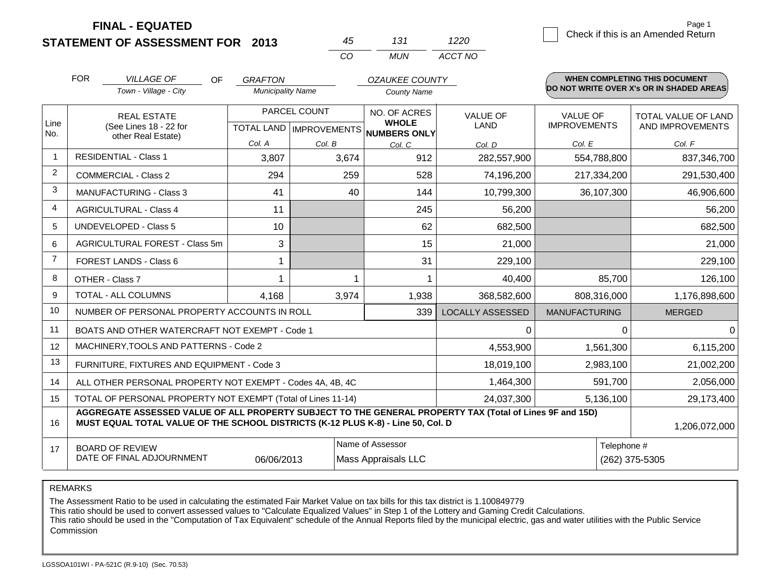**FINAL - EQUATED**

**STATEMENT OF ASSESSMENT FOR 2013**

| 45 | 131 | 1220 |
|---|---|---|
| CO | MUN | ACCT NO |

☐ Check if this is an Amended Return

FOR *VILLAGE OF* (Town - Village - City) OF *GRAFTON* (Municipality Name) *OZAUKEE COUNTY* (County Name)

**WHEN COMPLETING THIS DOCUMENT DO NOT WRITE OVER X's OR IN SHADED AREAS**

| Line No. | REAL ESTATE (See Lines 18 - 22 for other Real Estate) | PARCEL COUNT TOTAL LAND Col. A | PARCEL COUNT IMPROVEMENTS Col. B | NO. OF ACRES WHOLE NUMBERS ONLY Col. C | VALUE OF LAND Col. D | VALUE OF IMPROVEMENTS Col. E | TOTAL VALUE OF LAND AND IMPROVEMENTS Col. F |
|---|---|---|---|---|---|---|---|
| 1 | RESIDENTIAL - Class 1 | 3,807 | 3,674 | 912 | 282,557,900 | 554,788,800 | 837,346,700 |
| 2 | COMMERCIAL - Class 2 | 294 | 259 | 528 | 74,196,200 | 217,334,200 | 291,530,400 |
| 3 | MANUFACTURING - Class 3 | 41 | 40 | 144 | 10,799,300 | 36,107,300 | 46,906,600 |
| 4 | AGRICULTURAL - Class 4 | 11 | | 245 | 56,200 | | 56,200 |
| 5 | UNDEVELOPED - Class 5 | 10 | | 62 | 682,500 | | 682,500 |
| 6 | AGRICULTURAL FOREST - Class 5m | 3 | | 15 | 21,000 | | 21,000 |
| 7 | FOREST LANDS - Class 6 | 1 | | 31 | 229,100 | | 229,100 |
| 8 | OTHER - Class 7 | 1 | 1 | 1 | 40,400 | 85,700 | 126,100 |
| 9 | TOTAL - ALL COLUMNS | 4,168 | 3,974 | 1,938 | 368,582,600 | 808,316,000 | 1,176,898,600 |
| 10 | NUMBER OF PERSONAL PROPERTY ACCOUNTS IN ROLL | | | 339 | LOCALLY ASSESSED | MANUFACTURING | MERGED |
| 11 | BOATS AND OTHER WATERCRAFT NOT EXEMPT - Code 1 | | | | 0 | 0 | 0 |
| 12 | MACHINERY,TOOLS AND PATTERNS - Code 2 | | | | 4,553,900 | 1,561,300 | 6,115,200 |
| 13 | FURNITURE, FIXTURES AND EQUIPMENT - Code 3 | | | | 18,019,100 | 2,983,100 | 21,002,200 |
| 14 | ALL OTHER PERSONAL PROPERTY NOT EXEMPT - Codes 4A, 4B, 4C | | | | 1,464,300 | 591,700 | 2,056,000 |
| 15 | TOTAL OF PERSONAL PROPERTY NOT EXEMPT (Total of Lines 11-14) | | | | 24,037,300 | 5,136,100 | 29,173,400 |
| 16 | **AGGREGATE ASSESSED VALUE OF ALL PROPERTY SUBJECT TO THE GENERAL PROPERTY TAX (Total of Lines 9F and 15D) MUST EQUAL TOTAL VALUE OF THE SCHOOL DISTRICTS (K-12 PLUS K-8) - Line 50, Col. D** | | | | | | 1,206,072,000 |
| 17 | BOARD OF REVIEW DATE OF FINAL ADJOURNMENT | 06/06/2013 | | Name of Assessor: Mass Appraisals LLC | | | Telephone #: (262) 375-5305 |

REMARKS

The Assessment Ratio to be used in calculating the estimated Fair Market Value on tax bills for this tax district is 1.100849779
This ratio should be used to convert assessed values to "Calculate Equalized Values" in Step 1 of the Lottery and Gaming Credit Calculations.
This ratio should be used in the "Computation of Tax Equivalent" schedule of the Annual Reports filed by the municipal electric, gas and water utilities with the Public Service Commission

LGSSOA101WI - PA-521C (R.9-10) (Sec. 70.53)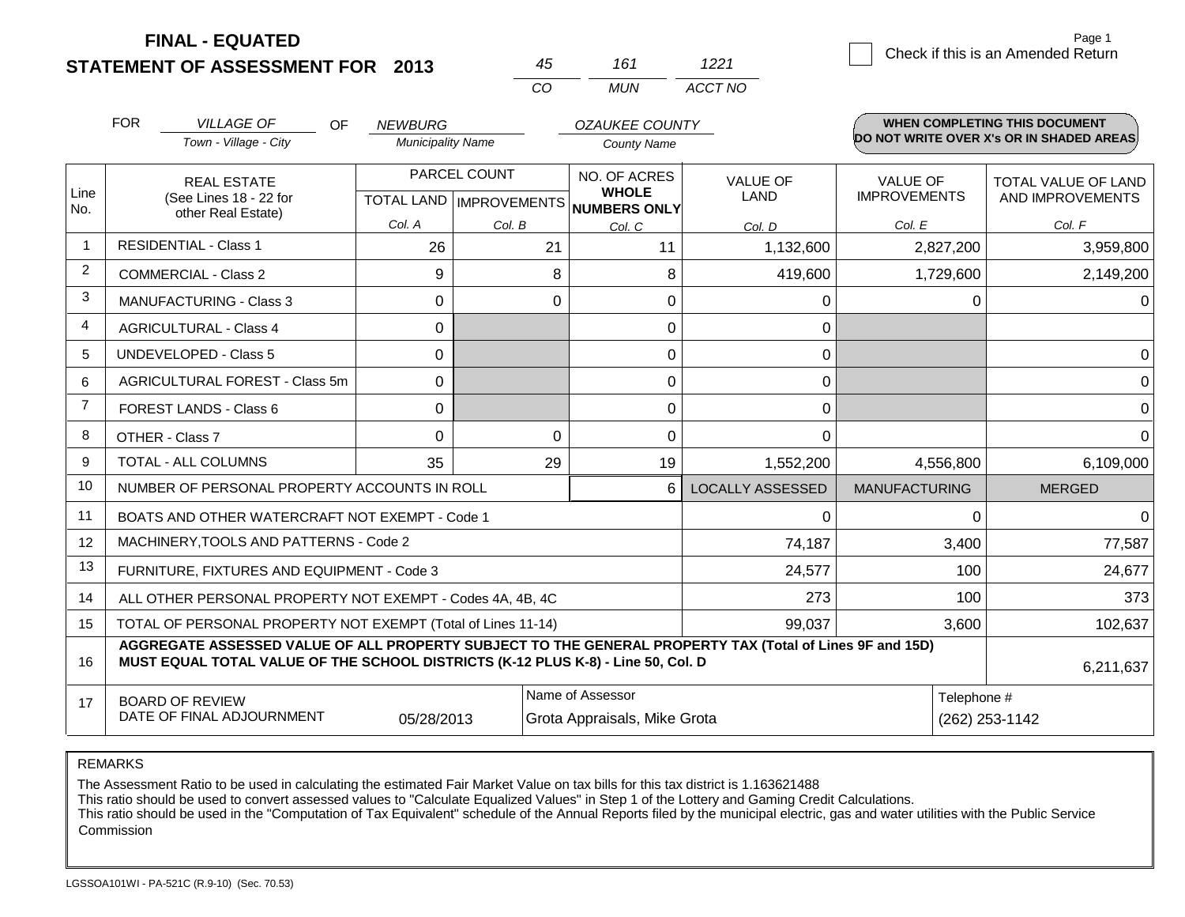**FINAL - EQUATED**
**STATEMENT OF ASSESSMENT FOR 2013**

| 45 | 161 | 1221 |
|---|---|---|
| CO | MUN | ACCT NO |

☐ Check if this is an Amended Return

FOR *VILLAGE OF* (Town - Village - City) OF *NEWBURG* (Municipality Name) *OZAUKEE COUNTY* (County Name)

**WHEN COMPLETING THIS DOCUMENT DO NOT WRITE OVER X's OR IN SHADED AREAS**

| Line No. | REAL ESTATE (See Lines 18 - 22 for other Real Estate) | PARCEL COUNT TOTAL LAND Col. A | IMPROVEMENTS Col. B | NO. OF ACRES WHOLE NUMBERS ONLY Col. C | VALUE OF LAND Col. D | VALUE OF IMPROVEMENTS Col. E | TOTAL VALUE OF LAND AND IMPROVEMENTS Col. F |
|---|---|---|---|---|---|---|---|
| 1 | RESIDENTIAL - Class 1 | 26 | 21 | 11 | 1,132,600 | 2,827,200 | 3,959,800 |
| 2 | COMMERCIAL - Class 2 | 9 | 8 | 8 | 419,600 | 1,729,600 | 2,149,200 |
| 3 | MANUFACTURING - Class 3 | 0 | 0 | 0 | 0 | 0 | 0 |
| 4 | AGRICULTURAL - Class 4 | 0 | | 0 | 0 | | |
| 5 | UNDEVELOPED - Class 5 | 0 | | 0 | 0 | | 0 |
| 6 | AGRICULTURAL FOREST - Class 5m | 0 | | 0 | 0 | | 0 |
| 7 | FOREST LANDS - Class 6 | 0 | | 0 | 0 | | 0 |
| 8 | OTHER - Class 7 | 0 | 0 | 0 | 0 | | 0 |
| 9 | TOTAL - ALL COLUMNS | 35 | 29 | 19 | 1,552,200 | 4,556,800 | 6,109,000 |
| 10 | NUMBER OF PERSONAL PROPERTY ACCOUNTS IN ROLL | | | 6 | LOCALLY ASSESSED | MANUFACTURING | MERGED |
| 11 | BOATS AND OTHER WATERCRAFT NOT EXEMPT - Code 1 | | | | 0 | 0 | 0 |
| 12 | MACHINERY,TOOLS AND PATTERNS - Code 2 | | | | 74,187 | 3,400 | 77,587 |
| 13 | FURNITURE, FIXTURES AND EQUIPMENT - Code 3 | | | | 24,577 | 100 | 24,677 |
| 14 | ALL OTHER PERSONAL PROPERTY NOT EXEMPT - Codes 4A, 4B, 4C | | | | 273 | 100 | 373 |
| 15 | TOTAL OF PERSONAL PROPERTY NOT EXEMPT (Total of Lines 11-14) | | | | 99,037 | 3,600 | 102,637 |
| 16 | **AGGREGATE ASSESSED VALUE OF ALL PROPERTY SUBJECT TO THE GENERAL PROPERTY TAX (Total of Lines 9F and 15D) MUST EQUAL TOTAL VALUE OF THE SCHOOL DISTRICTS (K-12 PLUS K-8) - Line 50, Col. D** | | | | | | 6,211,637 |
| 17 | BOARD OF REVIEW DATE OF FINAL ADJOURNMENT | 05/28/2013 | Name of Assessor: Grota Appraisals, Mike Grota | | | Telephone #: (262) 253-1142 | |

REMARKS

The Assessment Ratio to be used in calculating the estimated Fair Market Value on tax bills for this tax district is 1.163621488
This ratio should be used to convert assessed values to "Calculate Equalized Values" in Step 1 of the Lottery and Gaming Credit Calculations.
This ratio should be used in the "Computation of Tax Equivalent" schedule of the Annual Reports filed by the municipal electric, gas and water utilities with the Public Service Commission

LGSSOA101WI - PA-521C (R.9-10) (Sec. 70.53)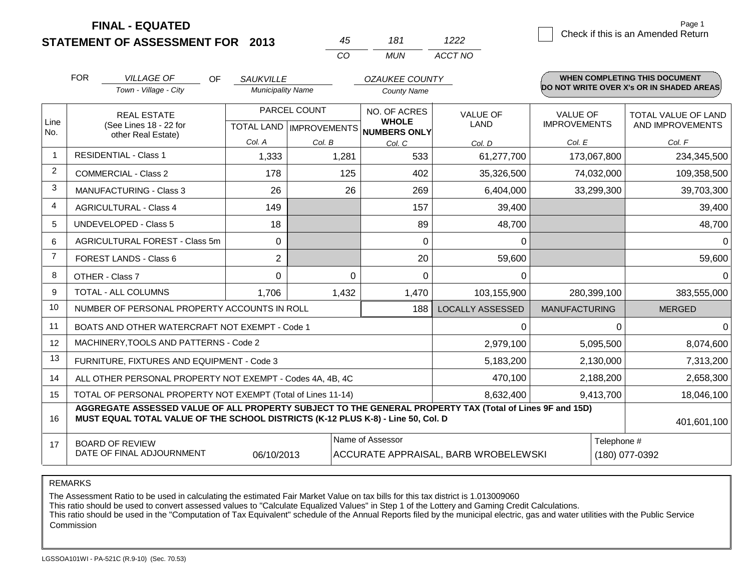**FINAL - EQUATED**

**STATEMENT OF ASSESSMENT FOR 2013**

| 45 | 181 | 1222 |
|---|---|---|
| CO | MUN | ACCT NO |

Page 1

Check if this is an Amended Return

FOR *VILLAGE OF* (Town - Village - City) OF *SAUKVILLE* (Municipality Name) *OZAUKEE COUNTY* (County Name)

**WHEN COMPLETING THIS DOCUMENT DO NOT WRITE OVER X's OR IN SHADED AREAS**

| Line No. | REAL ESTATE (See Lines 18 - 22 for other Real Estate) | PARCEL COUNT | | NO. OF ACRES WHOLE NUMBERS ONLY | VALUE OF LAND | VALUE OF IMPROVEMENTS | TOTAL VALUE OF LAND AND IMPROVEMENTS |
|---|---|---|---|---|---|---|---|
| | | TOTAL LAND | IMPROVEMENTS | | | | |
| | | Col. A | Col. B | Col. C | Col. D | Col. E | Col. F |
| 1 | RESIDENTIAL - Class 1 | 1,333 | 1,281 | 533 | 61,277,700 | 173,067,800 | 234,345,500 |
| 2 | COMMERCIAL - Class 2 | 178 | 125 | 402 | 35,326,500 | 74,032,000 | 109,358,500 |
| 3 | MANUFACTURING - Class 3 | 26 | 26 | 269 | 6,404,000 | 33,299,300 | 39,703,300 |
| 4 | AGRICULTURAL - Class 4 | 149 | | 157 | 39,400 | | 39,400 |
| 5 | UNDEVELOPED - Class 5 | 18 | | 89 | 48,700 | | 48,700 |
| 6 | AGRICULTURAL FOREST - Class 5m | 0 | | 0 | 0 | | 0 |
| 7 | FOREST LANDS - Class 6 | 2 | | 20 | 59,600 | | 59,600 |
| 8 | OTHER - Class 7 | 0 | 0 | 0 | 0 | | 0 |
| 9 | TOTAL - ALL COLUMNS | 1,706 | 1,432 | 1,470 | 103,155,900 | 280,399,100 | 383,555,000 |
| 10 | NUMBER OF PERSONAL PROPERTY ACCOUNTS IN ROLL | | | 188 | LOCALLY ASSESSED | MANUFACTURING | MERGED |
| 11 | BOATS AND OTHER WATERCRAFT NOT EXEMPT - Code 1 | | | | 0 | 0 | 0 |
| 12 | MACHINERY,TOOLS AND PATTERNS - Code 2 | | | | 2,979,100 | 5,095,500 | 8,074,600 |
| 13 | FURNITURE, FIXTURES AND EQUIPMENT - Code 3 | | | | 5,183,200 | 2,130,000 | 7,313,200 |
| 14 | ALL OTHER PERSONAL PROPERTY NOT EXEMPT - Codes 4A, 4B, 4C | | | | 470,100 | 2,188,200 | 2,658,300 |
| 15 | TOTAL OF PERSONAL PROPERTY NOT EXEMPT (Total of Lines 11-14) | | | | 8,632,400 | 9,413,700 | 18,046,100 |
| 16 | **AGGREGATE ASSESSED VALUE OF ALL PROPERTY SUBJECT TO THE GENERAL PROPERTY TAX (Total of Lines 9F and 15D) MUST EQUAL TOTAL VALUE OF THE SCHOOL DISTRICTS (K-12 PLUS K-8) - Line 50, Col. D** | | | | | | 401,601,100 |
| 17 | BOARD OF REVIEW DATE OF FINAL ADJOURNMENT | 06/10/2013 | | Name of Assessor: ACCURATE APPRAISAL, BARB WROBELEWSKI | | | Telephone #: (180) 077-0392 |

REMARKS

The Assessment Ratio to be used in calculating the estimated Fair Market Value on tax bills for this tax district is 1.013009060
This ratio should be used to convert assessed values to "Calculate Equalized Values" in Step 1 of the Lottery and Gaming Credit Calculations.
This ratio should be used in the "Computation of Tax Equivalent" schedule of the Annual Reports filed by the municipal electric, gas and water utilities with the Public Service Commission

LGSSOA101WI - PA-521C (R.9-10) (Sec. 70.53)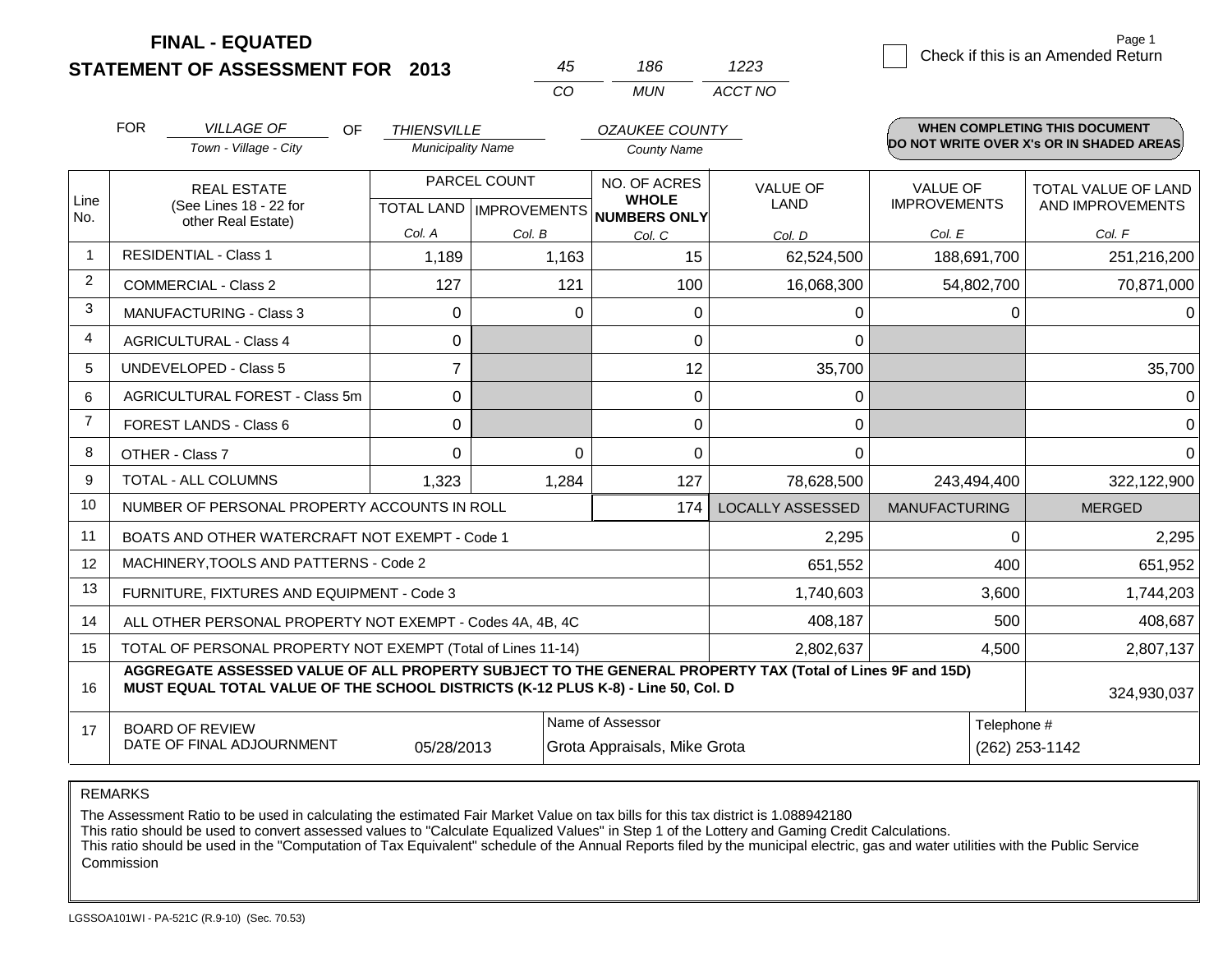**FINAL - EQUATED**
**STATEMENT OF ASSESSMENT FOR 2013**

| 45 | 186 | 1223 |
|---|---|---|
| CO | MUN | ACCT NO |

☐ Check if this is an Amended Return

FOR *VILLAGE OF* (Town - Village - City) OF *THIENSVILLE* (Municipality Name) *OZAUKEE COUNTY* (County Name)

**WHEN COMPLETING THIS DOCUMENT DO NOT WRITE OVER X's OR IN SHADED AREAS**

| Line No. | REAL ESTATE (See Lines 18 - 22 for other Real Estate) | PARCEL COUNT TOTAL LAND Col. A | PARCEL COUNT IMPROVEMENTS Col. B | NO. OF ACRES WHOLE NUMBERS ONLY Col. C | VALUE OF LAND Col. D | VALUE OF IMPROVEMENTS Col. E | TOTAL VALUE OF LAND AND IMPROVEMENTS Col. F |
|---|---|---|---|---|---|---|---|
| 1 | RESIDENTIAL - Class 1 | 1,189 | 1,163 | 15 | 62,524,500 | 188,691,700 | 251,216,200 |
| 2 | COMMERCIAL - Class 2 | 127 | 121 | 100 | 16,068,300 | 54,802,700 | 70,871,000 |
| 3 | MANUFACTURING - Class 3 | 0 | 0 | 0 | 0 | 0 | 0 |
| 4 | AGRICULTURAL - Class 4 | 0 | | 0 | 0 | | |
| 5 | UNDEVELOPED - Class 5 | 7 | | 12 | 35,700 | | 35,700 |
| 6 | AGRICULTURAL FOREST - Class 5m | 0 | | 0 | 0 | | 0 |
| 7 | FOREST LANDS - Class 6 | 0 | | 0 | 0 | | 0 |
| 8 | OTHER - Class 7 | 0 | 0 | 0 | 0 | | 0 |
| 9 | TOTAL - ALL COLUMNS | 1,323 | 1,284 | 127 | 78,628,500 | 243,494,400 | 322,122,900 |
| 10 | NUMBER OF PERSONAL PROPERTY ACCOUNTS IN ROLL | | | 174 | LOCALLY ASSESSED | MANUFACTURING | MERGED |
| 11 | BOATS AND OTHER WATERCRAFT NOT EXEMPT - Code 1 | | | | 2,295 | 0 | 2,295 |
| 12 | MACHINERY,TOOLS AND PATTERNS - Code 2 | | | | 651,552 | 400 | 651,952 |
| 13 | FURNITURE, FIXTURES AND EQUIPMENT - Code 3 | | | | 1,740,603 | 3,600 | 1,744,203 |
| 14 | ALL OTHER PERSONAL PROPERTY NOT EXEMPT - Codes 4A, 4B, 4C | | | | 408,187 | 500 | 408,687 |
| 15 | TOTAL OF PERSONAL PROPERTY NOT EXEMPT (Total of Lines 11-14) | | | | 2,802,637 | 4,500 | 2,807,137 |
| 16 | **AGGREGATE ASSESSED VALUE OF ALL PROPERTY SUBJECT TO THE GENERAL PROPERTY TAX (Total of Lines 9F and 15D) MUST EQUAL TOTAL VALUE OF THE SCHOOL DISTRICTS (K-12 PLUS K-8) - Line 50, Col. D** | | | | | | 324,930,037 |
| 17 | BOARD OF REVIEW DATE OF FINAL ADJOURNMENT | 05/28/2013 | Name of Assessor | Grota Appraisals, Mike Grota | | Telephone # | (262) 253-1142 |

REMARKS

The Assessment Ratio to be used in calculating the estimated Fair Market Value on tax bills for this tax district is 1.088942180
This ratio should be used to convert assessed values to "Calculate Equalized Values" in Step 1 of the Lottery and Gaming Credit Calculations.
This ratio should be used in the "Computation of Tax Equivalent" schedule of the Annual Reports filed by the municipal electric, gas and water utilities with the Public Service Commission

LGSSOA101WI - PA-521C (R.9-10) (Sec. 70.53)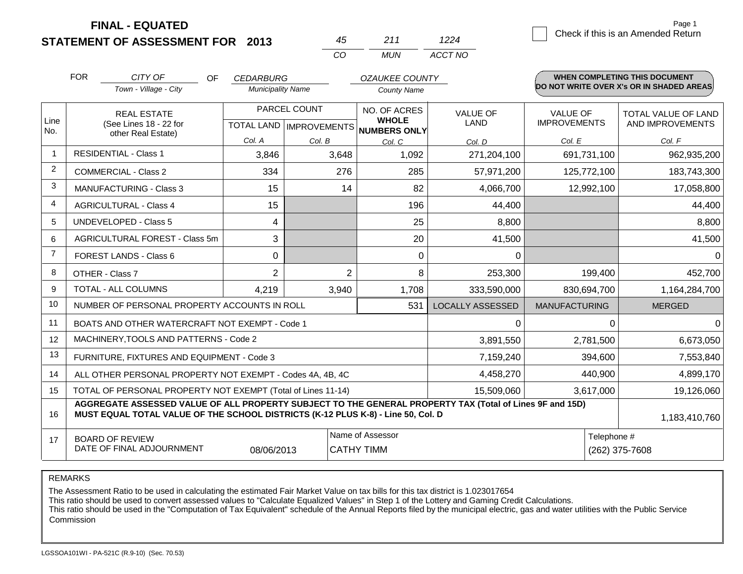# FINAL - EQUATED
# STATEMENT OF ASSESSMENT FOR 2013

| 45 | 211 | 1224 |
|---|---|---|
| CO | MUN | ACCT NO |

Check if this is an Amended Return

| FOR | CITY OF | OF | CEDARBURG | OZAUKEE COUNTY |
|---|---|---|---|---|
| | Town - Village - City | | Municipality Name | County Name |

**WHEN COMPLETING THIS DOCUMENT DO NOT WRITE OVER X's OR IN SHADED AREAS**

| Line No. | REAL ESTATE (See Lines 18 - 22 for other Real Estate) | PARCEL COUNT | | NO. OF ACRES WHOLE NUMBERS ONLY | VALUE OF LAND | VALUE OF IMPROVEMENTS | TOTAL VALUE OF LAND AND IMPROVEMENTS |
|---|---|---|---|---|---|---|---|
| | | TOTAL LAND | IMPROVEMENTS | | | | |
| | | Col. A | Col. B | Col. C | Col. D | Col. E | Col. F |
| 1 | RESIDENTIAL - Class 1 | 3,846 | 3,648 | 1,092 | 271,204,100 | 691,731,100 | 962,935,200 |
| 2 | COMMERCIAL - Class 2 | 334 | 276 | 285 | 57,971,200 | 125,772,100 | 183,743,300 |
| 3 | MANUFACTURING - Class 3 | 15 | 14 | 82 | 4,066,700 | 12,992,100 | 17,058,800 |
| 4 | AGRICULTURAL - Class 4 | 15 | | 196 | 44,400 | | 44,400 |
| 5 | UNDEVELOPED - Class 5 | 4 | | 25 | 8,800 | | 8,800 |
| 6 | AGRICULTURAL FOREST - Class 5m | 3 | | 20 | 41,500 | | 41,500 |
| 7 | FOREST LANDS - Class 6 | 0 | | 0 | 0 | | 0 |
| 8 | OTHER - Class 7 | 2 | 2 | 8 | 253,300 | 199,400 | 452,700 |
| 9 | TOTAL - ALL COLUMNS | 4,219 | 3,940 | 1,708 | 333,590,000 | 830,694,700 | 1,164,284,700 |
| 10 | NUMBER OF PERSONAL PROPERTY ACCOUNTS IN ROLL | | | 531 | LOCALLY ASSESSED | MANUFACTURING | MERGED |
| 11 | BOATS AND OTHER WATERCRAFT NOT EXEMPT - Code 1 | | | | 0 | 0 | 0 |
| 12 | MACHINERY,TOOLS AND PATTERNS - Code 2 | | | | 3,891,550 | 2,781,500 | 6,673,050 |
| 13 | FURNITURE, FIXTURES AND EQUIPMENT - Code 3 | | | | 7,159,240 | 394,600 | 7,553,840 |
| 14 | ALL OTHER PERSONAL PROPERTY NOT EXEMPT - Codes 4A, 4B, 4C | | | | 4,458,270 | 440,900 | 4,899,170 |
| 15 | TOTAL OF PERSONAL PROPERTY NOT EXEMPT (Total of Lines 11-14) | | | | 15,509,060 | 3,617,000 | 19,126,060 |
| 16 | **AGGREGATE ASSESSED VALUE OF ALL PROPERTY SUBJECT TO THE GENERAL PROPERTY TAX (Total of Lines 9F and 15D) MUST EQUAL TOTAL VALUE OF THE SCHOOL DISTRICTS (K-12 PLUS K-8) - Line 50, Col. D** | | | | | | 1,183,410,760 |
| 17 | BOARD OF REVIEW DATE OF FINAL ADJOURNMENT | 08/06/2013 | | Name of Assessor: CATHY TIMM | | | Telephone #: (262) 375-7608 |

REMARKS

The Assessment Ratio to be used in calculating the estimated Fair Market Value on tax bills for this tax district is 1.023017654
This ratio should be used to convert assessed values to "Calculate Equalized Values" in Step 1 of the Lottery and Gaming Credit Calculations.
This ratio should be used in the "Computation of Tax Equivalent" schedule of the Annual Reports filed by the municipal electric, gas and water utilities with the Public Service Commission

LGSSOA101WI - PA-521C (R.9-10) (Sec. 70.53)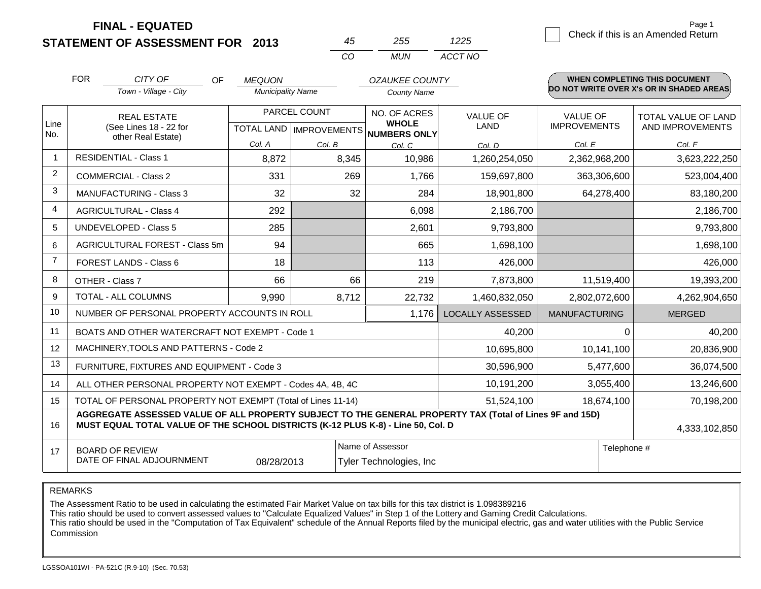**FINAL - EQUATED**
**STATEMENT OF ASSESSMENT FOR 2013**

| 45 | 255 | 1225 |
|---|---|---|
| CO | MUN | ACCT NO |

☐ Check if this is an Amended Return

FOR *CITY OF* (Town - Village - City) OF *MEQUON* (Municipality Name) *OZAUKEE COUNTY* (County Name)

**WHEN COMPLETING THIS DOCUMENT DO NOT WRITE OVER X's OR IN SHADED AREAS**

| Line No. | REAL ESTATE (See Lines 18 - 22 for other Real Estate) | PARCEL COUNT TOTAL LAND Col. A | PARCEL COUNT IMPROVEMENTS Col. B | NO. OF ACRES WHOLE NUMBERS ONLY Col. C | VALUE OF LAND Col. D | VALUE OF IMPROVEMENTS Col. E | TOTAL VALUE OF LAND AND IMPROVEMENTS Col. F |
|---|---|---|---|---|---|---|---|
| 1 | RESIDENTIAL - Class 1 | 8,872 | 8,345 | 10,986 | 1,260,254,050 | 2,362,968,200 | 3,623,222,250 |
| 2 | COMMERCIAL - Class 2 | 331 | 269 | 1,766 | 159,697,800 | 363,306,600 | 523,004,400 |
| 3 | MANUFACTURING - Class 3 | 32 | 32 | 284 | 18,901,800 | 64,278,400 | 83,180,200 |
| 4 | AGRICULTURAL - Class 4 | 292 | | 6,098 | 2,186,700 | | 2,186,700 |
| 5 | UNDEVELOPED - Class 5 | 285 | | 2,601 | 9,793,800 | | 9,793,800 |
| 6 | AGRICULTURAL FOREST - Class 5m | 94 | | 665 | 1,698,100 | | 1,698,100 |
| 7 | FOREST LANDS - Class 6 | 18 | | 113 | 426,000 | | 426,000 |
| 8 | OTHER - Class 7 | 66 | 66 | 219 | 7,873,800 | 11,519,400 | 19,393,200 |
| 9 | TOTAL - ALL COLUMNS | 9,990 | 8,712 | 22,732 | 1,460,832,050 | 2,802,072,600 | 4,262,904,650 |
| 10 | NUMBER OF PERSONAL PROPERTY ACCOUNTS IN ROLL | | | 1,176 | LOCALLY ASSESSED | MANUFACTURING | MERGED |
| 11 | BOATS AND OTHER WATERCRAFT NOT EXEMPT - Code 1 | | | | 40,200 | 0 | 40,200 |
| 12 | MACHINERY,TOOLS AND PATTERNS - Code 2 | | | | 10,695,800 | 10,141,100 | 20,836,900 |
| 13 | FURNITURE, FIXTURES AND EQUIPMENT - Code 3 | | | | 30,596,900 | 5,477,600 | 36,074,500 |
| 14 | ALL OTHER PERSONAL PROPERTY NOT EXEMPT - Codes 4A, 4B, 4C | | | | 10,191,200 | 3,055,400 | 13,246,600 |
| 15 | TOTAL OF PERSONAL PROPERTY NOT EXEMPT (Total of Lines 11-14) | | | | 51,524,100 | 18,674,100 | 70,198,200 |
| 16 | **AGGREGATE ASSESSED VALUE OF ALL PROPERTY SUBJECT TO THE GENERAL PROPERTY TAX (Total of Lines 9F and 15D) MUST EQUAL TOTAL VALUE OF THE SCHOOL DISTRICTS (K-12 PLUS K-8) - Line 50, Col. D** | | | | | | 4,333,102,850 |
| 17 | BOARD OF REVIEW DATE OF FINAL ADJOURNMENT | 08/28/2013 | Name of Assessor: Tyler Technologies, Inc | | | Telephone # | |

REMARKS

The Assessment Ratio to be used in calculating the estimated Fair Market Value on tax bills for this tax district is 1.098389216
This ratio should be used to convert assessed values to "Calculate Equalized Values" in Step 1 of the Lottery and Gaming Credit Calculations.
This ratio should be used in the "Computation of Tax Equivalent" schedule of the Annual Reports filed by the municipal electric, gas and water utilities with the Public Service Commission

LGSSOA101WI - PA-521C (R.9-10) (Sec. 70.53)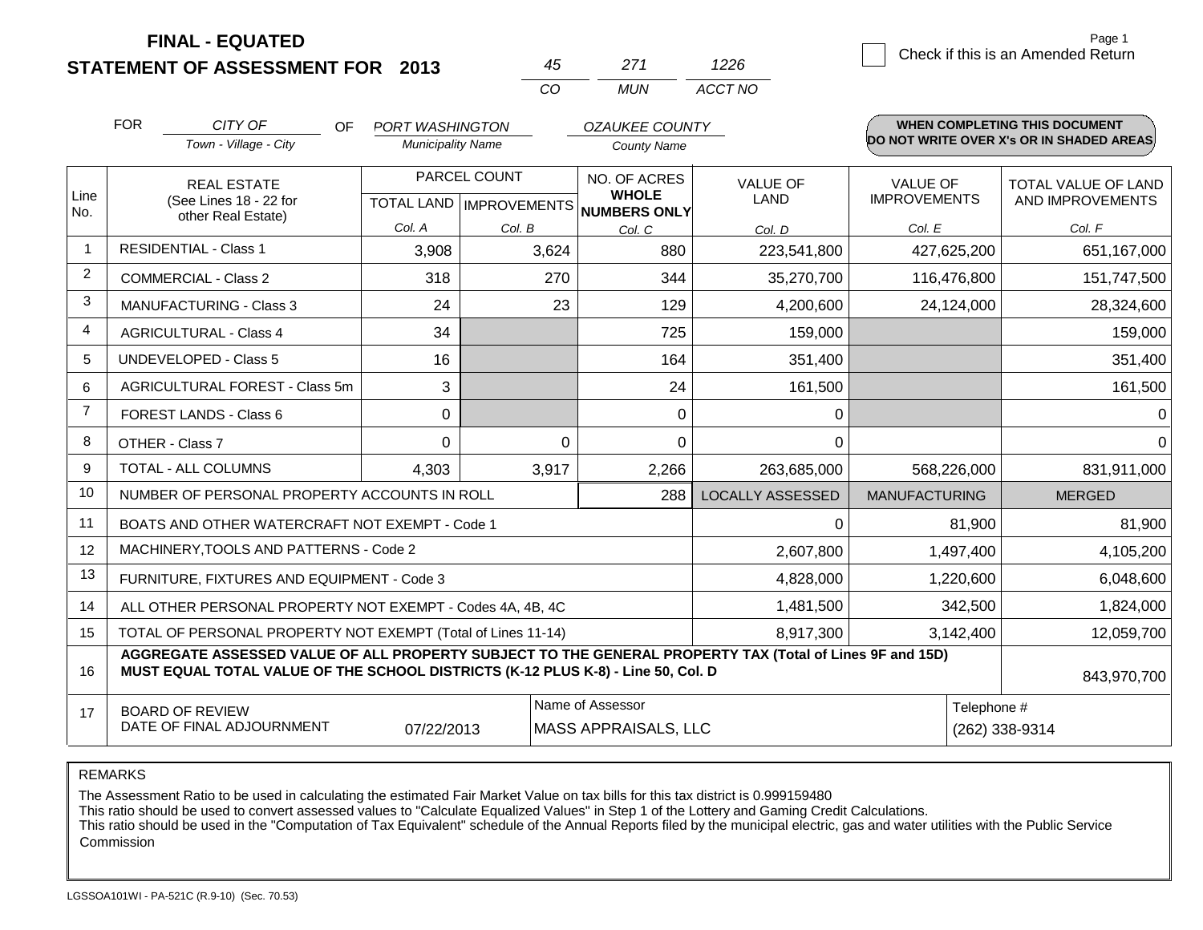# FINAL - EQUATED

## STATEMENT OF ASSESSMENT FOR 2013

| 45 | 271 | 1226 |
|---|---|---|
| CO | MUN | ACCT NO |

Page 1

☐ Check if this is an Amended Return

FOR *CITY OF* (Town - Village - City) OF *PORT WASHINGTON* (Municipality Name) *OZAUKEE COUNTY* (County Name)

**WHEN COMPLETING THIS DOCUMENT DO NOT WRITE OVER X's OR IN SHADED AREAS**

| Line No. | REAL ESTATE (See Lines 18 - 22 for other Real Estate) | PARCEL COUNT | | NO. OF ACRES WHOLE NUMBERS ONLY | VALUE OF LAND | VALUE OF IMPROVEMENTS | TOTAL VALUE OF LAND AND IMPROVEMENTS |
|---|---|---|---|---|---|---|---|
| | | TOTAL LAND | IMPROVEMENTS | | | | |
| | | Col. A | Col. B | Col. C | Col. D | Col. E | Col. F |
| 1 | RESIDENTIAL - Class 1 | 3,908 | 3,624 | 880 | 223,541,800 | 427,625,200 | 651,167,000 |
| 2 | COMMERCIAL - Class 2 | 318 | 270 | 344 | 35,270,700 | 116,476,800 | 151,747,500 |
| 3 | MANUFACTURING - Class 3 | 24 | 23 | 129 | 4,200,600 | 24,124,000 | 28,324,600 |
| 4 | AGRICULTURAL - Class 4 | 34 | | 725 | 159,000 | | 159,000 |
| 5 | UNDEVELOPED - Class 5 | 16 | | 164 | 351,400 | | 351,400 |
| 6 | AGRICULTURAL FOREST - Class 5m | 3 | | 24 | 161,500 | | 161,500 |
| 7 | FOREST LANDS - Class 6 | 0 | | 0 | 0 | | 0 |
| 8 | OTHER - Class 7 | 0 | 0 | 0 | 0 | | 0 |
| 9 | TOTAL - ALL COLUMNS | 4,303 | 3,917 | 2,266 | 263,685,000 | 568,226,000 | 831,911,000 |
| 10 | NUMBER OF PERSONAL PROPERTY ACCOUNTS IN ROLL | | | 288 | LOCALLY ASSESSED | MANUFACTURING | MERGED |
| 11 | BOATS AND OTHER WATERCRAFT NOT EXEMPT - Code 1 | | | | 0 | 81,900 | 81,900 |
| 12 | MACHINERY,TOOLS AND PATTERNS - Code 2 | | | | 2,607,800 | 1,497,400 | 4,105,200 |
| 13 | FURNITURE, FIXTURES AND EQUIPMENT - Code 3 | | | | 4,828,000 | 1,220,600 | 6,048,600 |
| 14 | ALL OTHER PERSONAL PROPERTY NOT EXEMPT - Codes 4A, 4B, 4C | | | | 1,481,500 | 342,500 | 1,824,000 |
| 15 | TOTAL OF PERSONAL PROPERTY NOT EXEMPT (Total of Lines 11-14) | | | | 8,917,300 | 3,142,400 | 12,059,700 |
| 16 | **AGGREGATE ASSESSED VALUE OF ALL PROPERTY SUBJECT TO THE GENERAL PROPERTY TAX (Total of Lines 9F and 15D) MUST EQUAL TOTAL VALUE OF THE SCHOOL DISTRICTS (K-12 PLUS K-8) - Line 50, Col. D** | | | | | | 843,970,700 |
| 17 | BOARD OF REVIEW DATE OF FINAL ADJOURNMENT | 07/22/2013 | | Name of Assessor: MASS APPRAISALS, LLC | | Telephone #: (262) 338-9314 | |

REMARKS

The Assessment Ratio to be used in calculating the estimated Fair Market Value on tax bills for this tax district is 0.999159480
This ratio should be used to convert assessed values to "Calculate Equalized Values" in Step 1 of the Lottery and Gaming Credit Calculations.
This ratio should be used in the "Computation of Tax Equivalent" schedule of the Annual Reports filed by the municipal electric, gas and water utilities with the Public Service Commission

LGSSOA101WI - PA-521C (R.9-10) (Sec. 70.53)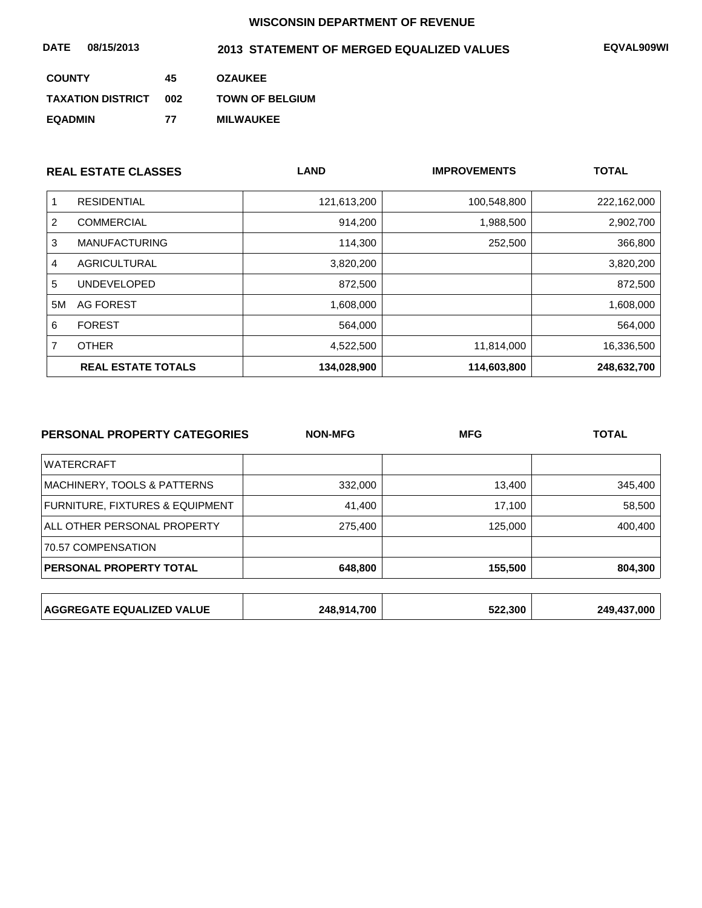**WISCONSIN DEPARTMENT OF REVENUE**

**DATE 08/15/2013** **2013 STATEMENT OF MERGED EQUALIZED VALUES** **EQVAL909WI**

| | | |
|---|---|---|
| **COUNTY** | **45** | **OZAUKEE** |
| **TAXATION DISTRICT** | **002** | **TOWN OF BELGIUM** |
| **EQADMIN** | **77** | **MILWAUKEE** |

| | **REAL ESTATE CLASSES** | **LAND** | **IMPROVEMENTS** | **TOTAL** |
|---|---|---|---|---|
| 1 | RESIDENTIAL | 121,613,200 | 100,548,800 | 222,162,000 |
| 2 | COMMERCIAL | 914,200 | 1,988,500 | 2,902,700 |
| 3 | MANUFACTURING | 114,300 | 252,500 | 366,800 |
| 4 | AGRICULTURAL | 3,820,200 | | 3,820,200 |
| 5 | UNDEVELOPED | 872,500 | | 872,500 |
| 5M | AG FOREST | 1,608,000 | | 1,608,000 |
| 6 | FOREST | 564,000 | | 564,000 |
| 7 | OTHER | 4,522,500 | 11,814,000 | 16,336,500 |
| | **REAL ESTATE TOTALS** | **134,028,900** | **114,603,800** | **248,632,700** |

| **PERSONAL PROPERTY CATEGORIES** | **NON-MFG** | **MFG** | **TOTAL** |
|---|---|---|---|
| WATERCRAFT | | | |
| MACHINERY, TOOLS & PATTERNS | 332,000 | 13,400 | 345,400 |
| FURNITURE, FIXTURES & EQUIPMENT | 41,400 | 17,100 | 58,500 |
| ALL OTHER PERSONAL PROPERTY | 275,400 | 125,000 | 400,400 |
| 70.57 COMPENSATION | | | |
| **PERSONAL PROPERTY TOTAL** | **648,800** | **155,500** | **804,300** |

| | | | |
|---|---|---|---|
| **AGGREGATE EQUALIZED VALUE** | **248,914,700** | **522,300** | **249,437,000** |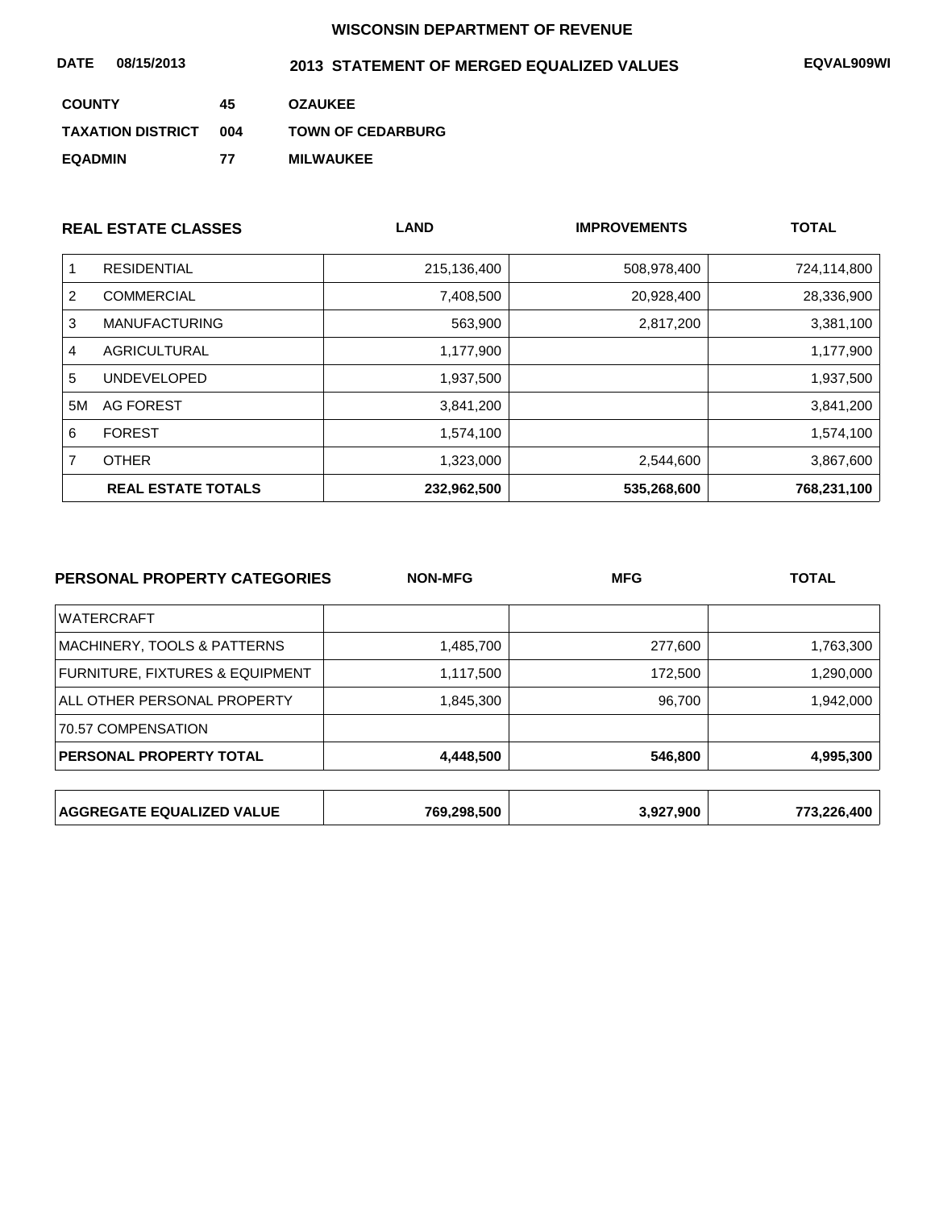**WISCONSIN DEPARTMENT OF REVENUE**

**DATE 08/15/2013** **2013 STATEMENT OF MERGED EQUALIZED VALUES** **EQVAL909WI**

| | | |
|---|---|---|
| **COUNTY** | **45** | **OZAUKEE** |
| **TAXATION DISTRICT** | **004** | **TOWN OF CEDARBURG** |
| **EQADMIN** | **77** | **MILWAUKEE** |

| | **REAL ESTATE CLASSES** | **LAND** | **IMPROVEMENTS** | **TOTAL** |
|---|---|---|---|---|
| 1 | RESIDENTIAL | 215,136,400 | 508,978,400 | 724,114,800 |
| 2 | COMMERCIAL | 7,408,500 | 20,928,400 | 28,336,900 |
| 3 | MANUFACTURING | 563,900 | 2,817,200 | 3,381,100 |
| 4 | AGRICULTURAL | 1,177,900 | | 1,177,900 |
| 5 | UNDEVELOPED | 1,937,500 | | 1,937,500 |
| 5M | AG FOREST | 3,841,200 | | 3,841,200 |
| 6 | FOREST | 1,574,100 | | 1,574,100 |
| 7 | OTHER | 1,323,000 | 2,544,600 | 3,867,600 |
| | **REAL ESTATE TOTALS** | **232,962,500** | **535,268,600** | **768,231,100** |

| **PERSONAL PROPERTY CATEGORIES** | **NON-MFG** | **MFG** | **TOTAL** |
|---|---|---|---|
| WATERCRAFT | | | |
| MACHINERY, TOOLS & PATTERNS | 1,485,700 | 277,600 | 1,763,300 |
| FURNITURE, FIXTURES & EQUIPMENT | 1,117,500 | 172,500 | 1,290,000 |
| ALL OTHER PERSONAL PROPERTY | 1,845,300 | 96,700 | 1,942,000 |
| 70.57 COMPENSATION | | | |
| **PERSONAL PROPERTY TOTAL** | **4,448,500** | **546,800** | **4,995,300** |

| | | | |
|---|---|---|---|
| **AGGREGATE EQUALIZED VALUE** | **769,298,500** | **3,927,900** | **773,226,400** |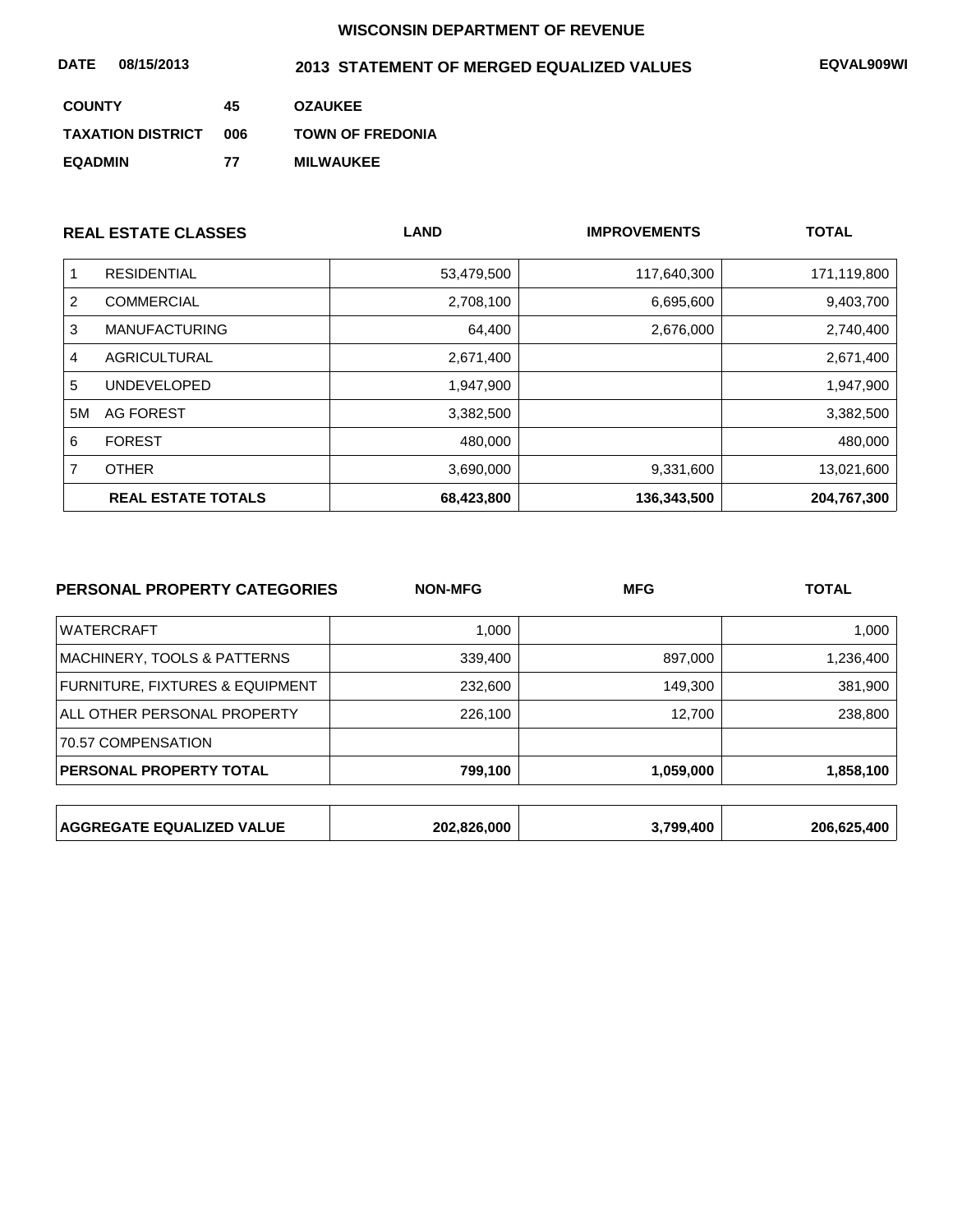**WISCONSIN DEPARTMENT OF REVENUE**

**DATE** 08/15/2013 **2013 STATEMENT OF MERGED EQUALIZED VALUES** **EQVAL909WI**

| | | |
|---|---|---|
| **COUNTY** | **45** | **OZAUKEE** |
| **TAXATION DISTRICT** | **006** | **TOWN OF FREDONIA** |
| **EQADMIN** | **77** | **MILWAUKEE** |

| | REAL ESTATE CLASSES | LAND | IMPROVEMENTS | TOTAL |
|---|---|---|---|---|
| 1 | RESIDENTIAL | 53,479,500 | 117,640,300 | 171,119,800 |
| 2 | COMMERCIAL | 2,708,100 | 6,695,600 | 9,403,700 |
| 3 | MANUFACTURING | 64,400 | 2,676,000 | 2,740,400 |
| 4 | AGRICULTURAL | 2,671,400 | | 2,671,400 |
| 5 | UNDEVELOPED | 1,947,900 | | 1,947,900 |
| 5M | AG FOREST | 3,382,500 | | 3,382,500 |
| 6 | FOREST | 480,000 | | 480,000 |
| 7 | OTHER | 3,690,000 | 9,331,600 | 13,021,600 |
| | **REAL ESTATE TOTALS** | **68,423,800** | **136,343,500** | **204,767,300** |

| PERSONAL PROPERTY CATEGORIES | NON-MFG | MFG | TOTAL |
|---|---|---|---|
| WATERCRAFT | 1,000 | | 1,000 |
| MACHINERY, TOOLS & PATTERNS | 339,400 | 897,000 | 1,236,400 |
| FURNITURE, FIXTURES & EQUIPMENT | 232,600 | 149,300 | 381,900 |
| ALL OTHER PERSONAL PROPERTY | 226,100 | 12,700 | 238,800 |
| 70.57 COMPENSATION | | | |
| **PERSONAL PROPERTY TOTAL** | **799,100** | **1,059,000** | **1,858,100** |

| | | | |
|---|---|---|---|
| **AGGREGATE EQUALIZED VALUE** | **202,826,000** | **3,799,400** | **206,625,400** |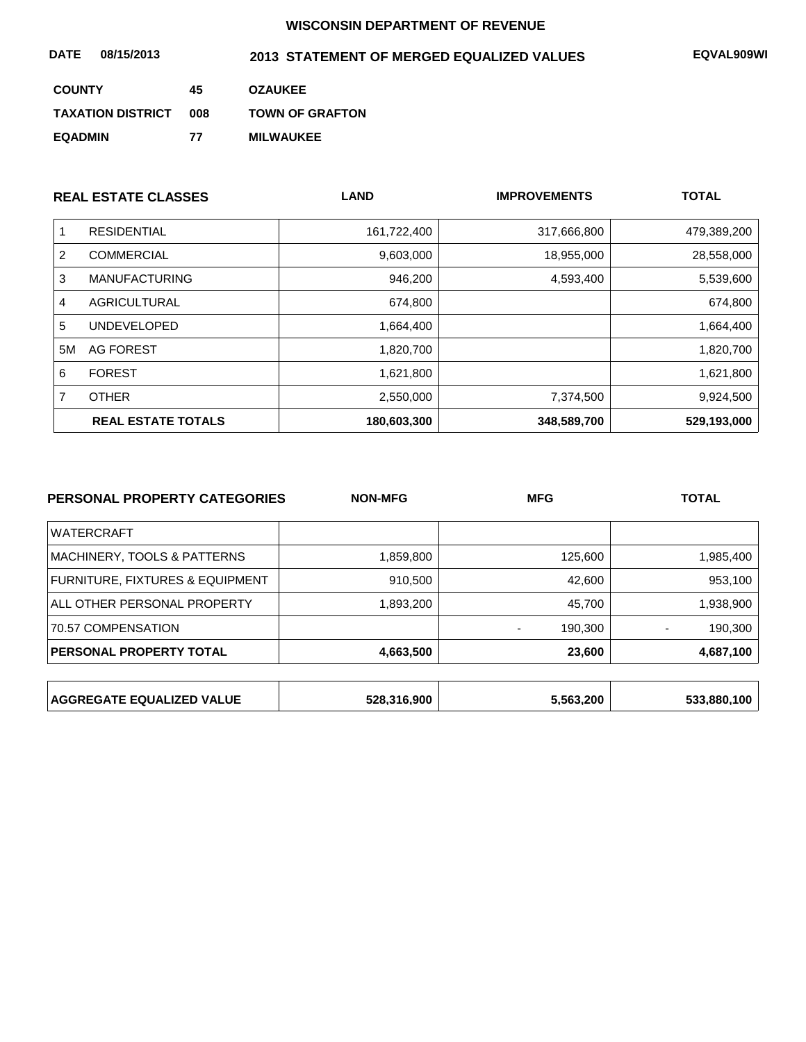**WISCONSIN DEPARTMENT OF REVENUE**

**DATE 08/15/2013** **2013 STATEMENT OF MERGED EQUALIZED VALUES** **EQVAL909WI**

**COUNTY** **45** **OZAUKEE**

**TAXATION DISTRICT** **008** **TOWN OF GRAFTON**

**EQADMIN** **77** **MILWAUKEE**

| | REAL ESTATE CLASSES | LAND | IMPROVEMENTS | TOTAL |
|---|---|---|---|---|
| 1 | RESIDENTIAL | 161,722,400 | 317,666,800 | 479,389,200 |
| 2 | COMMERCIAL | 9,603,000 | 18,955,000 | 28,558,000 |
| 3 | MANUFACTURING | 946,200 | 4,593,400 | 5,539,600 |
| 4 | AGRICULTURAL | 674,800 | | 674,800 |
| 5 | UNDEVELOPED | 1,664,400 | | 1,664,400 |
| 5M | AG FOREST | 1,820,700 | | 1,820,700 |
| 6 | FOREST | 1,621,800 | | 1,621,800 |
| 7 | OTHER | 2,550,000 | 7,374,500 | 9,924,500 |
| | **REAL ESTATE TOTALS** | **180,603,300** | **348,589,700** | **529,193,000** |

| PERSONAL PROPERTY CATEGORIES | NON-MFG | MFG | TOTAL |
|---|---|---|---|
| WATERCRAFT | | | |
| MACHINERY, TOOLS & PATTERNS | 1,859,800 | 125,600 | 1,985,400 |
| FURNITURE, FIXTURES & EQUIPMENT | 910,500 | 42,600 | 953,100 |
| ALL OTHER PERSONAL PROPERTY | 1,893,200 | 45,700 | 1,938,900 |
| 70.57 COMPENSATION | | - 190,300 | - 190,300 |
| **PERSONAL PROPERTY TOTAL** | **4,663,500** | **23,600** | **4,687,100** |

| **AGGREGATE EQUALIZED VALUE** | **528,316,900** | **5,563,200** | **533,880,100** |
|---|---|---|---|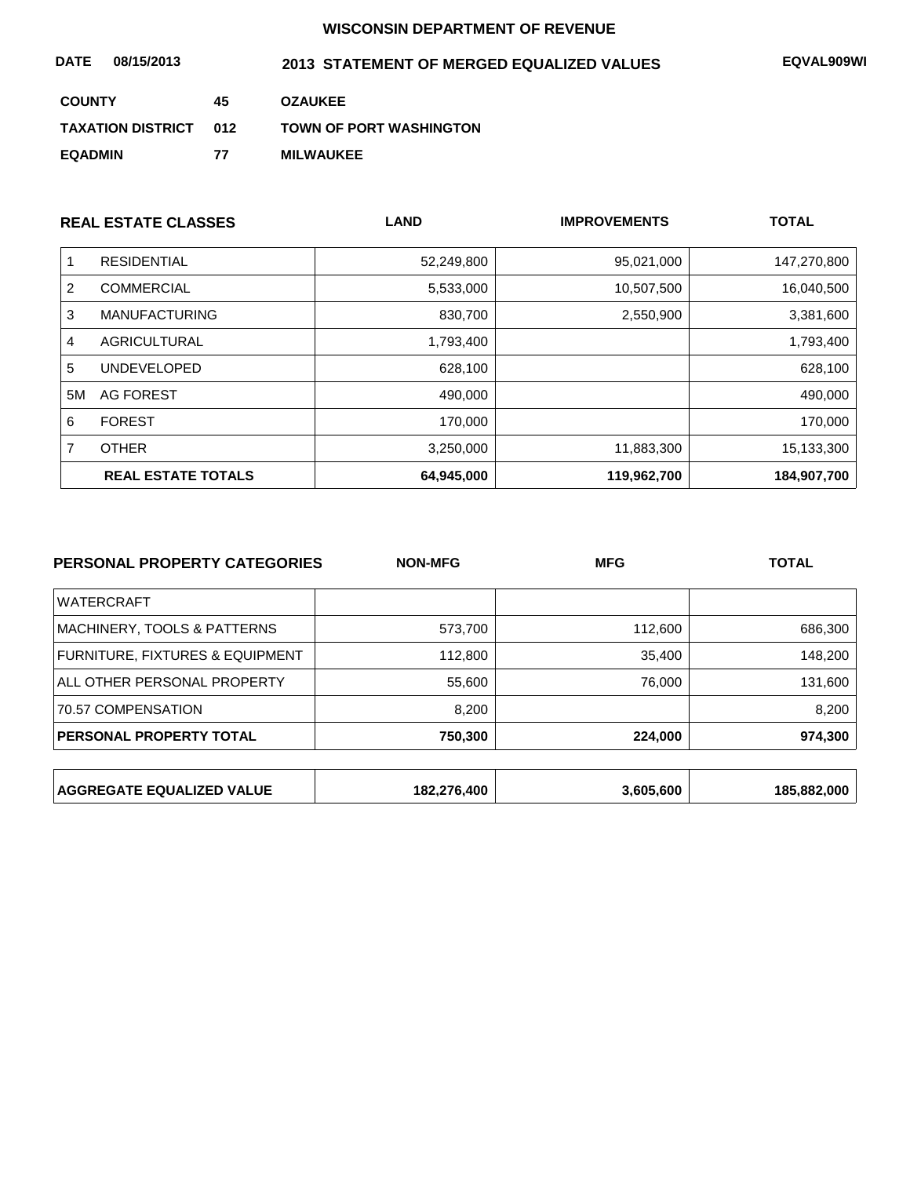WISCONSIN DEPARTMENT OF REVENUE

**DATE** 08/15/2013

# 2013 STATEMENT OF MERGED EQUALIZED VALUES

EQVAL909WI

**COUNTY** 45 **OZAUKEE**

**TAXATION DISTRICT** 012 **TOWN OF PORT WASHINGTON**

**EQADMIN** 77 **MILWAUKEE**

| | REAL ESTATE CLASSES | LAND | IMPROVEMENTS | TOTAL |
|---|---|---|---|---|
| 1 | RESIDENTIAL | 52,249,800 | 95,021,000 | 147,270,800 |
| 2 | COMMERCIAL | 5,533,000 | 10,507,500 | 16,040,500 |
| 3 | MANUFACTURING | 830,700 | 2,550,900 | 3,381,600 |
| 4 | AGRICULTURAL | 1,793,400 | | 1,793,400 |
| 5 | UNDEVELOPED | 628,100 | | 628,100 |
| 5M | AG FOREST | 490,000 | | 490,000 |
| 6 | FOREST | 170,000 | | 170,000 |
| 7 | OTHER | 3,250,000 | 11,883,300 | 15,133,300 |
| | **REAL ESTATE TOTALS** | **64,945,000** | **119,962,700** | **184,907,700** |

| PERSONAL PROPERTY CATEGORIES | NON-MFG | MFG | TOTAL |
|---|---|---|---|
| WATERCRAFT | | | |
| MACHINERY, TOOLS & PATTERNS | 573,700 | 112,600 | 686,300 |
| FURNITURE, FIXTURES & EQUIPMENT | 112,800 | 35,400 | 148,200 |
| ALL OTHER PERSONAL PROPERTY | 55,600 | 76,000 | 131,600 |
| 70.57 COMPENSATION | 8,200 | | 8,200 |
| **PERSONAL PROPERTY TOTAL** | **750,300** | **224,000** | **974,300** |
| **AGGREGATE EQUALIZED VALUE** | **182,276,400** | **3,605,600** | **185,882,000** |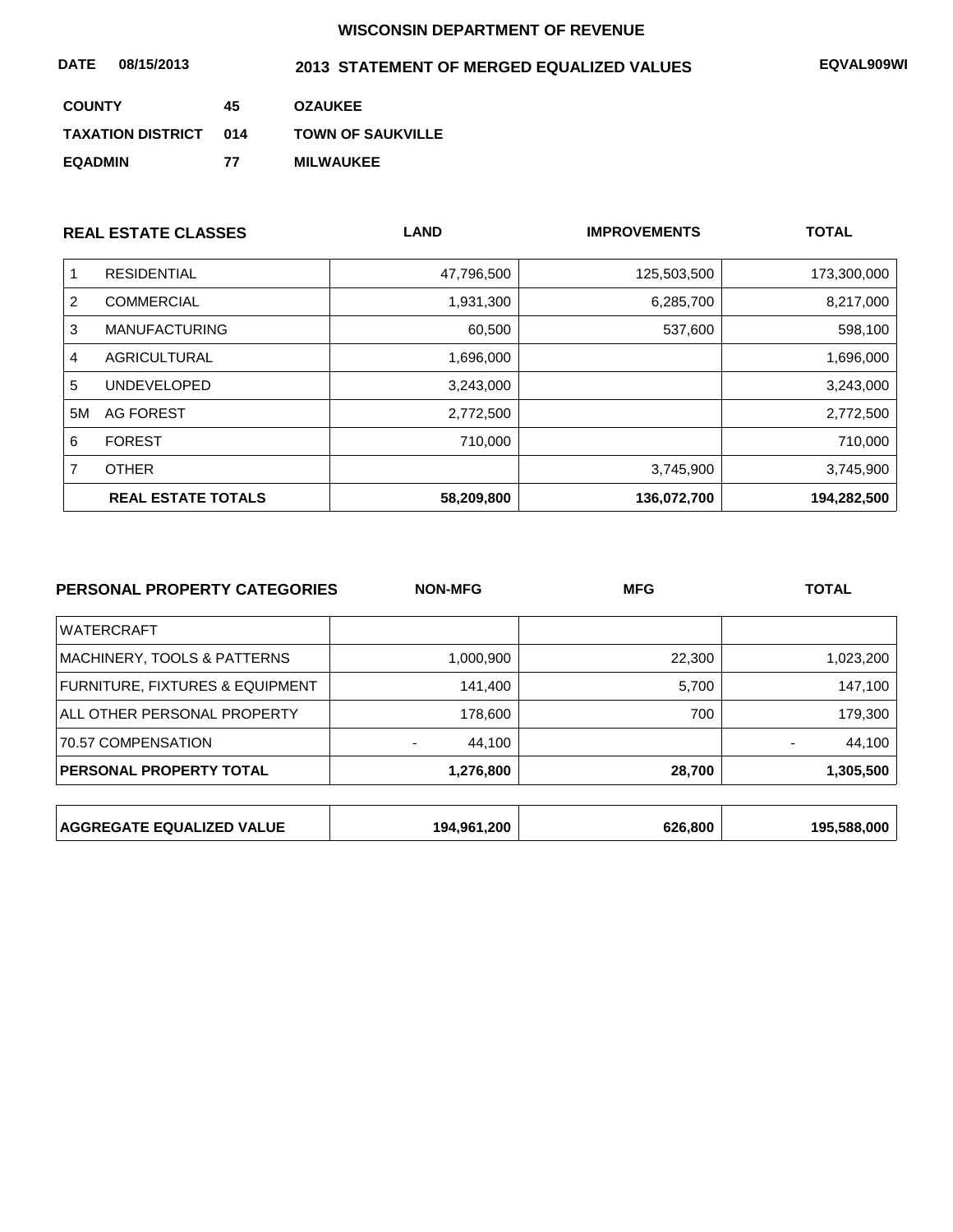# WISCONSIN DEPARTMENT OF REVENUE

**DATE** 08/15/2013 **2013 STATEMENT OF MERGED EQUALIZED VALUES** EQVAL909WI

| | | |
|---|---|---|
| **COUNTY** | 45 | OZAUKEE |
| **TAXATION DISTRICT** | 014 | TOWN OF SAUKVILLE |
| **EQADMIN** | 77 | MILWAUKEE |

| REAL ESTATE CLASSES | | LAND | IMPROVEMENTS | TOTAL |
|---|---|---|---|---|
| 1 | RESIDENTIAL | 47,796,500 | 125,503,500 | 173,300,000 |
| 2 | COMMERCIAL | 1,931,300 | 6,285,700 | 8,217,000 |
| 3 | MANUFACTURING | 60,500 | 537,600 | 598,100 |
| 4 | AGRICULTURAL | 1,696,000 | | 1,696,000 |
| 5 | UNDEVELOPED | 3,243,000 | | 3,243,000 |
| 5M | AG FOREST | 2,772,500 | | 2,772,500 |
| 6 | FOREST | 710,000 | | 710,000 |
| 7 | OTHER | | 3,745,900 | 3,745,900 |
| | **REAL ESTATE TOTALS** | **58,209,800** | **136,072,700** | **194,282,500** |

| PERSONAL PROPERTY CATEGORIES | NON-MFG | MFG | TOTAL |
|---|---|---|---|
| WATERCRAFT | | | |
| MACHINERY, TOOLS & PATTERNS | 1,000,900 | 22,300 | 1,023,200 |
| FURNITURE, FIXTURES & EQUIPMENT | 141,400 | 5,700 | 147,100 |
| ALL OTHER PERSONAL PROPERTY | 178,600 | 700 | 179,300 |
| 70.57 COMPENSATION | - 44,100 | | - 44,100 |
| **PERSONAL PROPERTY TOTAL** | **1,276,800** | **28,700** | **1,305,500** |

| | | | |
|---|---|---|---|
| **AGGREGATE EQUALIZED VALUE** | **194,961,200** | **626,800** | **195,588,000** |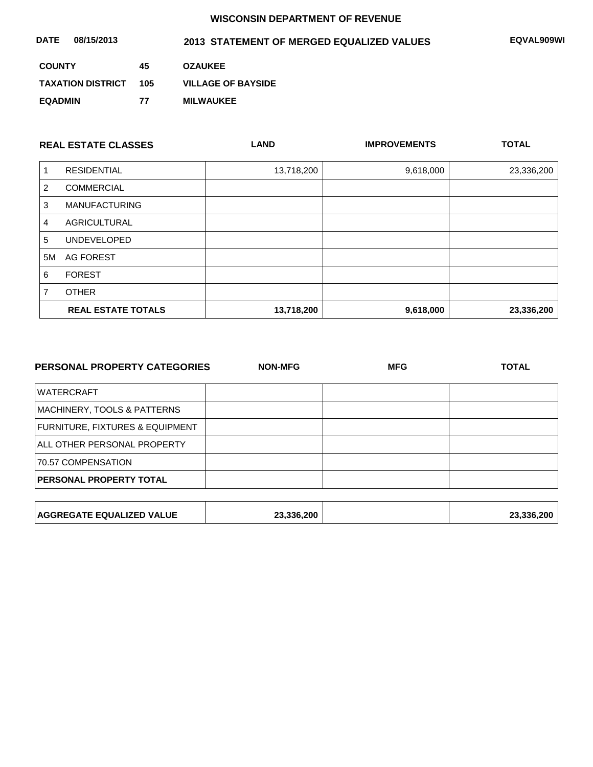**WISCONSIN DEPARTMENT OF REVENUE**

**DATE 08/15/2013** **2013 STATEMENT OF MERGED EQUALIZED VALUES** **EQVAL909WI**

**COUNTY 45 OZAUKEE**

**TAXATION DISTRICT 105 VILLAGE OF BAYSIDE**

**EQADMIN 77 MILWAUKEE**

| REAL ESTATE CLASSES | | LAND | IMPROVEMENTS | TOTAL |
|---|---|---|---|---|
| 1 | RESIDENTIAL | 13,718,200 | 9,618,000 | 23,336,200 |
| 2 | COMMERCIAL | | | |
| 3 | MANUFACTURING | | | |
| 4 | AGRICULTURAL | | | |
| 5 | UNDEVELOPED | | | |
| 5M | AG FOREST | | | |
| 6 | FOREST | | | |
| 7 | OTHER | | | |
| | **REAL ESTATE TOTALS** | **13,718,200** | **9,618,000** | **23,336,200** |

| PERSONAL PROPERTY CATEGORIES | NON-MFG | MFG | TOTAL |
|---|---|---|---|
| WATERCRAFT | | | |
| MACHINERY, TOOLS & PATTERNS | | | |
| FURNITURE, FIXTURES & EQUIPMENT | | | |
| ALL OTHER PERSONAL PROPERTY | | | |
| 70.57 COMPENSATION | | | |
| **PERSONAL PROPERTY TOTAL** | | | |
| **AGGREGATE EQUALIZED VALUE** | **23,336,200** | | **23,336,200** |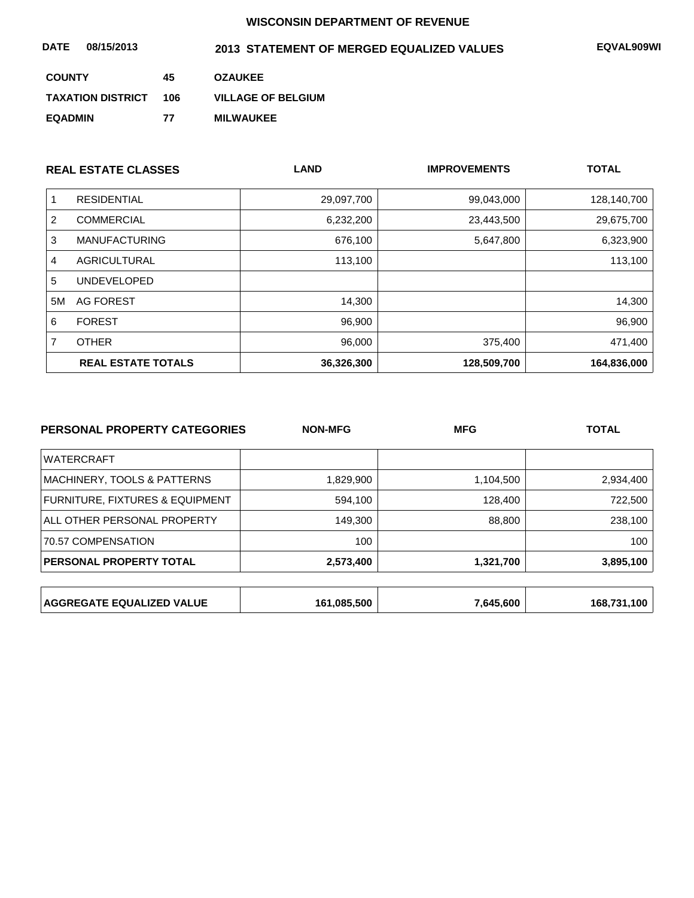**WISCONSIN DEPARTMENT OF REVENUE**

**DATE 08/15/2013** **2013 STATEMENT OF MERGED EQUALIZED VALUES** **EQVAL909WI**

**COUNTY** 45 **OZAUKEE**

**TAXATION DISTRICT** 106 **VILLAGE OF BELGIUM**

**EQADMIN** 77 **MILWAUKEE**

| REAL ESTATE CLASSES | | LAND | IMPROVEMENTS | TOTAL |
|---|---|---|---|---|
| 1 | RESIDENTIAL | 29,097,700 | 99,043,000 | 128,140,700 |
| 2 | COMMERCIAL | 6,232,200 | 23,443,500 | 29,675,700 |
| 3 | MANUFACTURING | 676,100 | 5,647,800 | 6,323,900 |
| 4 | AGRICULTURAL | 113,100 | | 113,100 |
| 5 | UNDEVELOPED | | | |
| 5M | AG FOREST | 14,300 | | 14,300 |
| 6 | FOREST | 96,900 | | 96,900 |
| 7 | OTHER | 96,000 | 375,400 | 471,400 |
| | **REAL ESTATE TOTALS** | **36,326,300** | **128,509,700** | **164,836,000** |

| PERSONAL PROPERTY CATEGORIES | NON-MFG | MFG | TOTAL |
|---|---|---|---|
| WATERCRAFT | | | |
| MACHINERY, TOOLS & PATTERNS | 1,829,900 | 1,104,500 | 2,934,400 |
| FURNITURE, FIXTURES & EQUIPMENT | 594,100 | 128,400 | 722,500 |
| ALL OTHER PERSONAL PROPERTY | 149,300 | 88,800 | 238,100 |
| 70.57 COMPENSATION | 100 | | 100 |
| **PERSONAL PROPERTY TOTAL** | **2,573,400** | **1,321,700** | **3,895,100** |

| **AGGREGATE EQUALIZED VALUE** | **161,085,500** | **7,645,600** | **168,731,100** |
|---|---|---|---|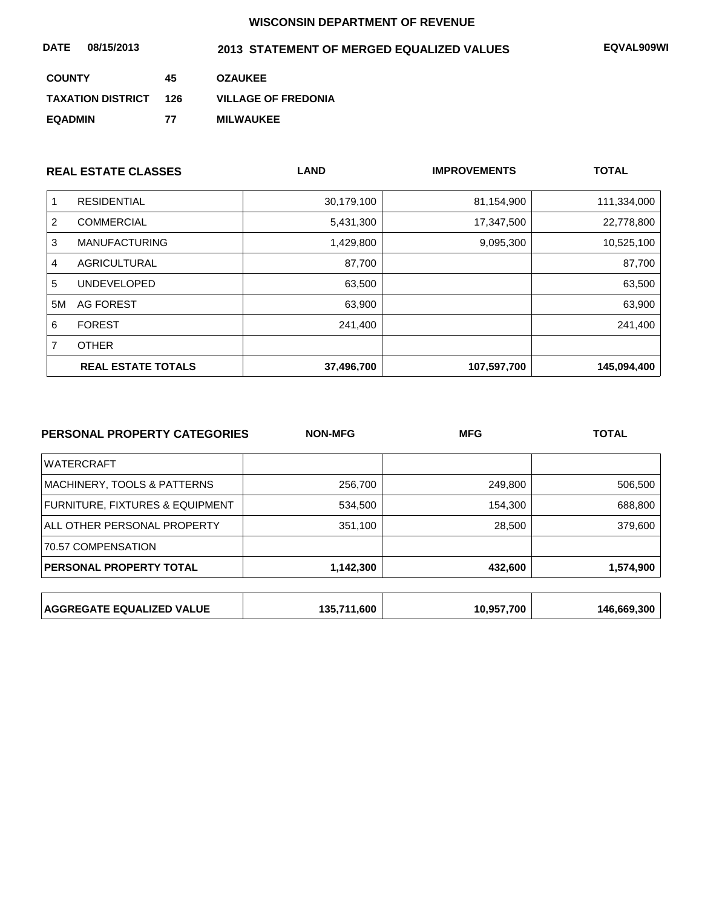# WISCONSIN DEPARTMENT OF REVENUE

**DATE 08/15/2013** **2013 STATEMENT OF MERGED EQUALIZED VALUES** **EQVAL909WI**

| | | |
|---|---|---|
| **COUNTY** | **45** | **OZAUKEE** |
| **TAXATION DISTRICT** | **126** | **VILLAGE OF FREDONIA** |
| **EQADMIN** | **77** | **MILWAUKEE** |

| | **REAL ESTATE CLASSES** | **LAND** | **IMPROVEMENTS** | **TOTAL** |
|---|---|---|---|---|
| 1 | RESIDENTIAL | 30,179,100 | 81,154,900 | 111,334,000 |
| 2 | COMMERCIAL | 5,431,300 | 17,347,500 | 22,778,800 |
| 3 | MANUFACTURING | 1,429,800 | 9,095,300 | 10,525,100 |
| 4 | AGRICULTURAL | 87,700 | | 87,700 |
| 5 | UNDEVELOPED | 63,500 | | 63,500 |
| 5M | AG FOREST | 63,900 | | 63,900 |
| 6 | FOREST | 241,400 | | 241,400 |
| 7 | OTHER | | | |
| | **REAL ESTATE TOTALS** | **37,496,700** | **107,597,700** | **145,094,400** |

| **PERSONAL PROPERTY CATEGORIES** | **NON-MFG** | **MFG** | **TOTAL** |
|---|---|---|---|
| WATERCRAFT | | | |
| MACHINERY, TOOLS & PATTERNS | 256,700 | 249,800 | 506,500 |
| FURNITURE, FIXTURES & EQUIPMENT | 534,500 | 154,300 | 688,800 |
| ALL OTHER PERSONAL PROPERTY | 351,100 | 28,500 | 379,600 |
| 70.57 COMPENSATION | | | |
| **PERSONAL PROPERTY TOTAL** | **1,142,300** | **432,600** | **1,574,900** |

| | | | |
|---|---|---|---|
| **AGGREGATE EQUALIZED VALUE** | **135,711,600** | **10,957,700** | **146,669,300** |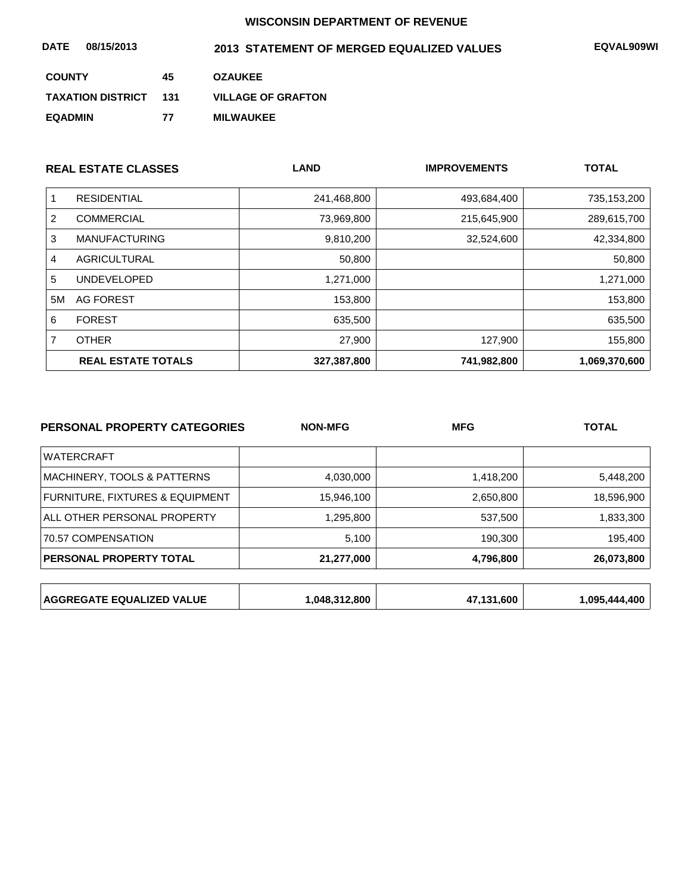# WISCONSIN DEPARTMENT OF REVENUE

**DATE** 08/15/2013 **2013 STATEMENT OF MERGED EQUALIZED VALUES** EQVAL909WI

| | | |
|---|---|---|
| **COUNTY** | 45 | OZAUKEE |
| **TAXATION DISTRICT** | 131 | VILLAGE OF GRAFTON |
| **EQADMIN** | 77 | MILWAUKEE |

| | REAL ESTATE CLASSES | LAND | IMPROVEMENTS | TOTAL |
|---|---|---|---|---|
| 1 | RESIDENTIAL | 241,468,800 | 493,684,400 | 735,153,200 |
| 2 | COMMERCIAL | 73,969,800 | 215,645,900 | 289,615,700 |
| 3 | MANUFACTURING | 9,810,200 | 32,524,600 | 42,334,800 |
| 4 | AGRICULTURAL | 50,800 | | 50,800 |
| 5 | UNDEVELOPED | 1,271,000 | | 1,271,000 |
| 5M | AG FOREST | 153,800 | | 153,800 |
| 6 | FOREST | 635,500 | | 635,500 |
| 7 | OTHER | 27,900 | 127,900 | 155,800 |
| | **REAL ESTATE TOTALS** | **327,387,800** | **741,982,800** | **1,069,370,600** |

| PERSONAL PROPERTY CATEGORIES | NON-MFG | MFG | TOTAL |
|---|---|---|---|
| WATERCRAFT | | | |
| MACHINERY, TOOLS & PATTERNS | 4,030,000 | 1,418,200 | 5,448,200 |
| FURNITURE, FIXTURES & EQUIPMENT | 15,946,100 | 2,650,800 | 18,596,900 |
| ALL OTHER PERSONAL PROPERTY | 1,295,800 | 537,500 | 1,833,300 |
| 70.57 COMPENSATION | 5,100 | 190,300 | 195,400 |
| **PERSONAL PROPERTY TOTAL** | **21,277,000** | **4,796,800** | **26,073,800** |

| | | | |
|---|---|---|---|
| **AGGREGATE EQUALIZED VALUE** | **1,048,312,800** | **47,131,600** | **1,095,444,400** |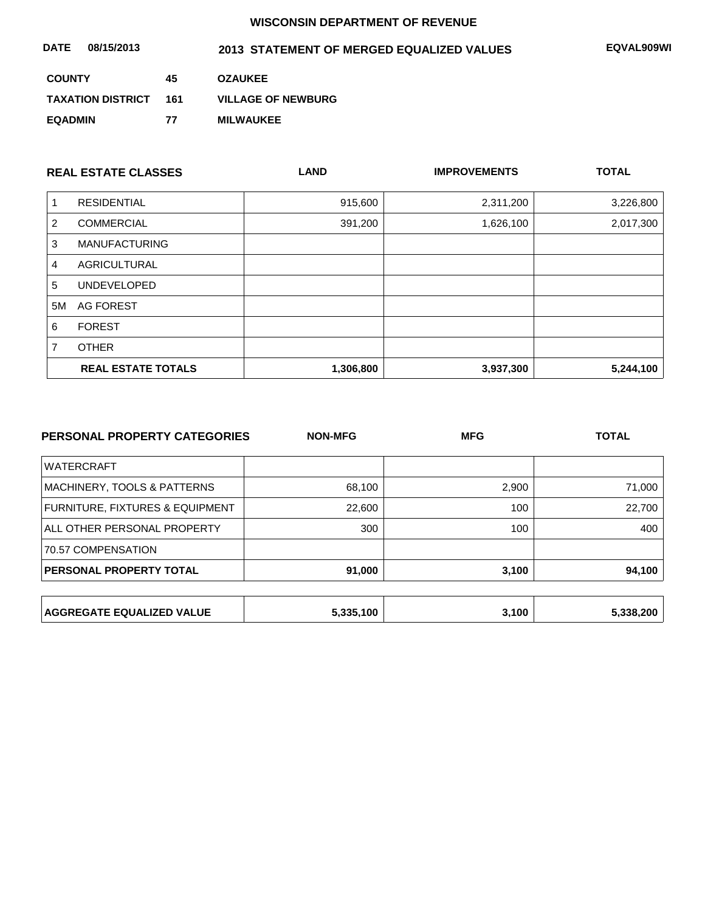# WISCONSIN DEPARTMENT OF REVENUE

**DATE 08/15/2013** | **2013 STATEMENT OF MERGED EQUALIZED VALUES** | **EQVAL909WI**

**COUNTY** 45 **OZAUKEE**

**TAXATION DISTRICT** 161 **VILLAGE OF NEWBURG**

**EQADMIN** 77 **MILWAUKEE**

| | REAL ESTATE CLASSES | LAND | IMPROVEMENTS | TOTAL |
|---|---|---|---|---|
| 1 | RESIDENTIAL | 915,600 | 2,311,200 | 3,226,800 |
| 2 | COMMERCIAL | 391,200 | 1,626,100 | 2,017,300 |
| 3 | MANUFACTURING | | | |
| 4 | AGRICULTURAL | | | |
| 5 | UNDEVELOPED | | | |
| 5M | AG FOREST | | | |
| 6 | FOREST | | | |
| 7 | OTHER | | | |
| | **REAL ESTATE TOTALS** | **1,306,800** | **3,937,300** | **5,244,100** |

| PERSONAL PROPERTY CATEGORIES | NON-MFG | MFG | TOTAL |
|---|---|---|---|
| WATERCRAFT | | | |
| MACHINERY, TOOLS & PATTERNS | 68,100 | 2,900 | 71,000 |
| FURNITURE, FIXTURES & EQUIPMENT | 22,600 | 100 | 22,700 |
| ALL OTHER PERSONAL PROPERTY | 300 | 100 | 400 |
| 70.57 COMPENSATION | | | |
| **PERSONAL PROPERTY TOTAL** | **91,000** | **3,100** | **94,100** |

| | | | |
|---|---|---|---|
| **AGGREGATE EQUALIZED VALUE** | **5,335,100** | **3,100** | **5,338,200** |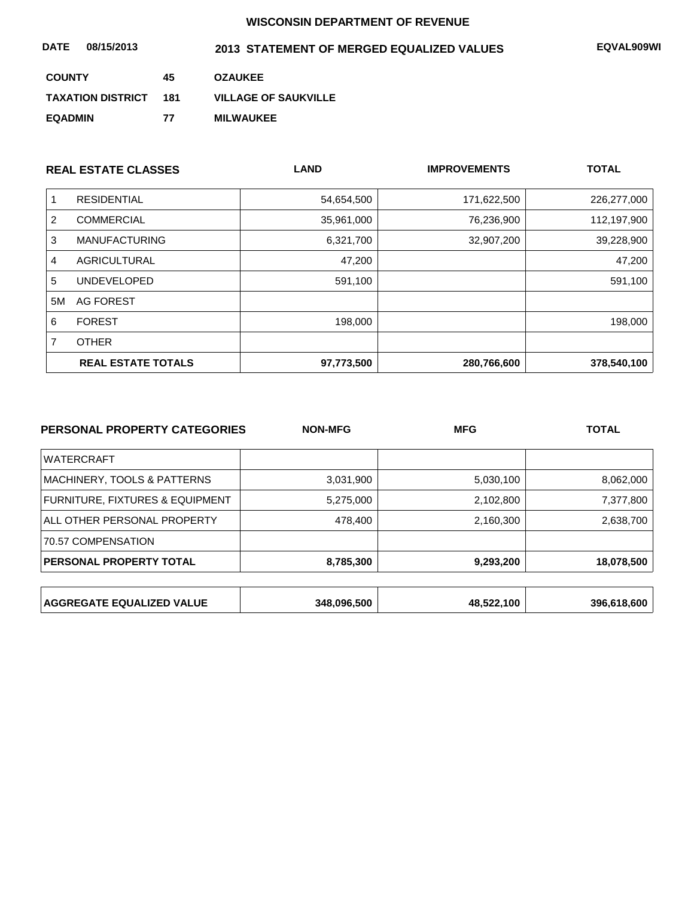**WISCONSIN DEPARTMENT OF REVENUE**

**DATE 08/15/2013** **2013 STATEMENT OF MERGED EQUALIZED VALUES** **EQVAL909WI**

| | | |
|---|---|---|
| **COUNTY** | **45** | **OZAUKEE** |
| **TAXATION DISTRICT** | **181** | **VILLAGE OF SAUKVILLE** |
| **EQADMIN** | **77** | **MILWAUKEE** |

| | **REAL ESTATE CLASSES** | **LAND** | **IMPROVEMENTS** | **TOTAL** |
|---|---|---|---|---|
| 1 | RESIDENTIAL | 54,654,500 | 171,622,500 | 226,277,000 |
| 2 | COMMERCIAL | 35,961,000 | 76,236,900 | 112,197,900 |
| 3 | MANUFACTURING | 6,321,700 | 32,907,200 | 39,228,900 |
| 4 | AGRICULTURAL | 47,200 | | 47,200 |
| 5 | UNDEVELOPED | 591,100 | | 591,100 |
| 5M | AG FOREST | | | |
| 6 | FOREST | 198,000 | | 198,000 |
| 7 | OTHER | | | |
| | **REAL ESTATE TOTALS** | **97,773,500** | **280,766,600** | **378,540,100** |

| **PERSONAL PROPERTY CATEGORIES** | **NON-MFG** | **MFG** | **TOTAL** |
|---|---|---|---|
| WATERCRAFT | | | |
| MACHINERY, TOOLS & PATTERNS | 3,031,900 | 5,030,100 | 8,062,000 |
| FURNITURE, FIXTURES & EQUIPMENT | 5,275,000 | 2,102,800 | 7,377,800 |
| ALL OTHER PERSONAL PROPERTY | 478,400 | 2,160,300 | 2,638,700 |
| 70.57 COMPENSATION | | | |
| **PERSONAL PROPERTY TOTAL** | **8,785,300** | **9,293,200** | **18,078,500** |

| | | | |
|---|---|---|---|
| **AGGREGATE EQUALIZED VALUE** | **348,096,500** | **48,522,100** | **396,618,600** |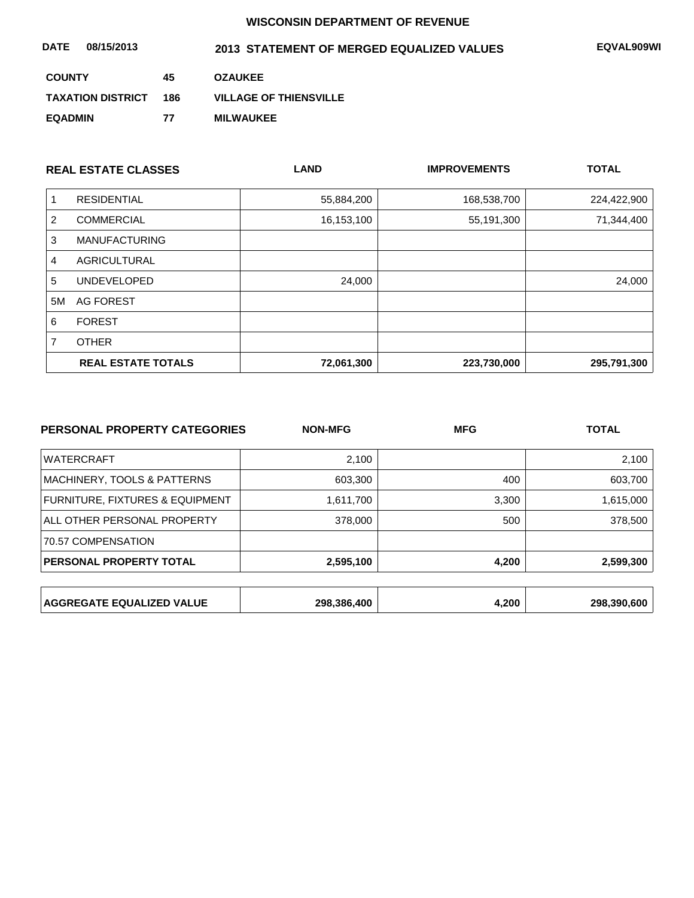WISCONSIN DEPARTMENT OF REVENUE

**DATE** 08/15/2013 **2013 STATEMENT OF MERGED EQUALIZED VALUES** EQVAL909WI

| | | |
|---|---|---|
| **COUNTY** | 45 | OZAUKEE |
| **TAXATION DISTRICT** | 186 | VILLAGE OF THIENSVILLE |
| **EQADMIN** | 77 | MILWAUKEE |

| | REAL ESTATE CLASSES | LAND | IMPROVEMENTS | TOTAL |
|---|---|---|---|---|
| 1 | RESIDENTIAL | 55,884,200 | 168,538,700 | 224,422,900 |
| 2 | COMMERCIAL | 16,153,100 | 55,191,300 | 71,344,400 |
| 3 | MANUFACTURING | | | |
| 4 | AGRICULTURAL | | | |
| 5 | UNDEVELOPED | 24,000 | | 24,000 |
| 5M | AG FOREST | | | |
| 6 | FOREST | | | |
| 7 | OTHER | | | |
| | **REAL ESTATE TOTALS** | **72,061,300** | **223,730,000** | **295,791,300** |

| PERSONAL PROPERTY CATEGORIES | NON-MFG | MFG | TOTAL |
|---|---|---|---|
| WATERCRAFT | 2,100 | | 2,100 |
| MACHINERY, TOOLS & PATTERNS | 603,300 | 400 | 603,700 |
| FURNITURE, FIXTURES & EQUIPMENT | 1,611,700 | 3,300 | 1,615,000 |
| ALL OTHER PERSONAL PROPERTY | 378,000 | 500 | 378,500 |
| 70.57 COMPENSATION | | | |
| **PERSONAL PROPERTY TOTAL** | **2,595,100** | **4,200** | **2,599,300** |

| | | | |
|---|---|---|---|
| **AGGREGATE EQUALIZED VALUE** | **298,386,400** | **4,200** | **298,390,600** |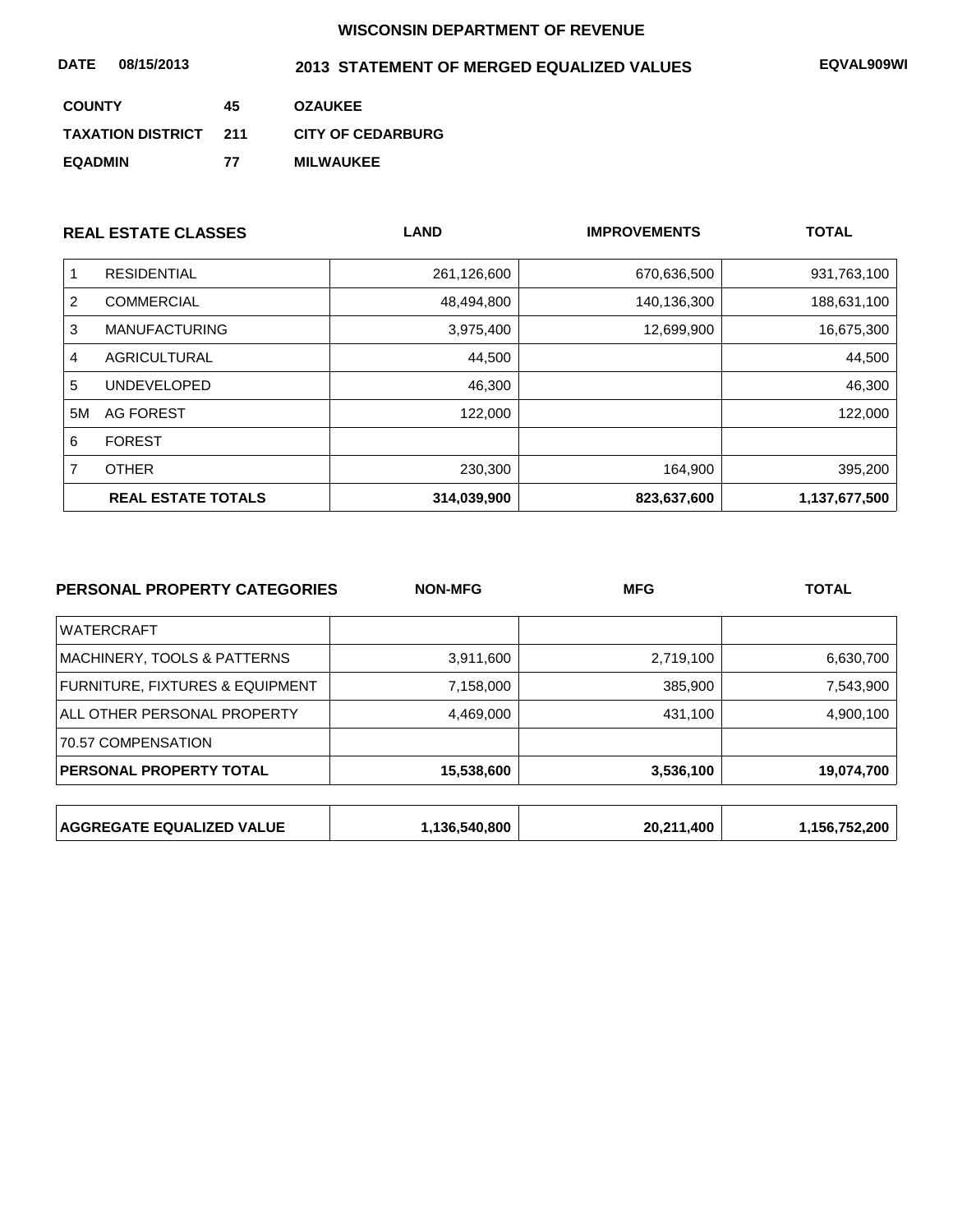**WISCONSIN DEPARTMENT OF REVENUE**

**DATE 08/15/2013** **2013 STATEMENT OF MERGED EQUALIZED VALUES** **EQVAL909WI**

| | | |
|---|---|---|
| **COUNTY** | **45** | **OZAUKEE** |
| **TAXATION DISTRICT** | **211** | **CITY OF CEDARBURG** |
| **EQADMIN** | **77** | **MILWAUKEE** |

| | REAL ESTATE CLASSES | LAND | IMPROVEMENTS | TOTAL |
|---|---|---|---|---|
| 1 | RESIDENTIAL | 261,126,600 | 670,636,500 | 931,763,100 |
| 2 | COMMERCIAL | 48,494,800 | 140,136,300 | 188,631,100 |
| 3 | MANUFACTURING | 3,975,400 | 12,699,900 | 16,675,300 |
| 4 | AGRICULTURAL | 44,500 | | 44,500 |
| 5 | UNDEVELOPED | 46,300 | | 46,300 |
| 5M | AG FOREST | 122,000 | | 122,000 |
| 6 | FOREST | | | |
| 7 | OTHER | 230,300 | 164,900 | 395,200 |
| | **REAL ESTATE TOTALS** | **314,039,900** | **823,637,600** | **1,137,677,500** |

| PERSONAL PROPERTY CATEGORIES | NON-MFG | MFG | TOTAL |
|---|---|---|---|
| WATERCRAFT | | | |
| MACHINERY, TOOLS & PATTERNS | 3,911,600 | 2,719,100 | 6,630,700 |
| FURNITURE, FIXTURES & EQUIPMENT | 7,158,000 | 385,900 | 7,543,900 |
| ALL OTHER PERSONAL PROPERTY | 4,469,000 | 431,100 | 4,900,100 |
| 70.57 COMPENSATION | | | |
| **PERSONAL PROPERTY TOTAL** | **15,538,600** | **3,536,100** | **19,074,700** |

| | | | |
|---|---|---|---|
| **AGGREGATE EQUALIZED VALUE** | **1,136,540,800** | **20,211,400** | **1,156,752,200** |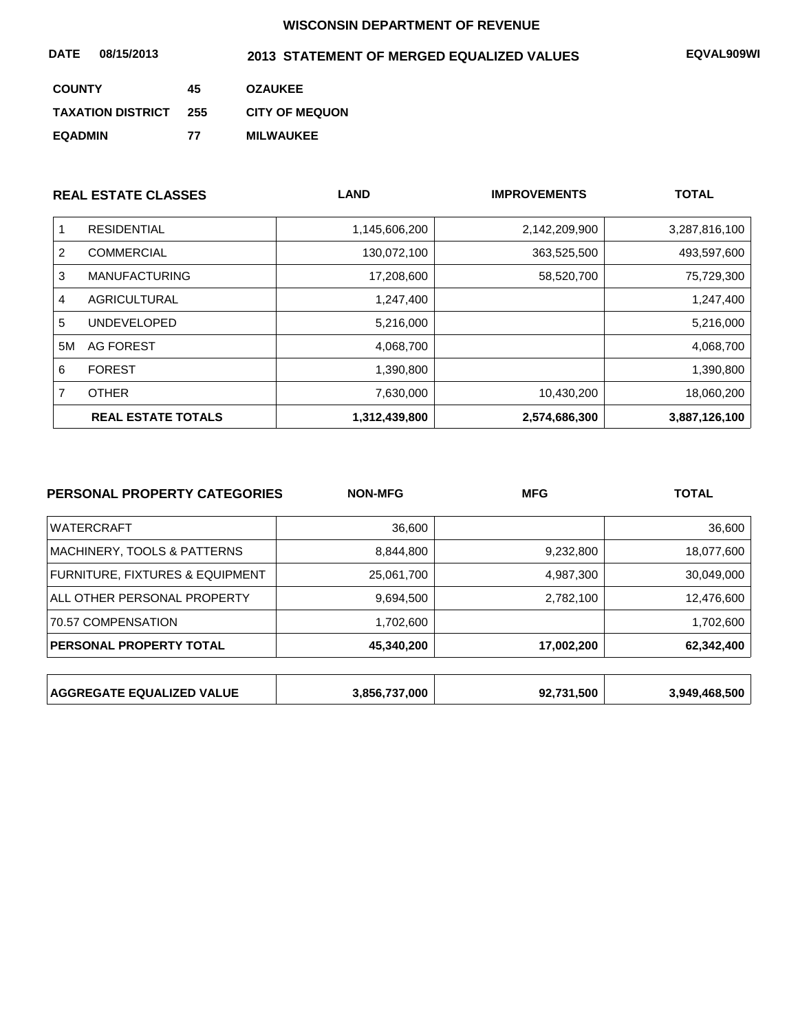**WISCONSIN DEPARTMENT OF REVENUE**

**DATE 08/15/2013** **2013 STATEMENT OF MERGED EQUALIZED VALUES** **EQVAL909WI**

| | | |
|---|---|---|
| **COUNTY** | **45** | **OZAUKEE** |
| **TAXATION DISTRICT** | **255** | **CITY OF MEQUON** |
| **EQADMIN** | **77** | **MILWAUKEE** |

| | **REAL ESTATE CLASSES** | **LAND** | **IMPROVEMENTS** | **TOTAL** |
|---|---|---|---|---|
| 1 | RESIDENTIAL | 1,145,606,200 | 2,142,209,900 | 3,287,816,100 |
| 2 | COMMERCIAL | 130,072,100 | 363,525,500 | 493,597,600 |
| 3 | MANUFACTURING | 17,208,600 | 58,520,700 | 75,729,300 |
| 4 | AGRICULTURAL | 1,247,400 | | 1,247,400 |
| 5 | UNDEVELOPED | 5,216,000 | | 5,216,000 |
| 5M | AG FOREST | 4,068,700 | | 4,068,700 |
| 6 | FOREST | 1,390,800 | | 1,390,800 |
| 7 | OTHER | 7,630,000 | 10,430,200 | 18,060,200 |
| | **REAL ESTATE TOTALS** | **1,312,439,800** | **2,574,686,300** | **3,887,126,100** |

| **PERSONAL PROPERTY CATEGORIES** | **NON-MFG** | **MFG** | **TOTAL** |
|---|---|---|---|
| WATERCRAFT | 36,600 | | 36,600 |
| MACHINERY, TOOLS & PATTERNS | 8,844,800 | 9,232,800 | 18,077,600 |
| FURNITURE, FIXTURES & EQUIPMENT | 25,061,700 | 4,987,300 | 30,049,000 |
| ALL OTHER PERSONAL PROPERTY | 9,694,500 | 2,782,100 | 12,476,600 |
| 70.57 COMPENSATION | 1,702,600 | | 1,702,600 |
| **PERSONAL PROPERTY TOTAL** | **45,340,200** | **17,002,200** | **62,342,400** |

| | | | |
|---|---|---|---|
| **AGGREGATE EQUALIZED VALUE** | **3,856,737,000** | **92,731,500** | **3,949,468,500** |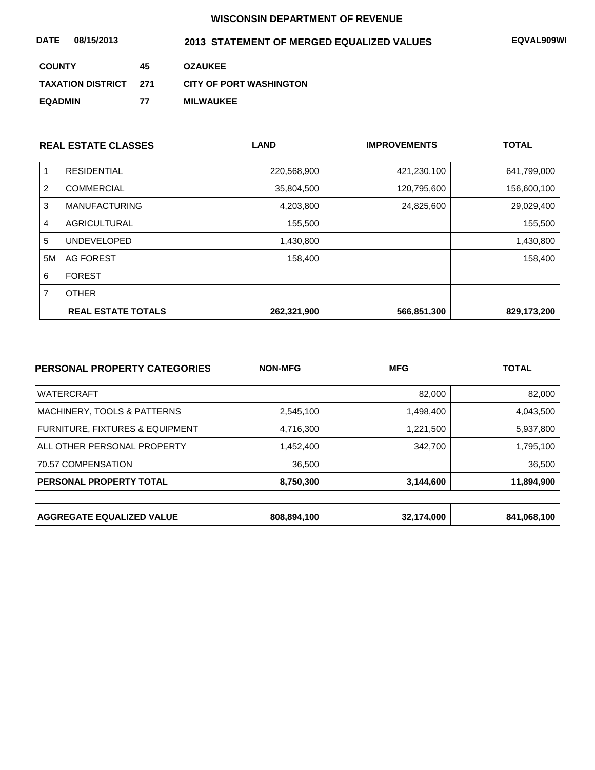# WISCONSIN DEPARTMENT OF REVENUE

**DATE** 08/15/2013 **2013 STATEMENT OF MERGED EQUALIZED VALUES** EQVAL909WI

**COUNTY** 45 **OZAUKEE**

**TAXATION DISTRICT** 271 **CITY OF PORT WASHINGTON**

**EQADMIN** 77 **MILWAUKEE**

| | REAL ESTATE CLASSES | LAND | IMPROVEMENTS | TOTAL |
|---|---|---|---|---|
| 1 | RESIDENTIAL | 220,568,900 | 421,230,100 | 641,799,000 |
| 2 | COMMERCIAL | 35,804,500 | 120,795,600 | 156,600,100 |
| 3 | MANUFACTURING | 4,203,800 | 24,825,600 | 29,029,400 |
| 4 | AGRICULTURAL | 155,500 | | 155,500 |
| 5 | UNDEVELOPED | 1,430,800 | | 1,430,800 |
| 5M | AG FOREST | 158,400 | | 158,400 |
| 6 | FOREST | | | |
| 7 | OTHER | | | |
| | **REAL ESTATE TOTALS** | **262,321,900** | **566,851,300** | **829,173,200** |

| PERSONAL PROPERTY CATEGORIES | NON-MFG | MFG | TOTAL |
|---|---|---|---|
| WATERCRAFT | | 82,000 | 82,000 |
| MACHINERY, TOOLS & PATTERNS | 2,545,100 | 1,498,400 | 4,043,500 |
| FURNITURE, FIXTURES & EQUIPMENT | 4,716,300 | 1,221,500 | 5,937,800 |
| ALL OTHER PERSONAL PROPERTY | 1,452,400 | 342,700 | 1,795,100 |
| 70.57 COMPENSATION | 36,500 | | 36,500 |
| **PERSONAL PROPERTY TOTAL** | **8,750,300** | **3,144,600** | **11,894,900** |

| | | | |
|---|---|---|---|
| **AGGREGATE EQUALIZED VALUE** | **808,894,100** | **32,174,000** | **841,068,100** |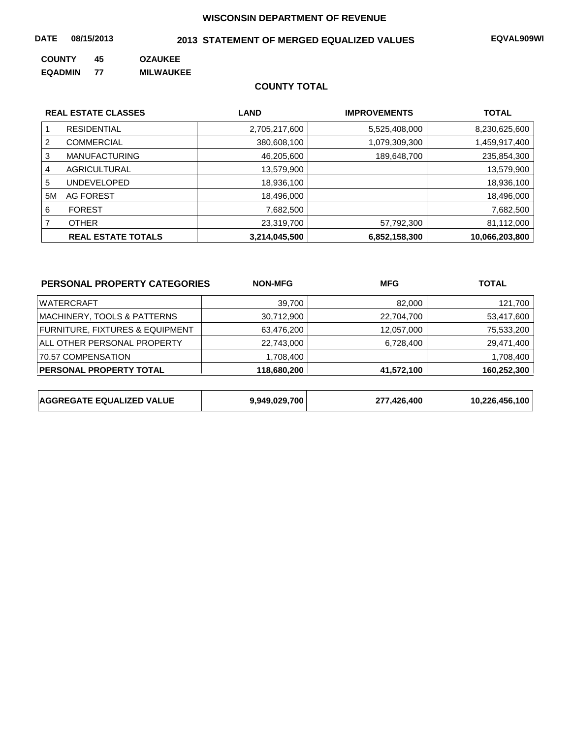WISCONSIN DEPARTMENT OF REVENUE

**DATE** 08/15/2013 **2013 STATEMENT OF MERGED EQUALIZED VALUES** EQVAL909WI

**COUNTY** 45 **OZAUKEE**

**EQADMIN** 77 **MILWAUKEE**

## COUNTY TOTAL

| | REAL ESTATE CLASSES | LAND | IMPROVEMENTS | TOTAL |
|---|---|---|---|---|
| 1 | RESIDENTIAL | 2,705,217,600 | 5,525,408,000 | 8,230,625,600 |
| 2 | COMMERCIAL | 380,608,100 | 1,079,309,300 | 1,459,917,400 |
| 3 | MANUFACTURING | 46,205,600 | 189,648,700 | 235,854,300 |
| 4 | AGRICULTURAL | 13,579,900 | | 13,579,900 |
| 5 | UNDEVELOPED | 18,936,100 | | 18,936,100 |
| 5M | AG FOREST | 18,496,000 | | 18,496,000 |
| 6 | FOREST | 7,682,500 | | 7,682,500 |
| 7 | OTHER | 23,319,700 | 57,792,300 | 81,112,000 |
| | **REAL ESTATE TOTALS** | **3,214,045,500** | **6,852,158,300** | **10,066,203,800** |

| PERSONAL PROPERTY CATEGORIES | NON-MFG | MFG | TOTAL |
|---|---|---|---|
| WATERCRAFT | 39,700 | 82,000 | 121,700 |
| MACHINERY, TOOLS & PATTERNS | 30,712,900 | 22,704,700 | 53,417,600 |
| FURNITURE, FIXTURES & EQUIPMENT | 63,476,200 | 12,057,000 | 75,533,200 |
| ALL OTHER PERSONAL PROPERTY | 22,743,000 | 6,728,400 | 29,471,400 |
| 70.57 COMPENSATION | 1,708,400 | | 1,708,400 |
| **PERSONAL PROPERTY TOTAL** | **118,680,200** | **41,572,100** | **160,252,300** |

| | | | |
|---|---|---|---|
| **AGGREGATE EQUALIZED VALUE** | **9,949,029,700** | **277,426,400** | **10,226,456,100** |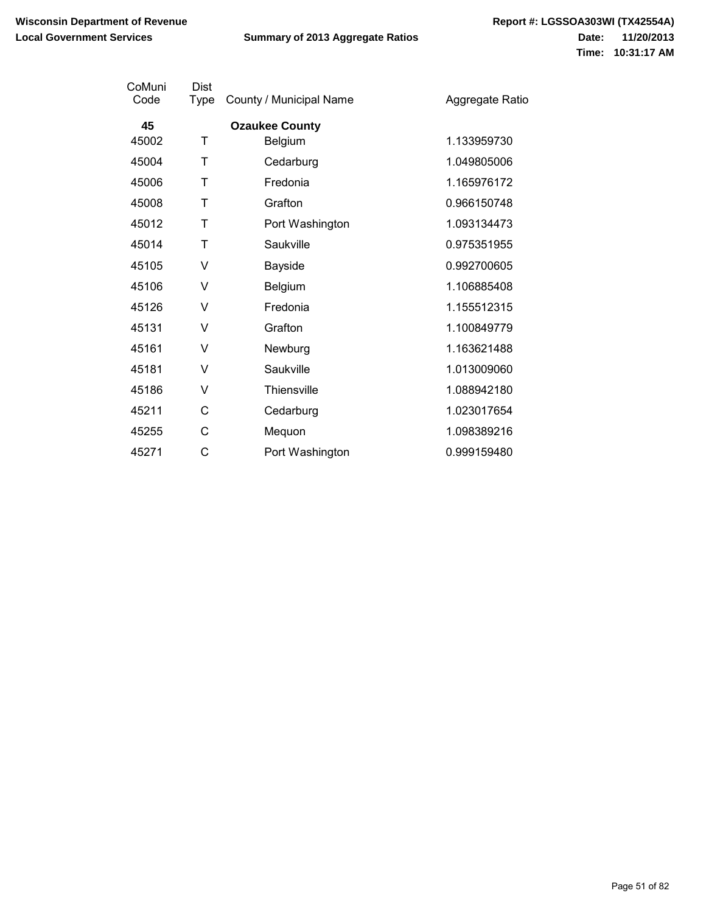**Wisconsin Department of Revenue**
**Local Government Services**

**Summary of 2013 Aggregate Ratios**

**Report #: LGSSOA303WI (TX42554A)**
**Date: 11/20/2013**
**Time: 10:31:17 AM**

| CoMuni Code | Dist Type | County / Municipal Name | Aggregate Ratio |
|---|---|---|---|
| **45** | | **Ozaukee County** | |
| 45002 | T | Belgium | 1.133959730 |
| 45004 | T | Cedarburg | 1.049805006 |
| 45006 | T | Fredonia | 1.165976172 |
| 45008 | T | Grafton | 0.966150748 |
| 45012 | T | Port Washington | 1.093134473 |
| 45014 | T | Saukville | 0.975351955 |
| 45105 | V | Bayside | 0.992700605 |
| 45106 | V | Belgium | 1.106885408 |
| 45126 | V | Fredonia | 1.155512315 |
| 45131 | V | Grafton | 1.100849779 |
| 45161 | V | Newburg | 1.163621488 |
| 45181 | V | Saukville | 1.013009060 |
| 45186 | V | Thiensville | 1.088942180 |
| 45211 | C | Cedarburg | 1.023017654 |
| 45255 | C | Mequon | 1.098389216 |
| 45271 | C | Port Washington | 0.999159480 |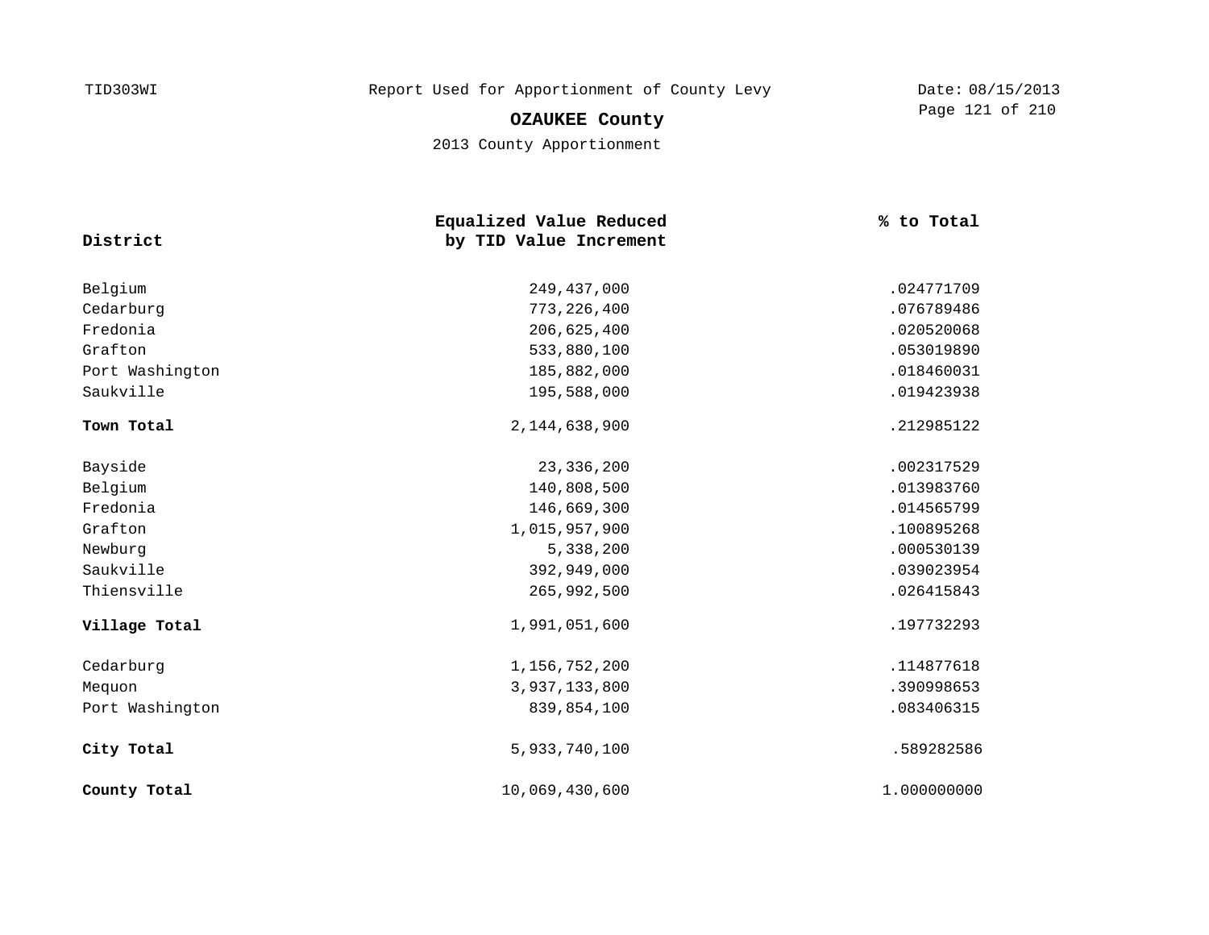TID303WI

Report Used for Apportionment of County Levy

Date: 08/15/2013

# OZAUKEE County

2013 County Apportionment

| District | Equalized Value Reduced by TID Value Increment | % to Total |
|---|---|---|
| Belgium | 249,437,000 | .024771709 |
| Cedarburg | 773,226,400 | .076789486 |
| Fredonia | 206,625,400 | .020520068 |
| Grafton | 533,880,100 | .053019890 |
| Port Washington | 185,882,000 | .018460031 |
| Saukville | 195,588,000 | .019423938 |
| **Town Total** | 2,144,638,900 | .212985122 |
| Bayside | 23,336,200 | .002317529 |
| Belgium | 140,808,500 | .013983760 |
| Fredonia | 146,669,300 | .014565799 |
| Grafton | 1,015,957,900 | .100895268 |
| Newburg | 5,338,200 | .000530139 |
| Saukville | 392,949,000 | .039023954 |
| Thiensville | 265,992,500 | .026415843 |
| **Village Total** | 1,991,051,600 | .197732293 |
| Cedarburg | 1,156,752,200 | .114877618 |
| Mequon | 3,937,133,800 | .390998653 |
| Port Washington | 839,854,100 | .083406315 |
| **City Total** | 5,933,740,100 | .589282586 |
| **County Total** | 10,069,430,600 | 1.000000000 |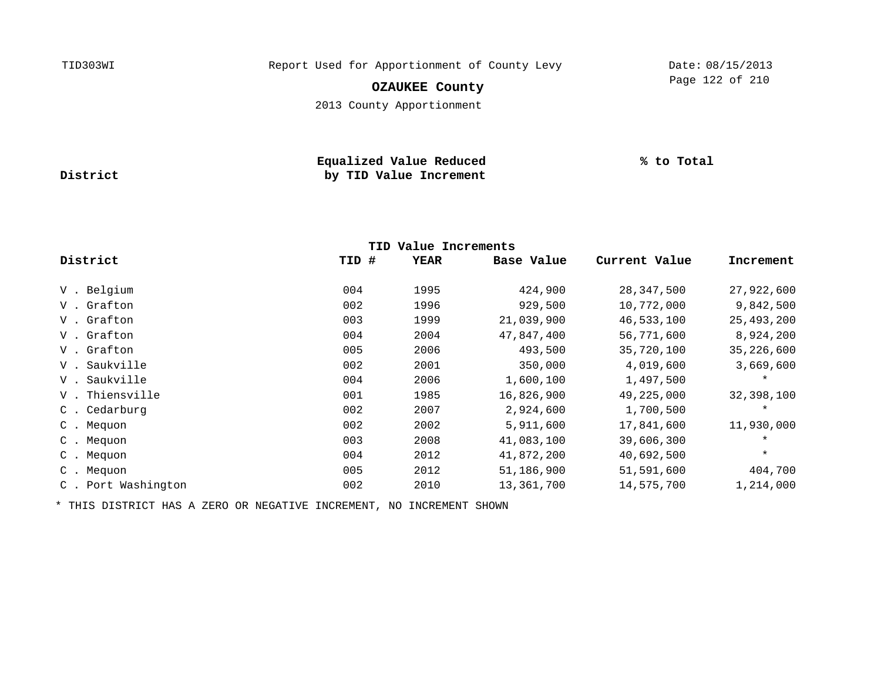Report Used for Apportionment of County Levy

**OZAUKEE County**

2013 County Apportionment

| District | Equalized Value Reduced by TID Value Increment | % to Total |
| --- | --- | --- |

**TID Value Increments**

| District | TID # | YEAR | Base Value | Current Value | Increment |
| --- | --- | --- | --- | --- | --- |
| V . Belgium | 004 | 1995 | 424,900 | 28,347,500 | 27,922,600 |
| V . Grafton | 002 | 1996 | 929,500 | 10,772,000 | 9,842,500 |
| V . Grafton | 003 | 1999 | 21,039,900 | 46,533,100 | 25,493,200 |
| V . Grafton | 004 | 2004 | 47,847,400 | 56,771,600 | 8,924,200 |
| V . Grafton | 005 | 2006 | 493,500 | 35,720,100 | 35,226,600 |
| V . Saukville | 002 | 2001 | 350,000 | 4,019,600 | 3,669,600 |
| V . Saukville | 004 | 2006 | 1,600,100 | 1,497,500 | * |
| V . Thiensville | 001 | 1985 | 16,826,900 | 49,225,000 | 32,398,100 |
| C . Cedarburg | 002 | 2007 | 2,924,600 | 1,700,500 | * |
| C . Mequon | 002 | 2002 | 5,911,600 | 17,841,600 | 11,930,000 |
| C . Mequon | 003 | 2008 | 41,083,100 | 39,606,300 | * |
| C . Mequon | 004 | 2012 | 41,872,200 | 40,692,500 | * |
| C . Mequon | 005 | 2012 | 51,186,900 | 51,591,600 | 404,700 |
| C . Port Washington | 002 | 2010 | 13,361,700 | 14,575,700 | 1,214,000 |

* THIS DISTRICT HAS A ZERO OR NEGATIVE INCREMENT, NO INCREMENT SHOWN